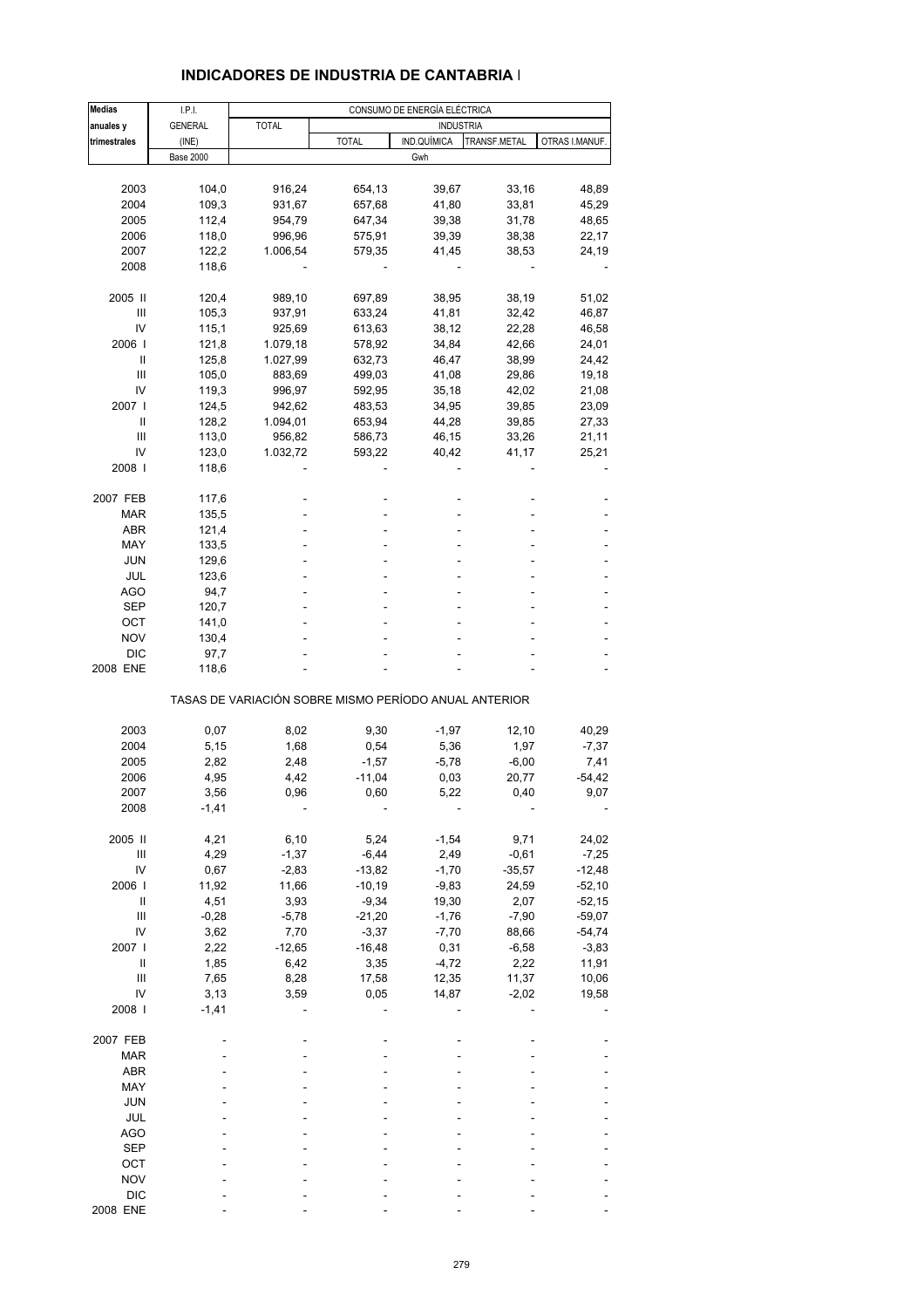## INDICADORES DE INDUSTRIA DE CANTABRIA I

| Medias anuales y trimestrales | I.P.I. GENERAL (INE) Base 2000 | CONSUMO DE ENERGÍA ELÉCTRICA TOTAL | INDUSTRIA TOTAL | IND.QUÍMICA | TRANSF.METAL | OTRAS I.MANUF. |
|---|---|---|---|---|---|---|
| | | Gwh | | | | |
| 2003 | 104,0 | 916,24 | 654,13 | 39,67 | 33,16 | 48,89 |
| 2004 | 109,3 | 931,67 | 657,68 | 41,80 | 33,81 | 45,29 |
| 2005 | 112,4 | 954,79 | 647,34 | 39,38 | 31,78 | 48,65 |
| 2006 | 118,0 | 996,96 | 575,91 | 39,39 | 38,38 | 22,17 |
| 2007 | 122,2 | 1.006,54 | 579,35 | 41,45 | 38,53 | 24,19 |
| 2008 | 118,6 | - | - | - | - | - |
| 2005 II | 120,4 | 989,10 | 697,89 | 38,95 | 38,19 | 51,02 |
| III | 105,3 | 937,91 | 633,24 | 41,81 | 32,42 | 46,87 |
| IV | 115,1 | 925,69 | 613,63 | 38,12 | 22,28 | 46,58 |
| 2006 I | 121,8 | 1.079,18 | 578,92 | 34,84 | 42,66 | 24,01 |
| II | 125,8 | 1.027,99 | 632,73 | 46,47 | 38,99 | 24,42 |
| III | 105,0 | 883,69 | 499,03 | 41,08 | 29,86 | 19,18 |
| IV | 119,3 | 996,97 | 592,95 | 35,18 | 42,02 | 21,08 |
| 2007 I | 124,5 | 942,62 | 483,53 | 34,95 | 39,85 | 23,09 |
| II | 128,2 | 1.094,01 | 653,94 | 44,28 | 39,85 | 27,33 |
| III | 113,0 | 956,82 | 586,73 | 46,15 | 33,26 | 21,11 |
| IV | 123,0 | 1.032,72 | 593,22 | 40,42 | 41,17 | 25,21 |
| 2008 I | 118,6 | - | - | - | - | - |
| 2007 FEB | 117,6 | - | - | - | - | - |
| MAR | 135,5 | - | - | - | - | - |
| ABR | 121,4 | - | - | - | - | - |
| MAY | 133,5 | - | - | - | - | - |
| JUN | 129,6 | - | - | - | - | - |
| JUL | 123,6 | - | - | - | - | - |
| AGO | 94,7 | - | - | - | - | - |
| SEP | 120,7 | - | - | - | - | - |
| OCT | 141,0 | - | - | - | - | - |
| NOV | 130,4 | - | - | - | - | - |
| DIC | 97,7 | - | - | - | - | - |
| 2008 ENE | 118,6 | - | - | - | - | - |

TASAS DE VARIACIÓN SOBRE MISMO PERÍODO ANUAL ANTERIOR

| | | | | | | |
|---|---|---|---|---|---|---|
| 2003 | 0,07 | 8,02 | 9,30 | -1,97 | 12,10 | 40,29 |
| 2004 | 5,15 | 1,68 | 0,54 | 5,36 | 1,97 | -7,37 |
| 2005 | 2,82 | 2,48 | -1,57 | -5,78 | -6,00 | 7,41 |
| 2006 | 4,95 | 4,42 | -11,04 | 0,03 | 20,77 | -54,42 |
| 2007 | 3,56 | 0,96 | 0,60 | 5,22 | 0,40 | 9,07 |
| 2008 | -1,41 | - | - | - | - | - |
| 2005 II | 4,21 | 6,10 | 5,24 | -1,54 | 9,71 | 24,02 |
| III | 4,29 | -1,37 | -6,44 | 2,49 | -0,61 | -7,25 |
| IV | 0,67 | -2,83 | -13,82 | -1,70 | -35,57 | -12,48 |
| 2006 I | 11,92 | 11,66 | -10,19 | -9,83 | 24,59 | -52,10 |
| II | 4,51 | 3,93 | -9,34 | 19,30 | 2,07 | -52,15 |
| III | -0,28 | -5,78 | -21,20 | -1,76 | -7,90 | -59,07 |
| IV | 3,62 | 7,70 | -3,37 | -7,70 | 88,66 | -54,74 |
| 2007 I | 2,22 | -12,65 | -16,48 | 0,31 | -6,58 | -3,83 |
| II | 1,85 | 6,42 | 3,35 | -4,72 | 2,22 | 11,91 |
| III | 7,65 | 8,28 | 17,58 | 12,35 | 11,37 | 10,06 |
| IV | 3,13 | 3,59 | 0,05 | 14,87 | -2,02 | 19,58 |
| 2008 I | -1,41 | - | - | - | - | - |
| 2007 FEB | - | - | - | - | - | - |
| MAR | - | - | - | - | - | - |
| ABR | - | - | - | - | - | - |
| MAY | - | - | - | - | - | - |
| JUN | - | - | - | - | - | - |
| JUL | - | - | - | - | - | - |
| AGO | - | - | - | - | - | - |
| SEP | - | - | - | - | - | - |
| OCT | - | - | - | - | - | - |
| NOV | - | - | - | - | - | - |
| DIC | - | - | - | - | - | - |
| 2008 ENE | - | - | - | - | - | - |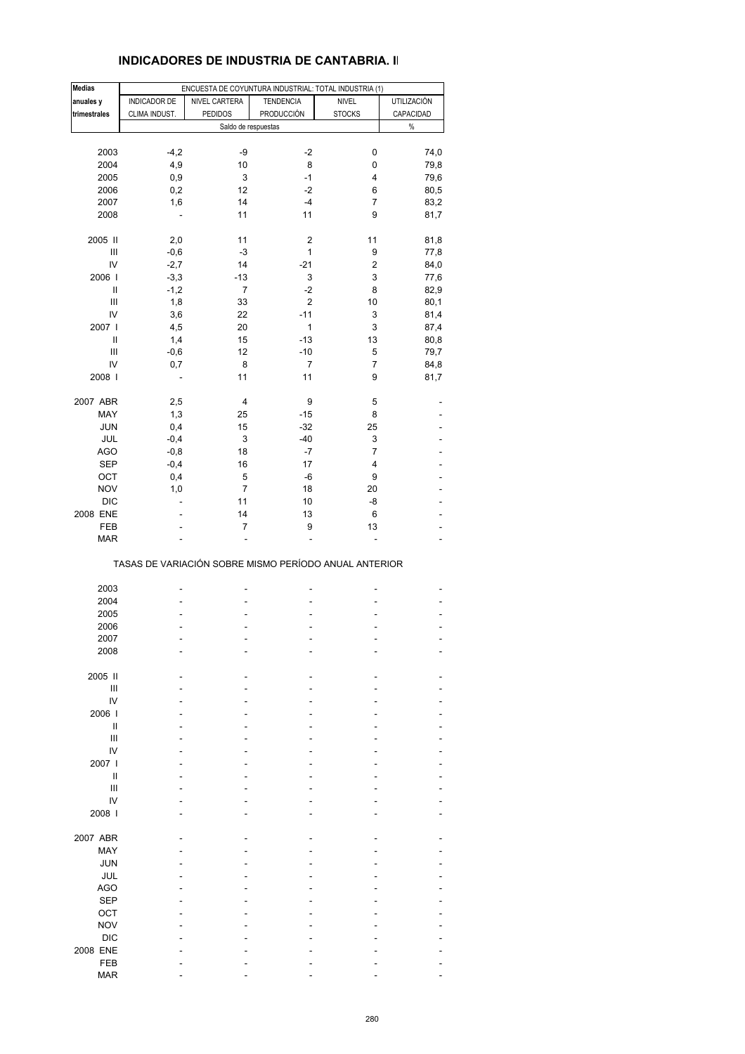## INDICADORES DE INDUSTRIA DE CANTABRIA. I

| Medias anuales y trimestrales | ENCUESTA DE COYUNTURA INDUSTRIAL: TOTAL INDUSTRIA (1) | | | | |
|---|---|---|---|---|---|
| | INDICADOR DE CLIMA INDUST. | NIVEL CARTERA PEDIDOS | TENDENCIA PRODUCCIÓN | NIVEL STOCKS | UTILIZACIÓN CAPACIDAD |
| | Saldo de respuestas | | | | % |
| 2003 | -4,2 | -9 | -2 | 0 | 74,0 |
| 2004 | 4,9 | 10 | 8 | 0 | 79,8 |
| 2005 | 0,9 | 3 | -1 | 4 | 79,6 |
| 2006 | 0,2 | 12 | -2 | 6 | 80,5 |
| 2007 | 1,6 | 14 | -4 | 7 | 83,2 |
| 2008 | - | 11 | 11 | 9 | 81,7 |
| 2005 II | 2,0 | 11 | 2 | 11 | 81,8 |
| III | -0,6 | -3 | 1 | 9 | 77,8 |
| IV | -2,7 | 14 | -21 | 2 | 84,0 |
| 2006 I | -3,3 | -13 | 3 | 3 | 77,6 |
| II | -1,2 | 7 | -2 | 8 | 82,9 |
| III | 1,8 | 33 | 2 | 10 | 80,1 |
| IV | 3,6 | 22 | -11 | 3 | 81,4 |
| 2007 I | 4,5 | 20 | 1 | 3 | 87,4 |
| II | 1,4 | 15 | -13 | 13 | 80,8 |
| III | -0,6 | 12 | -10 | 5 | 79,7 |
| IV | 0,7 | 8 | 7 | 7 | 84,8 |
| 2008 I | - | 11 | 11 | 9 | 81,7 |
| 2007 ABR | 2,5 | 4 | 9 | 5 | - |
| MAY | 1,3 | 25 | -15 | 8 | - |
| JUN | 0,4 | 15 | -32 | 25 | - |
| JUL | -0,4 | 3 | -40 | 3 | - |
| AGO | -0,8 | 18 | -7 | 7 | - |
| SEP | -0,4 | 16 | 17 | 4 | - |
| OCT | 0,4 | 5 | -6 | 9 | - |
| NOV | 1,0 | 7 | 18 | 20 | - |
| DIC | - | 11 | 10 | -8 | - |
| 2008 ENE | - | 14 | 13 | 6 | - |
| FEB | - | 7 | 9 | 13 | - |
| MAR | - | - | - | - | - |

TASAS DE VARIACIÓN SOBRE MISMO PERÍODO ANUAL ANTERIOR

| | | | | | |
|---|---|---|---|---|---|
| 2003 | - | - | - | - | - |
| 2004 | - | - | - | - | - |
| 2005 | - | - | - | - | - |
| 2006 | - | - | - | - | - |
| 2007 | - | - | - | - | - |
| 2008 | - | - | - | - | - |
| 2005 II | - | - | - | - | - |
| III | - | - | - | - | - |
| IV | - | - | - | - | - |
| 2006 I | - | - | - | - | - |
| II | - | - | - | - | - |
| III | - | - | - | - | - |
| IV | - | - | - | - | - |
| 2007 I | - | - | - | - | - |
| II | - | - | - | - | - |
| III | - | - | - | - | - |
| IV | - | - | - | - | - |
| 2008 I | - | - | - | - | - |
| 2007 ABR | - | - | - | - | - |
| MAY | - | - | - | - | - |
| JUN | - | - | - | - | - |
| JUL | - | - | - | - | - |
| AGO | - | - | - | - | - |
| SEP | - | - | - | - | - |
| OCT | - | - | - | - | - |
| NOV | - | - | - | - | - |
| DIC | - | - | - | - | - |
| 2008 ENE | - | - | - | - | - |
| FEB | - | - | - | - | - |
| MAR | - | - | - | - | - |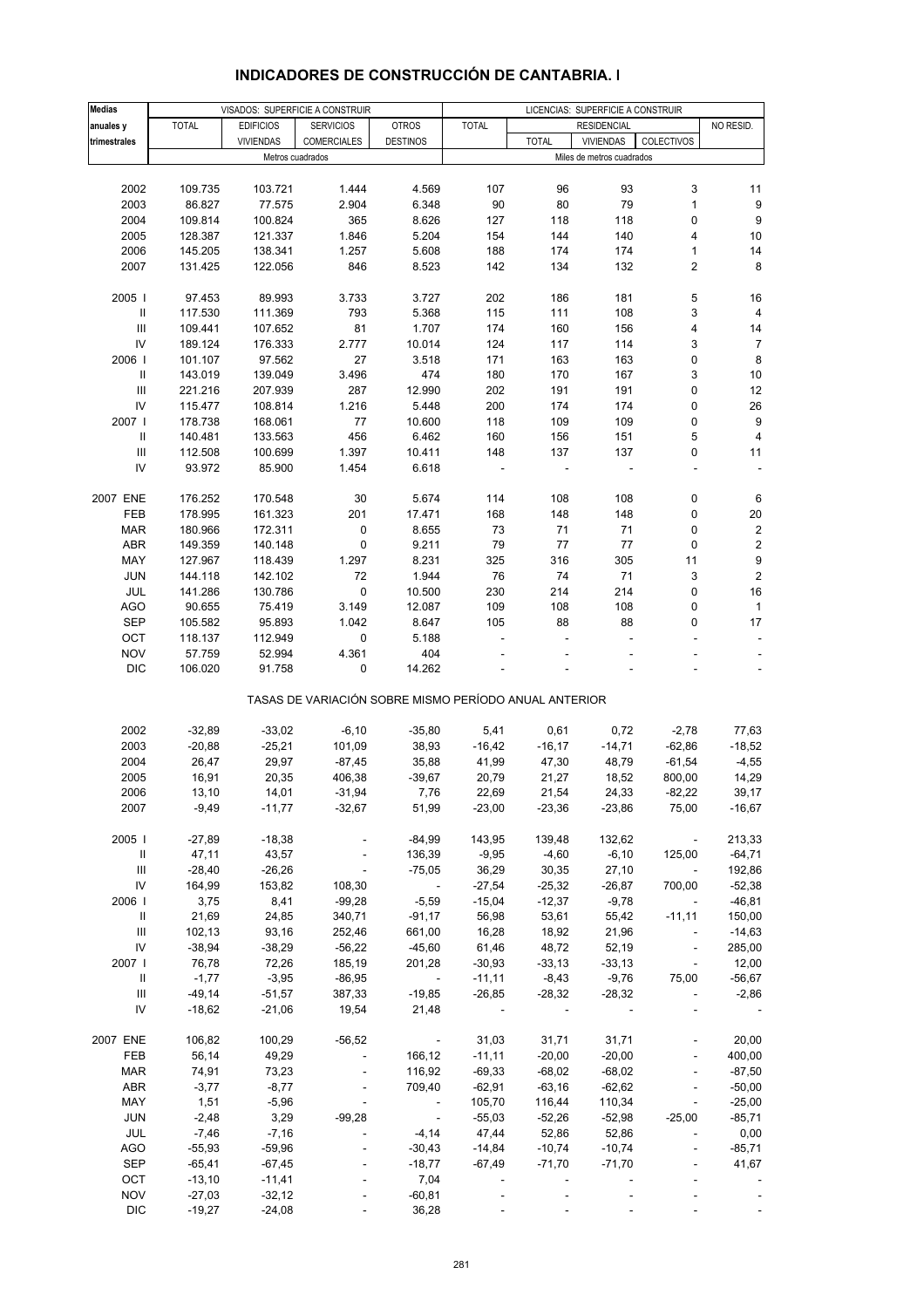# INDICADORES DE CONSTRUCCIÓN DE CANTABRIA. I

| Medias anuales y trimestrales | VISADOS: SUPERFICIE A CONSTRUIR | | | | LICENCIAS: SUPERFICIE A CONSTRUIR | | | | |
|---|---|---|---|---|---|---|---|---|---|
| | TOTAL | EDIFICIOS VIVIENDAS | SERVICIOS COMERCIALES | OTROS DESTINOS | TOTAL | RESIDENCIAL | | | NO RESID. |
| | | | | | | TOTAL | VIVIENDAS | COLECTIVOS | |
| | Metros cuadrados | | | | Miles de metros cuadrados | | | | |
| 2002 | 109.735 | 103.721 | 1.444 | 4.569 | 107 | 96 | 93 | 3 | 11 |
| 2003 | 86.827 | 77.575 | 2.904 | 6.348 | 90 | 80 | 79 | 1 | 9 |
| 2004 | 109.814 | 100.824 | 365 | 8.626 | 127 | 118 | 118 | 0 | 9 |
| 2005 | 128.387 | 121.337 | 1.846 | 5.204 | 154 | 144 | 140 | 4 | 10 |
| 2006 | 145.205 | 138.341 | 1.257 | 5.608 | 188 | 174 | 174 | 1 | 14 |
| 2007 | 131.425 | 122.056 | 846 | 8.523 | 142 | 134 | 132 | 2 | 8 |
| 2005 I | 97.453 | 89.993 | 3.733 | 3.727 | 202 | 186 | 181 | 5 | 16 |
| II | 117.530 | 111.369 | 793 | 5.368 | 115 | 111 | 108 | 3 | 4 |
| III | 109.441 | 107.652 | 81 | 1.707 | 174 | 160 | 156 | 4 | 14 |
| IV | 189.124 | 176.333 | 2.777 | 10.014 | 124 | 117 | 114 | 3 | 7 |
| 2006 I | 101.107 | 97.562 | 27 | 3.518 | 171 | 163 | 163 | 0 | 8 |
| II | 143.019 | 139.049 | 3.496 | 474 | 180 | 170 | 167 | 3 | 10 |
| III | 221.216 | 207.939 | 287 | 12.990 | 202 | 191 | 191 | 0 | 12 |
| IV | 115.477 | 108.814 | 1.216 | 5.448 | 200 | 174 | 174 | 0 | 26 |
| 2007 I | 178.738 | 168.061 | 77 | 10.600 | 118 | 109 | 109 | 0 | 9 |
| II | 140.481 | 133.563 | 456 | 6.462 | 160 | 156 | 151 | 5 | 4 |
| III | 112.508 | 100.699 | 1.397 | 10.411 | 148 | 137 | 137 | 0 | 11 |
| IV | 93.972 | 85.900 | 1.454 | 6.618 | - | - | - | - | - |
| 2007 ENE | 176.252 | 170.548 | 30 | 5.674 | 114 | 108 | 108 | 0 | 6 |
| FEB | 178.995 | 161.323 | 201 | 17.471 | 168 | 148 | 148 | 0 | 20 |
| MAR | 180.966 | 172.311 | 0 | 8.655 | 73 | 71 | 71 | 0 | 2 |
| ABR | 149.359 | 140.148 | 0 | 9.211 | 79 | 77 | 77 | 0 | 2 |
| MAY | 127.967 | 118.439 | 1.297 | 8.231 | 325 | 316 | 305 | 11 | 9 |
| JUN | 144.118 | 142.102 | 72 | 1.944 | 76 | 74 | 71 | 3 | 2 |
| JUL | 141.286 | 130.786 | 0 | 10.500 | 230 | 214 | 214 | 0 | 16 |
| AGO | 90.655 | 75.419 | 3.149 | 12.087 | 109 | 108 | 108 | 0 | 1 |
| SEP | 105.582 | 95.893 | 1.042 | 8.647 | 105 | 88 | 88 | 0 | 17 |
| OCT | 118.137 | 112.949 | 0 | 5.188 | - | - | - | - | - |
| NOV | 57.759 | 52.994 | 4.361 | 404 | - | - | - | - | - |
| DIC | 106.020 | 91.758 | 0 | 14.262 | - | - | - | - | - |

TASAS DE VARIACIÓN SOBRE MISMO PERÍODO ANUAL ANTERIOR

| | TOTAL | EDIFICIOS VIVIENDAS | SERVICIOS COMERCIALES | OTROS DESTINOS | TOTAL | RESIDENCIAL TOTAL | VIVIENDAS | COLECTIVOS | NO RESID. |
|---|---|---|---|---|---|---|---|---|---|
| 2002 | -32,89 | -33,02 | -6,10 | -35,80 | 5,41 | 0,61 | 0,72 | -2,78 | 77,63 |
| 2003 | -20,88 | -25,21 | 101,09 | 38,93 | -16,42 | -16,17 | -14,71 | -62,86 | -18,52 |
| 2004 | 26,47 | 29,97 | -87,45 | 35,88 | 41,99 | 47,30 | 48,79 | -61,54 | -4,55 |
| 2005 | 16,91 | 20,35 | 406,38 | -39,67 | 20,79 | 21,27 | 18,52 | 800,00 | 14,29 |
| 2006 | 13,10 | 14,01 | -31,94 | 7,76 | 22,69 | 21,54 | 24,33 | -82,22 | 39,17 |
| 2007 | -9,49 | -11,77 | -32,67 | 51,99 | -23,00 | -23,36 | -23,86 | 75,00 | -16,67 |
| 2005 I | -27,89 | -18,38 | - | -84,99 | 143,95 | 139,48 | 132,62 | - | 213,33 |
| II | 47,11 | 43,57 | - | 136,39 | -9,95 | -4,60 | -6,10 | 125,00 | -64,71 |
| III | -28,40 | -26,26 | - | -75,05 | 36,29 | 30,35 | 27,10 | - | 192,86 |
| IV | 164,99 | 153,82 | 108,30 | - | -27,54 | -25,32 | -26,87 | 700,00 | -52,38 |
| 2006 I | 3,75 | 8,41 | -99,28 | -5,59 | -15,04 | -12,37 | -9,78 | - | -46,81 |
| II | 21,69 | 24,85 | 340,71 | -91,17 | 56,98 | 53,61 | 55,42 | -11,11 | 150,00 |
| III | 102,13 | 93,16 | 252,46 | 661,00 | 16,28 | 18,92 | 21,96 | - | -14,63 |
| IV | -38,94 | -38,29 | -56,22 | -45,60 | 61,46 | 48,72 | 52,19 | - | 285,00 |
| 2007 I | 76,78 | 72,26 | 185,19 | 201,28 | -30,93 | -33,13 | -33,13 | - | 12,00 |
| II | -1,77 | -3,95 | -86,95 | - | -11,11 | -8,43 | -9,76 | 75,00 | -56,67 |
| III | -49,14 | -51,57 | 387,33 | -19,85 | -26,85 | -28,32 | -28,32 | - | -2,86 |
| IV | -18,62 | -21,06 | 19,54 | 21,48 | - | - | - | - | - |
| 2007 ENE | 106,82 | 100,29 | -56,52 | - | 31,03 | 31,71 | 31,71 | - | 20,00 |
| FEB | 56,14 | 49,29 | - | 166,12 | -11,11 | -20,00 | -20,00 | - | 400,00 |
| MAR | 74,91 | 73,23 | - | 116,92 | -69,33 | -68,02 | -68,02 | - | -87,50 |
| ABR | -3,77 | -8,77 | - | 709,40 | -62,91 | -63,16 | -62,62 | - | -50,00 |
| MAY | 1,51 | -5,96 | - | - | 105,70 | 116,44 | 110,34 | - | -25,00 |
| JUN | -2,48 | 3,29 | -99,28 | - | -55,03 | -52,26 | -52,98 | -25,00 | -85,71 |
| JUL | -7,46 | -7,16 | - | -4,14 | 47,44 | 52,86 | 52,86 | - | 0,00 |
| AGO | -55,93 | -59,96 | - | -30,43 | -14,84 | -10,74 | -10,74 | - | -85,71 |
| SEP | -65,41 | -67,45 | - | -18,77 | -67,49 | -71,70 | -71,70 | - | 41,67 |
| OCT | -13,10 | -11,41 | - | 7,04 | - | - | - | - | - |
| NOV | -27,03 | -32,12 | - | -60,81 | - | - | - | - | - |
| DIC | -19,27 | -24,08 | - | 36,28 | - | - | - | - | - |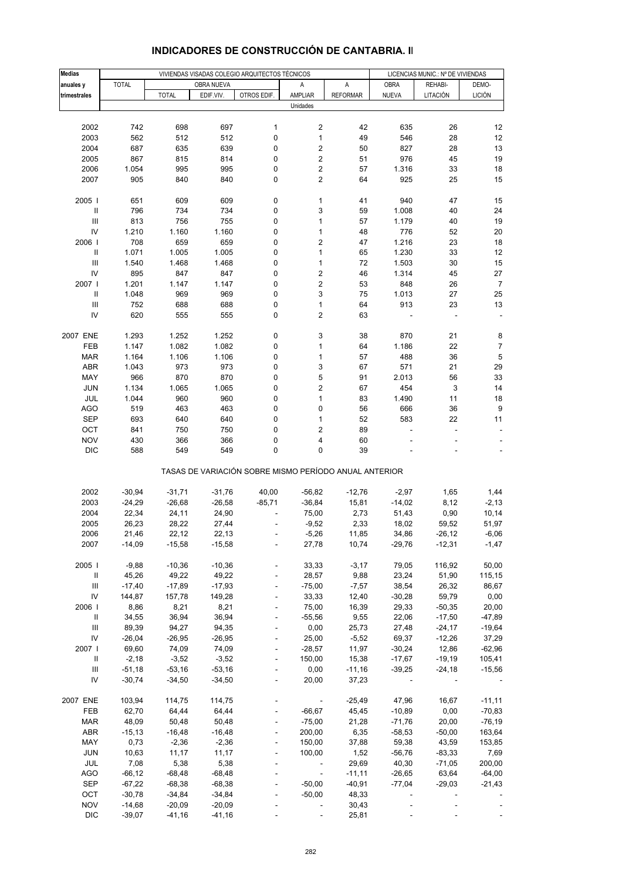# INDICADORES DE CONSTRUCCIÓN DE CANTABRIA. II

| Medias anuales y trimestrales | VIVIENDAS VISADAS COLEGIO ARQUITECTOS TÉCNICOS | | | | | | LICENCIAS MUNIC.: Nº DE VIVIENDAS | | |
|---|---|---|---|---|---|---|---|---|---|
| | TOTAL | OBRA NUEVA | | | A AMPLIAR | A REFORMAR | OBRA NUEVA | REHABI-LITACIÓN | DEMO-LICIÓN |
| | | TOTAL | EDIF.VIV. | OTROS EDIF. | | | | | |
| | Unidades | | | | | | | | |
| 2002 | 742 | 698 | 697 | 1 | 2 | 42 | 635 | 26 | 12 |
| 2003 | 562 | 512 | 512 | 0 | 1 | 49 | 546 | 28 | 12 |
| 2004 | 687 | 635 | 639 | 0 | 2 | 50 | 827 | 28 | 13 |
| 2005 | 867 | 815 | 814 | 0 | 2 | 51 | 976 | 45 | 19 |
| 2006 | 1.054 | 995 | 995 | 0 | 2 | 57 | 1.316 | 33 | 18 |
| 2007 | 905 | 840 | 840 | 0 | 2 | 64 | 925 | 25 | 15 |
| 2005 I | 651 | 609 | 609 | 0 | 1 | 41 | 940 | 47 | 15 |
| II | 796 | 734 | 734 | 0 | 3 | 59 | 1.008 | 40 | 24 |
| III | 813 | 756 | 755 | 0 | 1 | 57 | 1.179 | 40 | 19 |
| IV | 1.210 | 1.160 | 1.160 | 0 | 1 | 48 | 776 | 52 | 20 |
| 2006 I | 708 | 659 | 659 | 0 | 2 | 47 | 1.216 | 23 | 18 |
| II | 1.071 | 1.005 | 1.005 | 0 | 1 | 65 | 1.230 | 33 | 12 |
| III | 1.540 | 1.468 | 1.468 | 0 | 1 | 72 | 1.503 | 30 | 15 |
| IV | 895 | 847 | 847 | 0 | 2 | 46 | 1.314 | 45 | 27 |
| 2007 I | 1.201 | 1.147 | 1.147 | 0 | 2 | 53 | 848 | 26 | 7 |
| II | 1.048 | 969 | 969 | 0 | 3 | 75 | 1.013 | 27 | 25 |
| III | 752 | 688 | 688 | 0 | 1 | 64 | 913 | 23 | 13 |
| IV | 620 | 555 | 555 | 0 | 2 | 63 | - | - | - |
| 2007 ENE | 1.293 | 1.252 | 1.252 | 0 | 3 | 38 | 870 | 21 | 8 |
| FEB | 1.147 | 1.082 | 1.082 | 0 | 1 | 64 | 1.186 | 22 | 7 |
| MAR | 1.164 | 1.106 | 1.106 | 0 | 1 | 57 | 488 | 36 | 5 |
| ABR | 1.043 | 973 | 973 | 0 | 3 | 67 | 571 | 21 | 29 |
| MAY | 966 | 870 | 870 | 0 | 5 | 91 | 2.013 | 56 | 33 |
| JUN | 1.134 | 1.065 | 1.065 | 0 | 2 | 67 | 454 | 3 | 14 |
| JUL | 1.044 | 960 | 960 | 0 | 1 | 83 | 1.490 | 11 | 18 |
| AGO | 519 | 463 | 463 | 0 | 0 | 56 | 666 | 36 | 9 |
| SEP | 693 | 640 | 640 | 0 | 1 | 52 | 583 | 22 | 11 |
| OCT | 841 | 750 | 750 | 0 | 2 | 89 | - | - | - |
| NOV | 430 | 366 | 366 | 0 | 4 | 60 | - | - | - |
| DIC | 588 | 549 | 549 | 0 | 0 | 39 | - | - | - |
| | TASAS DE VARIACIÓN SOBRE MISMO PERÍODO ANUAL ANTERIOR | | | | | | | | |
| 2002 | -30,94 | -31,71 | -31,76 | 40,00 | -56,82 | -12,76 | -2,97 | 1,65 | 1,44 |
| 2003 | -24,29 | -26,68 | -26,58 | -85,71 | -36,84 | 15,81 | -14,02 | 8,12 | -2,13 |
| 2004 | 22,34 | 24,11 | 24,90 | - | 75,00 | 2,73 | 51,43 | 0,90 | 10,14 |
| 2005 | 26,23 | 28,22 | 27,44 | - | -9,52 | 2,33 | 18,02 | 59,52 | 51,97 |
| 2006 | 21,46 | 22,12 | 22,13 | - | -5,26 | 11,85 | 34,86 | -26,12 | -6,06 |
| 2007 | -14,09 | -15,58 | -15,58 | - | 27,78 | 10,74 | -29,76 | -12,31 | -1,47 |
| 2005 I | -9,88 | -10,36 | -10,36 | - | 33,33 | -3,17 | 79,05 | 116,92 | 50,00 |
| II | 45,26 | 49,22 | 49,22 | - | 28,57 | 9,88 | 23,24 | 51,90 | 115,15 |
| III | -17,40 | -17,89 | -17,93 | - | -75,00 | -7,57 | 38,54 | 26,32 | 86,67 |
| IV | 144,87 | 157,78 | 149,28 | - | 33,33 | 12,40 | -30,28 | 59,79 | 0,00 |
| 2006 I | 8,86 | 8,21 | 8,21 | - | 75,00 | 16,39 | 29,33 | -50,35 | 20,00 |
| II | 34,55 | 36,94 | 36,94 | - | -55,56 | 9,55 | 22,06 | -17,50 | -47,89 |
| III | 89,39 | 94,27 | 94,35 | - | 0,00 | 25,73 | 27,48 | -24,17 | -19,64 |
| IV | -26,04 | -26,95 | -26,95 | - | 25,00 | -5,52 | 69,37 | -12,26 | 37,29 |
| 2007 I | 69,60 | 74,09 | 74,09 | - | -28,57 | 11,97 | -30,24 | 12,86 | -62,96 |
| II | -2,18 | -3,52 | -3,52 | - | 150,00 | 15,38 | -17,67 | -19,19 | 105,41 |
| III | -51,18 | -53,16 | -53,16 | - | 0,00 | -11,16 | -39,25 | -24,18 | -15,56 |
| IV | -30,74 | -34,50 | -34,50 | - | 20,00 | 37,23 | - | - | - |
| 2007 ENE | 103,94 | 114,75 | 114,75 | - | - | -25,49 | 47,96 | 16,67 | -11,11 |
| FEB | 62,70 | 64,44 | 64,44 | - | -66,67 | 45,45 | -10,89 | 0,00 | -70,83 |
| MAR | 48,09 | 50,48 | 50,48 | - | -75,00 | 21,28 | -71,76 | 20,00 | -76,19 |
| ABR | -15,13 | -16,48 | -16,48 | - | 200,00 | 6,35 | -58,53 | -50,00 | 163,64 |
| MAY | 0,73 | -2,36 | -2,36 | - | 150,00 | 37,88 | 59,38 | 43,59 | 153,85 |
| JUN | 10,63 | 11,17 | 11,17 | - | 100,00 | 1,52 | -56,76 | -83,33 | 7,69 |
| JUL | 7,08 | 5,38 | 5,38 | - | - | 29,69 | 40,30 | -71,05 | 200,00 |
| AGO | -66,12 | -68,48 | -68,48 | - | - | -11,11 | -26,65 | 63,64 | -64,00 |
| SEP | -67,22 | -68,38 | -68,38 | - | -50,00 | -40,91 | -77,04 | -29,03 | -21,43 |
| OCT | -30,78 | -34,84 | -34,84 | - | -50,00 | 48,33 | - | - | - |
| NOV | -14,68 | -20,09 | -20,09 | - | - | 30,43 | - | - | - |
| DIC | -39,07 | -41,16 | -41,16 | - | - | 25,81 | - | - | - |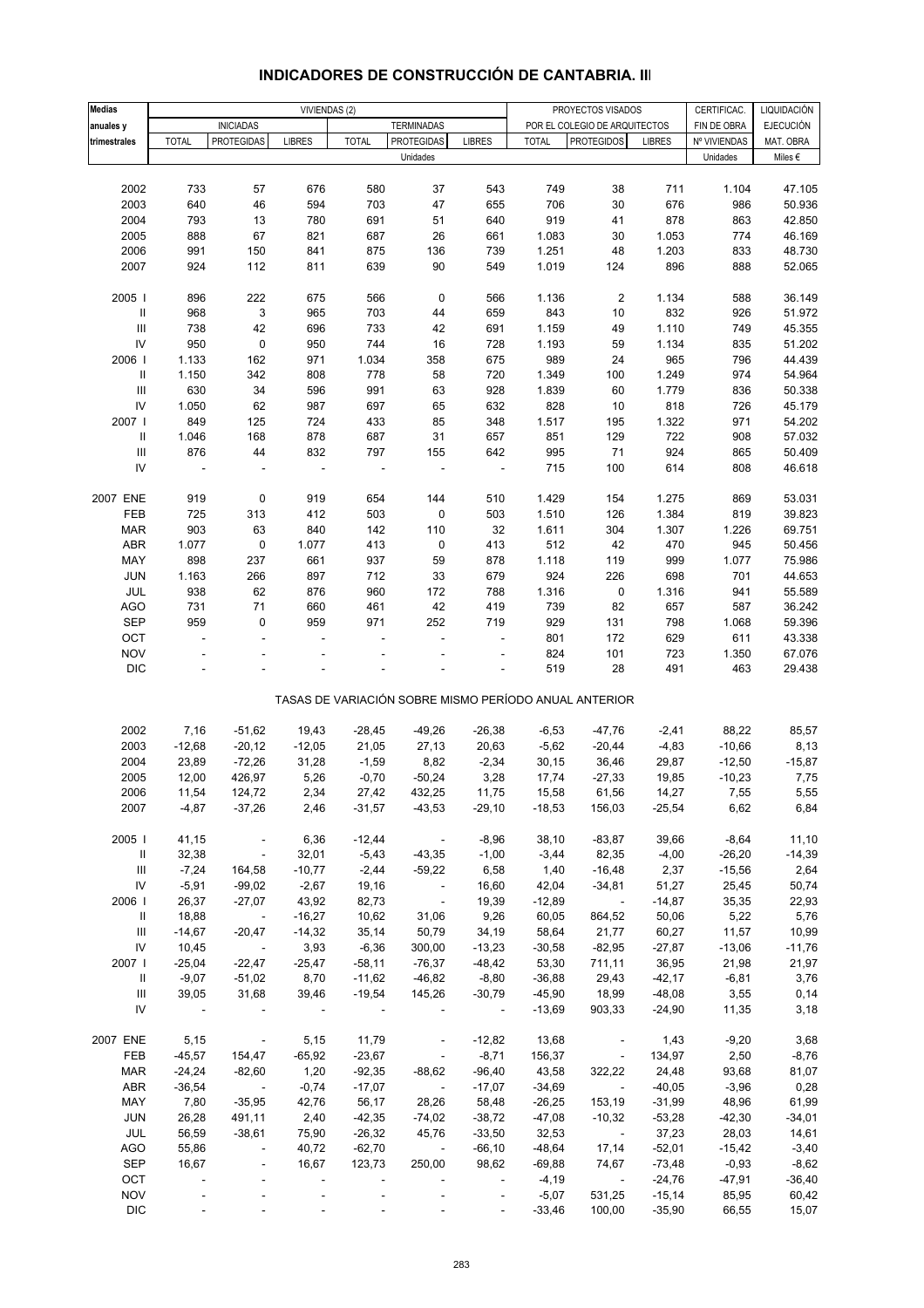# INDICADORES DE CONSTRUCCIÓN DE CANTABRIA. III

| Medias anuales y trimestrales | VIVIENDAS (2) | | | | | | PROYECTOS VISADOS POR EL COLEGIO DE ARQUITECTOS | | | CERTIFICAC. FIN DE OBRA | LIQUIDACIÓN EJECUCIÓN MAT. OBRA |
|---|---|---|---|---|---|---|---|---|---|---|---|
| | INICIADAS | | | TERMINADAS | | | | | | | |
| | TOTAL | PROTEGIDAS | LIBRES | TOTAL | PROTEGIDAS | LIBRES | TOTAL | PROTEGIDOS | LIBRES | Nº VIVIENDAS | |
| | Unidades | | | | | | | | | Unidades | Miles € |
| 2002 | 733 | 57 | 676 | 580 | 37 | 543 | 749 | 38 | 711 | 1.104 | 47.105 |
| 2003 | 640 | 46 | 594 | 703 | 47 | 655 | 706 | 30 | 676 | 986 | 50.936 |
| 2004 | 793 | 13 | 780 | 691 | 51 | 640 | 919 | 41 | 878 | 863 | 42.850 |
| 2005 | 888 | 67 | 821 | 687 | 26 | 661 | 1.083 | 30 | 1.053 | 774 | 46.169 |
| 2006 | 991 | 150 | 841 | 875 | 136 | 739 | 1.251 | 48 | 1.203 | 833 | 48.730 |
| 2007 | 924 | 112 | 811 | 639 | 90 | 549 | 1.019 | 124 | 896 | 888 | 52.065 |
| 2005 I | 896 | 222 | 675 | 566 | 0 | 566 | 1.136 | 2 | 1.134 | 588 | 36.149 |
| II | 968 | 3 | 965 | 703 | 44 | 659 | 843 | 10 | 832 | 926 | 51.972 |
| III | 738 | 42 | 696 | 733 | 42 | 691 | 1.159 | 49 | 1.110 | 749 | 45.355 |
| IV | 950 | 0 | 950 | 744 | 16 | 728 | 1.193 | 59 | 1.134 | 835 | 51.202 |
| 2006 I | 1.133 | 162 | 971 | 1.034 | 358 | 675 | 989 | 24 | 965 | 796 | 44.439 |
| II | 1.150 | 342 | 808 | 778 | 58 | 720 | 1.349 | 100 | 1.249 | 974 | 54.964 |
| III | 630 | 34 | 596 | 991 | 63 | 928 | 1.839 | 60 | 1.779 | 836 | 50.338 |
| IV | 1.050 | 62 | 987 | 697 | 65 | 632 | 828 | 10 | 818 | 726 | 45.179 |
| 2007 I | 849 | 125 | 724 | 433 | 85 | 348 | 1.517 | 195 | 1.322 | 971 | 54.202 |
| II | 1.046 | 168 | 878 | 687 | 31 | 657 | 851 | 129 | 722 | 908 | 57.032 |
| III | 876 | 44 | 832 | 797 | 155 | 642 | 995 | 71 | 924 | 865 | 50.409 |
| IV | - | - | - | - | - | - | 715 | 100 | 614 | 808 | 46.618 |
| 2007 ENE | 919 | 0 | 919 | 654 | 144 | 510 | 1.429 | 154 | 1.275 | 869 | 53.031 |
| FEB | 725 | 313 | 412 | 503 | 0 | 503 | 1.510 | 126 | 1.384 | 819 | 39.823 |
| MAR | 903 | 63 | 840 | 142 | 110 | 32 | 1.611 | 304 | 1.307 | 1.226 | 69.751 |
| ABR | 1.077 | 0 | 1.077 | 413 | 0 | 413 | 512 | 42 | 470 | 945 | 50.456 |
| MAY | 898 | 237 | 661 | 937 | 59 | 878 | 1.118 | 119 | 999 | 1.077 | 75.986 |
| JUN | 1.163 | 266 | 897 | 712 | 33 | 679 | 924 | 226 | 698 | 701 | 44.653 |
| JUL | 938 | 62 | 876 | 960 | 172 | 788 | 1.316 | 0 | 1.316 | 941 | 55.589 |
| AGO | 731 | 71 | 660 | 461 | 42 | 419 | 739 | 82 | 657 | 587 | 36.242 |
| SEP | 959 | 0 | 959 | 971 | 252 | 719 | 929 | 131 | 798 | 1.068 | 59.396 |
| OCT | - | - | - | - | - | - | 801 | 172 | 629 | 611 | 43.338 |
| NOV | - | - | - | - | - | - | 824 | 101 | 723 | 1.350 | 67.076 |
| DIC | - | - | - | - | - | - | 519 | 28 | 491 | 463 | 29.438 |
| | TASAS DE VARIACIÓN SOBRE MISMO PERÍODO ANUAL ANTERIOR | | | | | | | | | | |
| 2002 | 7,16 | -51,62 | 19,43 | -28,45 | -49,26 | -26,38 | -6,53 | -47,76 | -2,41 | 88,22 | 85,57 |
| 2003 | -12,68 | -20,12 | -12,05 | 21,05 | 27,13 | 20,63 | -5,62 | -20,44 | -4,83 | -10,66 | 8,13 |
| 2004 | 23,89 | -72,26 | 31,28 | -1,59 | 8,82 | -2,34 | 30,15 | 36,46 | 29,87 | -12,50 | -15,87 |
| 2005 | 12,00 | 426,97 | 5,26 | -0,70 | -50,24 | 3,28 | 17,74 | -27,33 | 19,85 | -10,23 | 7,75 |
| 2006 | 11,54 | 124,72 | 2,34 | 27,42 | 432,25 | 11,75 | 15,58 | 61,56 | 14,27 | 7,55 | 5,55 |
| 2007 | -4,87 | -37,26 | 2,46 | -31,57 | -43,53 | -29,10 | -18,53 | 156,03 | -25,54 | 6,62 | 6,84 |
| 2005 I | 41,15 | - | 6,36 | -12,44 | - | -8,96 | 38,10 | -83,87 | 39,66 | -8,64 | 11,10 |
| II | 32,38 | - | 32,01 | -5,43 | -43,35 | -1,00 | -3,44 | 82,35 | -4,00 | -26,20 | -14,39 |
| III | -7,24 | 164,58 | -10,77 | -2,44 | -59,22 | 6,58 | 1,40 | -16,48 | 2,37 | -15,56 | 2,64 |
| IV | -5,91 | -99,02 | -2,67 | 19,16 | - | 16,60 | 42,04 | -34,81 | 51,27 | 25,45 | 50,74 |
| 2006 I | 26,37 | -27,07 | 43,92 | 82,73 | - | 19,39 | -12,89 | - | -14,87 | 35,35 | 22,93 |
| II | 18,88 | - | -16,27 | 10,62 | 31,06 | 9,26 | 60,05 | 864,52 | 50,06 | 5,22 | 5,76 |
| III | -14,67 | -20,47 | -14,32 | 35,14 | 50,79 | 34,19 | 58,64 | 21,77 | 60,27 | 11,57 | 10,99 |
| IV | 10,45 | - | 3,93 | -6,36 | 300,00 | -13,23 | -30,58 | -82,95 | -27,87 | -13,06 | -11,76 |
| 2007 I | -25,04 | -22,47 | -25,47 | -58,11 | -76,37 | -48,42 | 53,30 | 711,11 | 36,95 | 21,98 | 21,97 |
| II | -9,07 | -51,02 | 8,70 | -11,62 | -46,82 | -8,80 | -36,88 | 29,43 | -42,17 | -6,81 | 3,76 |
| III | 39,05 | 31,68 | 39,46 | -19,54 | 145,26 | -30,79 | -45,90 | 18,99 | -48,08 | 3,55 | 0,14 |
| IV | - | - | - | - | - | - | -13,69 | 903,33 | -24,90 | 11,35 | 3,18 |
| 2007 ENE | 5,15 | - | 5,15 | 11,79 | - | -12,82 | 13,68 | - | 1,43 | -9,20 | 3,68 |
| FEB | -45,57 | 154,47 | -65,92 | -23,67 | - | -8,71 | 156,37 | - | 134,97 | 2,50 | -8,76 |
| MAR | -24,24 | -82,60 | 1,20 | -92,35 | -88,62 | -96,40 | 43,58 | 322,22 | 24,48 | 93,68 | 81,07 |
| ABR | -36,54 | - | -0,74 | -17,07 | - | -17,07 | -34,69 | - | -40,05 | -3,96 | 0,28 |
| MAY | 7,80 | -35,95 | 42,76 | 56,17 | 28,26 | 58,48 | -26,25 | 153,19 | -31,99 | 48,96 | 61,99 |
| JUN | 26,28 | 491,11 | 2,40 | -42,35 | -74,02 | -38,72 | -47,08 | -10,32 | -53,28 | -42,30 | -34,01 |
| JUL | 56,59 | -38,61 | 75,90 | -26,32 | 45,76 | -33,50 | 32,53 | - | 37,23 | 28,03 | 14,61 |
| AGO | 55,86 | - | 40,72 | -62,70 | - | -66,10 | -48,64 | 17,14 | -52,01 | -15,42 | -3,40 |
| SEP | 16,67 | - | 16,67 | 123,73 | 250,00 | 98,62 | -69,88 | 74,67 | -73,48 | -0,93 | -8,62 |
| OCT | - | - | - | - | - | - | -4,19 | - | -24,76 | -47,91 | -36,40 |
| NOV | - | - | - | - | - | - | -5,07 | 531,25 | -15,14 | 85,95 | 60,42 |
| DIC | - | - | - | - | - | - | -33,46 | 100,00 | -35,90 | 66,55 | 15,07 |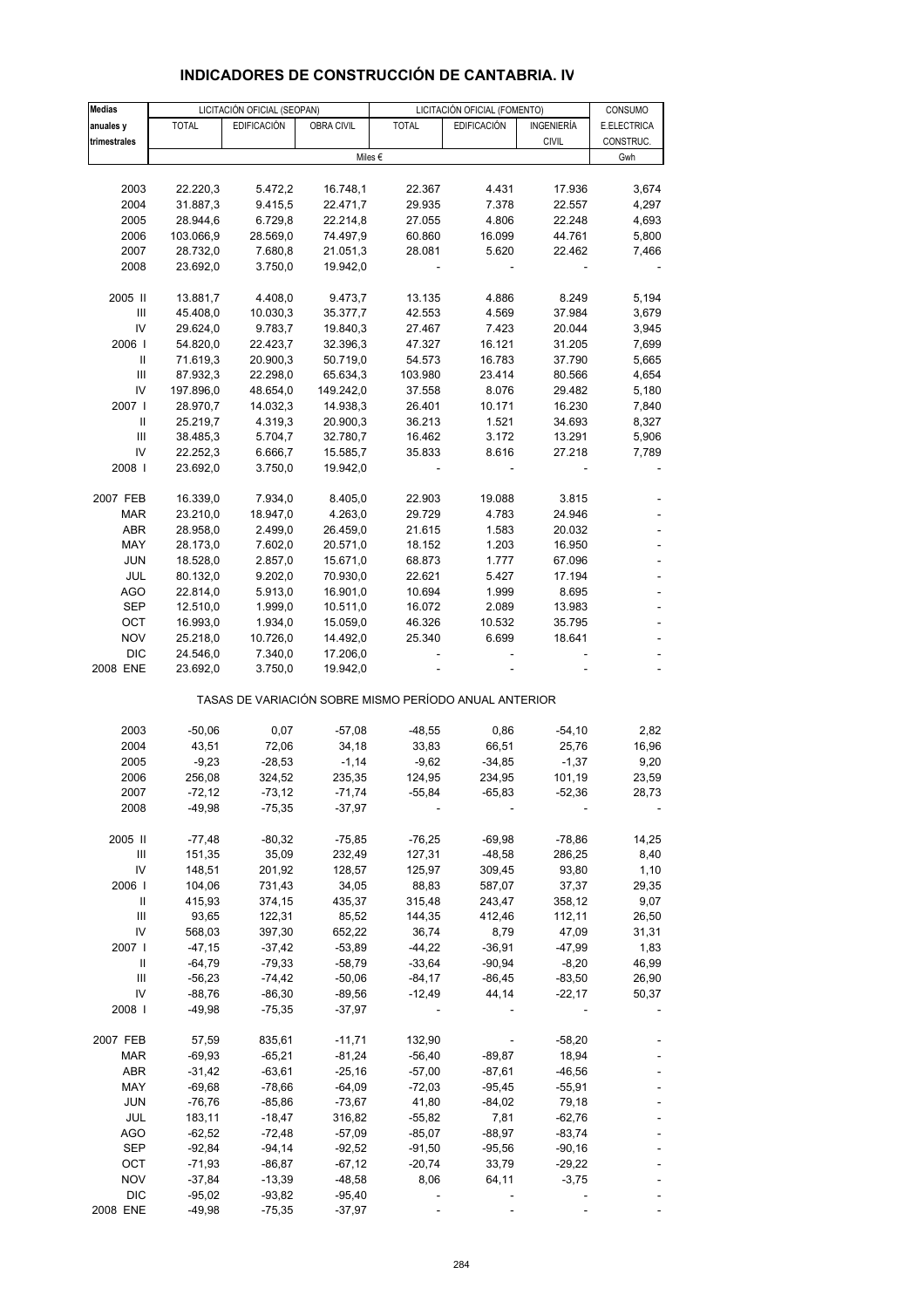## INDICADORES DE CONSTRUCCIÓN DE CANTABRIA. IV

| Medias anuales y trimestrales | LICITACIÓN OFICIAL (SEOPAN) | | | LICITACIÓN OFICIAL (FOMENTO) | | | CONSUMO |
|---|---|---|---|---|---|---|---|
| | TOTAL | EDIFICACIÓN | OBRA CIVIL | TOTAL | EDIFICACIÓN | INGENIERÍA CIVIL | E.ELECTRICA CONSTRUC. |
| | Miles € | | | | | | Gwh |
| 2003 | 22.220,3 | 5.472,2 | 16.748,1 | 22.367 | 4.431 | 17.936 | 3,674 |
| 2004 | 31.887,3 | 9.415,5 | 22.471,7 | 29.935 | 7.378 | 22.557 | 4,297 |
| 2005 | 28.944,6 | 6.729,8 | 22.214,8 | 27.055 | 4.806 | 22.248 | 4,693 |
| 2006 | 103.066,9 | 28.569,0 | 74.497,9 | 60.860 | 16.099 | 44.761 | 5,800 |
| 2007 | 28.732,0 | 7.680,8 | 21.051,3 | 28.081 | 5.620 | 22.462 | 7,466 |
| 2008 | 23.692,0 | 3.750,0 | 19.942,0 | - | - | - | - |
| 2005 II | 13.881,7 | 4.408,0 | 9.473,7 | 13.135 | 4.886 | 8.249 | 5,194 |
| III | 45.408,0 | 10.030,3 | 35.377,7 | 42.553 | 4.569 | 37.984 | 3,679 |
| IV | 29.624,0 | 9.783,7 | 19.840,3 | 27.467 | 7.423 | 20.044 | 3,945 |
| 2006 I | 54.820,0 | 22.423,7 | 32.396,3 | 47.327 | 16.121 | 31.205 | 7,699 |
| II | 71.619,3 | 20.900,3 | 50.719,0 | 54.573 | 16.783 | 37.790 | 5,665 |
| III | 87.932,3 | 22.298,0 | 65.634,3 | 103.980 | 23.414 | 80.566 | 4,654 |
| IV | 197.896,0 | 48.654,0 | 149.242,0 | 37.558 | 8.076 | 29.482 | 5,180 |
| 2007 I | 28.970,7 | 14.032,3 | 14.938,3 | 26.401 | 10.171 | 16.230 | 7,840 |
| II | 25.219,7 | 4.319,3 | 20.900,3 | 36.213 | 1.521 | 34.693 | 8,327 |
| III | 38.485,3 | 5.704,7 | 32.780,7 | 16.462 | 3.172 | 13.291 | 5,906 |
| IV | 22.252,3 | 6.666,7 | 15.585,7 | 35.833 | 8.616 | 27.218 | 7,789 |
| 2008 I | 23.692,0 | 3.750,0 | 19.942,0 | - | - | - | - |
| 2007 FEB | 16.339,0 | 7.934,0 | 8.405,0 | 22.903 | 19.088 | 3.815 | - |
| MAR | 23.210,0 | 18.947,0 | 4.263,0 | 29.729 | 4.783 | 24.946 | - |
| ABR | 28.958,0 | 2.499,0 | 26.459,0 | 21.615 | 1.583 | 20.032 | - |
| MAY | 28.173,0 | 7.602,0 | 20.571,0 | 18.152 | 1.203 | 16.950 | - |
| JUN | 18.528,0 | 2.857,0 | 15.671,0 | 68.873 | 1.777 | 67.096 | - |
| JUL | 80.132,0 | 9.202,0 | 70.930,0 | 22.621 | 5.427 | 17.194 | - |
| AGO | 22.814,0 | 5.913,0 | 16.901,0 | 10.694 | 1.999 | 8.695 | - |
| SEP | 12.510,0 | 1.999,0 | 10.511,0 | 16.072 | 2.089 | 13.983 | - |
| OCT | 16.993,0 | 1.934,0 | 15.059,0 | 46.326 | 10.532 | 35.795 | - |
| NOV | 25.218,0 | 10.726,0 | 14.492,0 | 25.340 | 6.699 | 18.641 | - |
| DIC | 24.546,0 | 7.340,0 | 17.206,0 | - | - | - | - |
| 2008 ENE | 23.692,0 | 3.750,0 | 19.942,0 | - | - | - | - |
| TASAS DE VARIACIÓN SOBRE MISMO PERÍODO ANUAL ANTERIOR | | | | | | | |
| 2003 | -50,06 | 0,07 | -57,08 | -48,55 | 0,86 | -54,10 | 2,82 |
| 2004 | 43,51 | 72,06 | 34,18 | 33,83 | 66,51 | 25,76 | 16,96 |
| 2005 | -9,23 | -28,53 | -1,14 | -9,62 | -34,85 | -1,37 | 9,20 |
| 2006 | 256,08 | 324,52 | 235,35 | 124,95 | 234,95 | 101,19 | 23,59 |
| 2007 | -72,12 | -73,12 | -71,74 | -55,84 | -65,83 | -52,36 | 28,73 |
| 2008 | -49,98 | -75,35 | -37,97 | - | - | - | - |
| 2005 II | -77,48 | -80,32 | -75,85 | -76,25 | -69,98 | -78,86 | 14,25 |
| III | 151,35 | 35,09 | 232,49 | 127,31 | -48,58 | 286,25 | 8,40 |
| IV | 148,51 | 201,92 | 128,57 | 125,97 | 309,45 | 93,80 | 1,10 |
| 2006 I | 104,06 | 731,43 | 34,05 | 88,83 | 587,07 | 37,37 | 29,35 |
| II | 415,93 | 374,15 | 435,37 | 315,48 | 243,47 | 358,12 | 9,07 |
| III | 93,65 | 122,31 | 85,52 | 144,35 | 412,46 | 112,11 | 26,50 |
| IV | 568,03 | 397,30 | 652,22 | 36,74 | 8,79 | 47,09 | 31,31 |
| 2007 I | -47,15 | -37,42 | -53,89 | -44,22 | -36,91 | -47,99 | 1,83 |
| II | -64,79 | -79,33 | -58,79 | -33,64 | -90,94 | -8,20 | 46,99 |
| III | -56,23 | -74,42 | -50,06 | -84,17 | -86,45 | -83,50 | 26,90 |
| IV | -88,76 | -86,30 | -89,56 | -12,49 | 44,14 | -22,17 | 50,37 |
| 2008 I | -49,98 | -75,35 | -37,97 | - | - | - | - |
| 2007 FEB | 57,59 | 835,61 | -11,71 | 132,90 | - | -58,20 | - |
| MAR | -69,93 | -65,21 | -81,24 | -56,40 | -89,87 | 18,94 | - |
| ABR | -31,42 | -63,61 | -25,16 | -57,00 | -87,61 | -46,56 | - |
| MAY | -69,68 | -78,66 | -64,09 | -72,03 | -95,45 | -55,91 | - |
| JUN | -76,76 | -85,86 | -73,67 | 41,80 | -84,02 | 79,18 | - |
| JUL | 183,11 | -18,47 | 316,82 | -55,82 | 7,81 | -62,76 | - |
| AGO | -62,52 | -72,48 | -57,09 | -85,07 | -88,97 | -83,74 | - |
| SEP | -92,84 | -94,14 | -92,52 | -91,50 | -95,56 | -90,16 | - |
| OCT | -71,93 | -86,87 | -67,12 | -20,74 | 33,79 | -29,22 | - |
| NOV | -37,84 | -13,39 | -48,58 | 8,06 | 64,11 | -3,75 | - |
| DIC | -95,02 | -93,82 | -95,40 | - | - | - | - |
| 2008 ENE | -49,98 | -75,35 | -37,97 | - | - | - | - |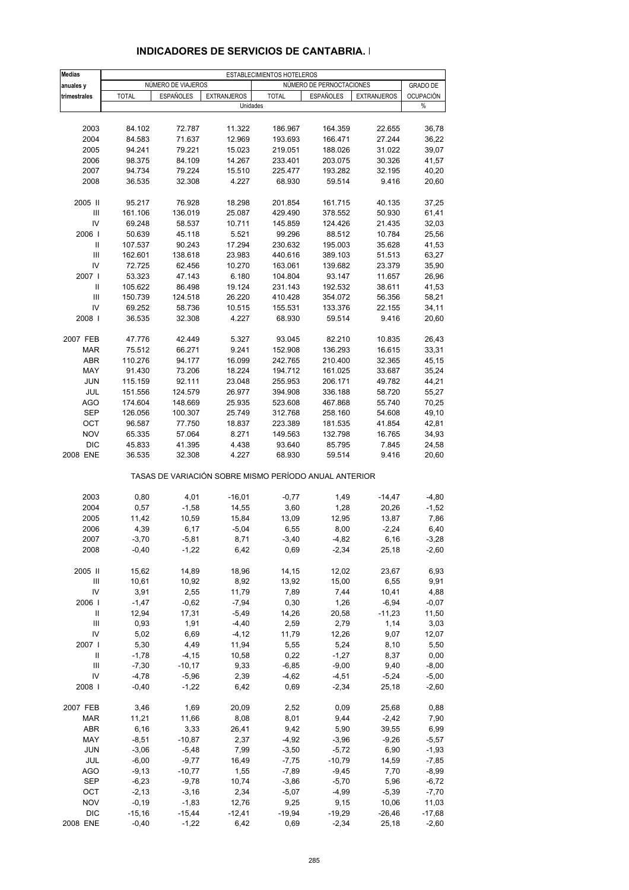## INDICADORES DE SERVICIOS DE CANTABRIA. I

| Medias anuales y trimestrales | ESTABLECIMIENTOS HOTELEROS | | | | | | |
|---|---|---|---|---|---|---|---|
| | NÚMERO DE VIAJEROS | | | NÚMERO DE PERNOCTACIONES | | | GRADO DE |
| | TOTAL | ESPAÑOLES | EXTRANJEROS | TOTAL | ESPAÑOLES | EXTRANJEROS | OCUPACIÓN |
| | Unidades | | | | | | % |
| 2003 | 84.102 | 72.787 | 11.322 | 186.967 | 164.359 | 22.655 | 36,78 |
| 2004 | 84.583 | 71.637 | 12.969 | 193.693 | 166.471 | 27.244 | 36,22 |
| 2005 | 94.241 | 79.221 | 15.023 | 219.051 | 188.026 | 31.022 | 39,07 |
| 2006 | 98.375 | 84.109 | 14.267 | 233.401 | 203.075 | 30.326 | 41,57 |
| 2007 | 94.734 | 79.224 | 15.510 | 225.477 | 193.282 | 32.195 | 40,20 |
| 2008 | 36.535 | 32.308 | 4.227 | 68.930 | 59.514 | 9.416 | 20,60 |
| 2005 II | 95.217 | 76.928 | 18.298 | 201.854 | 161.715 | 40.135 | 37,25 |
| III | 161.106 | 136.019 | 25.087 | 429.490 | 378.552 | 50.930 | 61,41 |
| IV | 69.248 | 58.537 | 10.711 | 145.859 | 124.426 | 21.435 | 32,03 |
| 2006 I | 50.639 | 45.118 | 5.521 | 99.296 | 88.512 | 10.784 | 25,56 |
| II | 107.537 | 90.243 | 17.294 | 230.632 | 195.003 | 35.628 | 41,53 |
| III | 162.601 | 138.618 | 23.983 | 440.616 | 389.103 | 51.513 | 63,27 |
| IV | 72.725 | 62.456 | 10.270 | 163.061 | 139.682 | 23.379 | 35,90 |
| 2007 I | 53.323 | 47.143 | 6.180 | 104.804 | 93.147 | 11.657 | 26,96 |
| II | 105.622 | 86.498 | 19.124 | 231.143 | 192.532 | 38.611 | 41,53 |
| III | 150.739 | 124.518 | 26.220 | 410.428 | 354.072 | 56.356 | 58,21 |
| IV | 69.252 | 58.736 | 10.515 | 155.531 | 133.376 | 22.155 | 34,11 |
| 2008 I | 36.535 | 32.308 | 4.227 | 68.930 | 59.514 | 9.416 | 20,60 |
| 2007 FEB | 47.776 | 42.449 | 5.327 | 93.045 | 82.210 | 10.835 | 26,43 |
| MAR | 75.512 | 66.271 | 9.241 | 152.908 | 136.293 | 16.615 | 33,31 |
| ABR | 110.276 | 94.177 | 16.099 | 242.765 | 210.400 | 32.365 | 45,15 |
| MAY | 91.430 | 73.206 | 18.224 | 194.712 | 161.025 | 33.687 | 35,24 |
| JUN | 115.159 | 92.111 | 23.048 | 255.953 | 206.171 | 49.782 | 44,21 |
| JUL | 151.556 | 124.579 | 26.977 | 394.908 | 336.188 | 58.720 | 55,27 |
| AGO | 174.604 | 148.669 | 25.935 | 523.608 | 467.868 | 55.740 | 70,25 |
| SEP | 126.056 | 100.307 | 25.749 | 312.768 | 258.160 | 54.608 | 49,10 |
| OCT | 96.587 | 77.750 | 18.837 | 223.389 | 181.535 | 41.854 | 42,81 |
| NOV | 65.335 | 57.064 | 8.271 | 149.563 | 132.798 | 16.765 | 34,93 |
| DIC | 45.833 | 41.395 | 4.438 | 93.640 | 85.795 | 7.845 | 24,58 |
| 2008 ENE | 36.535 | 32.308 | 4.227 | 68.930 | 59.514 | 9.416 | 20,60 |
| | TASAS DE VARIACIÓN SOBRE MISMO PERÍODO ANUAL ANTERIOR | | | | | | |
| 2003 | 0,80 | 4,01 | -16,01 | -0,77 | 1,49 | -14,47 | -4,80 |
| 2004 | 0,57 | -1,58 | 14,55 | 3,60 | 1,28 | 20,26 | -1,52 |
| 2005 | 11,42 | 10,59 | 15,84 | 13,09 | 12,95 | 13,87 | 7,86 |
| 2006 | 4,39 | 6,17 | -5,04 | 6,55 | 8,00 | -2,24 | 6,40 |
| 2007 | -3,70 | -5,81 | 8,71 | -3,40 | -4,82 | 6,16 | -3,28 |
| 2008 | -0,40 | -1,22 | 6,42 | 0,69 | -2,34 | 25,18 | -2,60 |
| 2005 II | 15,62 | 14,89 | 18,96 | 14,15 | 12,02 | 23,67 | 6,93 |
| III | 10,61 | 10,92 | 8,92 | 13,92 | 15,00 | 6,55 | 9,91 |
| IV | 3,91 | 2,55 | 11,79 | 7,89 | 7,44 | 10,41 | 4,88 |
| 2006 I | -1,47 | -0,62 | -7,94 | 0,30 | 1,26 | -6,94 | -0,07 |
| II | 12,94 | 17,31 | -5,49 | 14,26 | 20,58 | -11,23 | 11,50 |
| III | 0,93 | 1,91 | -4,40 | 2,59 | 2,79 | 1,14 | 3,03 |
| IV | 5,02 | 6,69 | -4,12 | 11,79 | 12,26 | 9,07 | 12,07 |
| 2007 I | 5,30 | 4,49 | 11,94 | 5,55 | 5,24 | 8,10 | 5,50 |
| II | -1,78 | -4,15 | 10,58 | 0,22 | -1,27 | 8,37 | 0,00 |
| III | -7,30 | -10,17 | 9,33 | -6,85 | -9,00 | 9,40 | -8,00 |
| IV | -4,78 | -5,96 | 2,39 | -4,62 | -4,51 | -5,24 | -5,00 |
| 2008 I | -0,40 | -1,22 | 6,42 | 0,69 | -2,34 | 25,18 | -2,60 |
| 2007 FEB | 3,46 | 1,69 | 20,09 | 2,52 | 0,09 | 25,68 | 0,88 |
| MAR | 11,21 | 11,66 | 8,08 | 8,01 | 9,44 | -2,42 | 7,90 |
| ABR | 6,16 | 3,33 | 26,41 | 9,42 | 5,90 | 39,55 | 6,99 |
| MAY | -8,51 | -10,87 | 2,37 | -4,92 | -3,96 | -9,26 | -5,57 |
| JUN | -3,06 | -5,48 | 7,99 | -3,50 | -5,72 | 6,90 | -1,93 |
| JUL | -6,00 | -9,77 | 16,49 | -7,75 | -10,79 | 14,59 | -7,85 |
| AGO | -9,13 | -10,77 | 1,55 | -7,89 | -9,45 | 7,70 | -8,99 |
| SEP | -6,23 | -9,78 | 10,74 | -3,86 | -5,70 | 5,96 | -6,72 |
| OCT | -2,13 | -3,16 | 2,34 | -5,07 | -4,99 | -5,39 | -7,70 |
| NOV | -0,19 | -1,83 | 12,76 | 9,25 | 9,15 | 10,06 | 11,03 |
| DIC | -15,16 | -15,44 | -12,41 | -19,94 | -19,29 | -26,46 | -17,68 |
| 2008 ENE | -0,40 | -1,22 | 6,42 | 0,69 | -2,34 | 25,18 | -2,60 |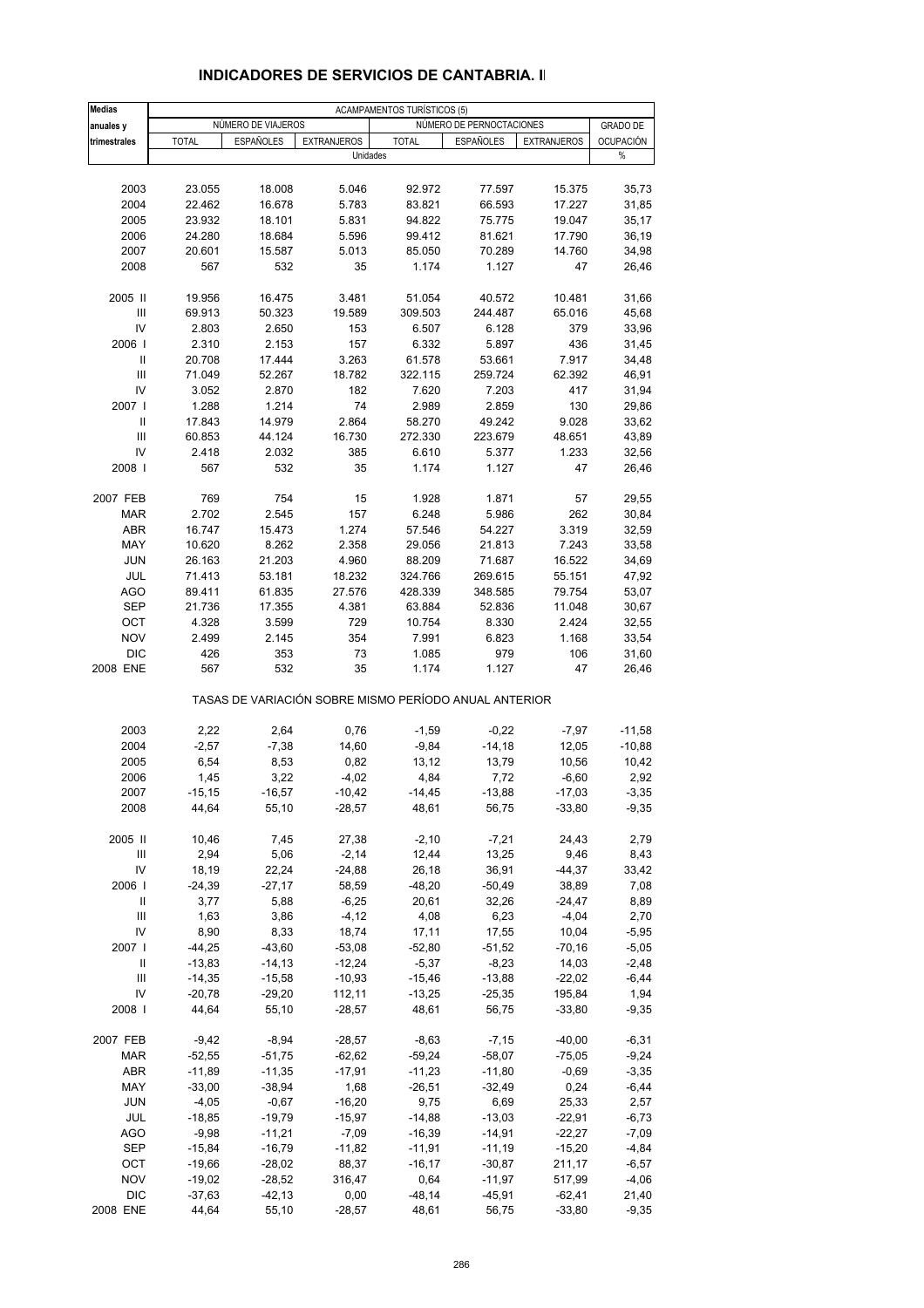# INDICADORES DE SERVICIOS DE CANTABRIA. I

| Medias anuales y trimestrales | ACAMPAMENTOS TURÍSTICOS (5) | | | | | | |
|---|---|---|---|---|---|---|---|
| | NÚMERO DE VIAJEROS | | | NÚMERO DE PERNOCTACIONES | | | GRADO DE OCUPACIÓN |
| | TOTAL | ESPAÑOLES | EXTRANJEROS | TOTAL | ESPAÑOLES | EXTRANJEROS | |
| | Unidades | | | | | | % |
| 2003 | 23.055 | 18.008 | 5.046 | 92.972 | 77.597 | 15.375 | 35,73 |
| 2004 | 22.462 | 16.678 | 5.783 | 83.821 | 66.593 | 17.227 | 31,85 |
| 2005 | 23.932 | 18.101 | 5.831 | 94.822 | 75.775 | 19.047 | 35,17 |
| 2006 | 24.280 | 18.684 | 5.596 | 99.412 | 81.621 | 17.790 | 36,19 |
| 2007 | 20.601 | 15.587 | 5.013 | 85.050 | 70.289 | 14.760 | 34,98 |
| 2008 | 567 | 532 | 35 | 1.174 | 1.127 | 47 | 26,46 |
| 2005 II | 19.956 | 16.475 | 3.481 | 51.054 | 40.572 | 10.481 | 31,66 |
| III | 69.913 | 50.323 | 19.589 | 309.503 | 244.487 | 65.016 | 45,68 |
| IV | 2.803 | 2.650 | 153 | 6.507 | 6.128 | 379 | 33,96 |
| 2006 I | 2.310 | 2.153 | 157 | 6.332 | 5.897 | 436 | 31,45 |
| II | 20.708 | 17.444 | 3.263 | 61.578 | 53.661 | 7.917 | 34,48 |
| III | 71.049 | 52.267 | 18.782 | 322.115 | 259.724 | 62.392 | 46,91 |
| IV | 3.052 | 2.870 | 182 | 7.620 | 7.203 | 417 | 31,94 |
| 2007 I | 1.288 | 1.214 | 74 | 2.989 | 2.859 | 130 | 29,86 |
| II | 17.843 | 14.979 | 2.864 | 58.270 | 49.242 | 9.028 | 33,62 |
| III | 60.853 | 44.124 | 16.730 | 272.330 | 223.679 | 48.651 | 43,89 |
| IV | 2.418 | 2.032 | 385 | 6.610 | 5.377 | 1.233 | 32,56 |
| 2008 I | 567 | 532 | 35 | 1.174 | 1.127 | 47 | 26,46 |
| 2007 FEB | 769 | 754 | 15 | 1.928 | 1.871 | 57 | 29,55 |
| MAR | 2.702 | 2.545 | 157 | 6.248 | 5.986 | 262 | 30,84 |
| ABR | 16.747 | 15.473 | 1.274 | 57.546 | 54.227 | 3.319 | 32,59 |
| MAY | 10.620 | 8.262 | 2.358 | 29.056 | 21.813 | 7.243 | 33,58 |
| JUN | 26.163 | 21.203 | 4.960 | 88.209 | 71.687 | 16.522 | 34,69 |
| JUL | 71.413 | 53.181 | 18.232 | 324.766 | 269.615 | 55.151 | 47,92 |
| AGO | 89.411 | 61.835 | 27.576 | 428.339 | 348.585 | 79.754 | 53,07 |
| SEP | 21.736 | 17.355 | 4.381 | 63.884 | 52.836 | 11.048 | 30,67 |
| OCT | 4.328 | 3.599 | 729 | 10.754 | 8.330 | 2.424 | 32,55 |
| NOV | 2.499 | 2.145 | 354 | 7.991 | 6.823 | 1.168 | 33,54 |
| DIC | 426 | 353 | 73 | 1.085 | 979 | 106 | 31,60 |
| 2008 ENE | 567 | 532 | 35 | 1.174 | 1.127 | 47 | 26,46 |
| | TASAS DE VARIACIÓN SOBRE MISMO PERÍODO ANUAL ANTERIOR | | | | | | |
| 2003 | 2,22 | 2,64 | 0,76 | -1,59 | -0,22 | -7,97 | -11,58 |
| 2004 | -2,57 | -7,38 | 14,60 | -9,84 | -14,18 | 12,05 | -10,88 |
| 2005 | 6,54 | 8,53 | 0,82 | 13,12 | 13,79 | 10,56 | 10,42 |
| 2006 | 1,45 | 3,22 | -4,02 | 4,84 | 7,72 | -6,60 | 2,92 |
| 2007 | -15,15 | -16,57 | -10,42 | -14,45 | -13,88 | -17,03 | -3,35 |
| 2008 | 44,64 | 55,10 | -28,57 | 48,61 | 56,75 | -33,80 | -9,35 |
| 2005 II | 10,46 | 7,45 | 27,38 | -2,10 | -7,21 | 24,43 | 2,79 |
| III | 2,94 | 5,06 | -2,14 | 12,44 | 13,25 | 9,46 | 8,43 |
| IV | 18,19 | 22,24 | -24,88 | 26,18 | 36,91 | -44,37 | 33,42 |
| 2006 I | -24,39 | -27,17 | 58,59 | -48,20 | -50,49 | 38,89 | 7,08 |
| II | 3,77 | 5,88 | -6,25 | 20,61 | 32,26 | -24,47 | 8,89 |
| III | 1,63 | 3,86 | -4,12 | 4,08 | 6,23 | -4,04 | 2,70 |
| IV | 8,90 | 8,33 | 18,74 | 17,11 | 17,55 | 10,04 | -5,95 |
| 2007 I | -44,25 | -43,60 | -53,08 | -52,80 | -51,52 | -70,16 | -5,05 |
| II | -13,83 | -14,13 | -12,24 | -5,37 | -8,23 | 14,03 | -2,48 |
| III | -14,35 | -15,58 | -10,93 | -15,46 | -13,88 | -22,02 | -6,44 |
| IV | -20,78 | -29,20 | 112,11 | -13,25 | -25,35 | 195,84 | 1,94 |
| 2008 I | 44,64 | 55,10 | -28,57 | 48,61 | 56,75 | -33,80 | -9,35 |
| 2007 FEB | -9,42 | -8,94 | -28,57 | -8,63 | -7,15 | -40,00 | -6,31 |
| MAR | -52,55 | -51,75 | -62,62 | -59,24 | -58,07 | -75,05 | -9,24 |
| ABR | -11,89 | -11,35 | -17,91 | -11,23 | -11,80 | -0,69 | -3,35 |
| MAY | -33,00 | -38,94 | 1,68 | -26,51 | -32,49 | 0,24 | -6,44 |
| JUN | -4,05 | -0,67 | -16,20 | 9,75 | 6,69 | 25,33 | 2,57 |
| JUL | -18,85 | -19,79 | -15,97 | -14,88 | -13,03 | -22,91 | -6,73 |
| AGO | -9,98 | -11,21 | -7,09 | -16,39 | -14,91 | -22,27 | -7,09 |
| SEP | -15,84 | -16,79 | -11,82 | -11,91 | -11,19 | -15,20 | -4,84 |
| OCT | -19,66 | -28,02 | 88,37 | -16,17 | -30,87 | 211,17 | -6,57 |
| NOV | -19,02 | -28,52 | 316,47 | 0,64 | -11,97 | 517,99 | -4,06 |
| DIC | -37,63 | -42,13 | 0,00 | -48,14 | -45,91 | -62,41 | 21,40 |
| 2008 ENE | 44,64 | 55,10 | -28,57 | 48,61 | 56,75 | -33,80 | -9,35 |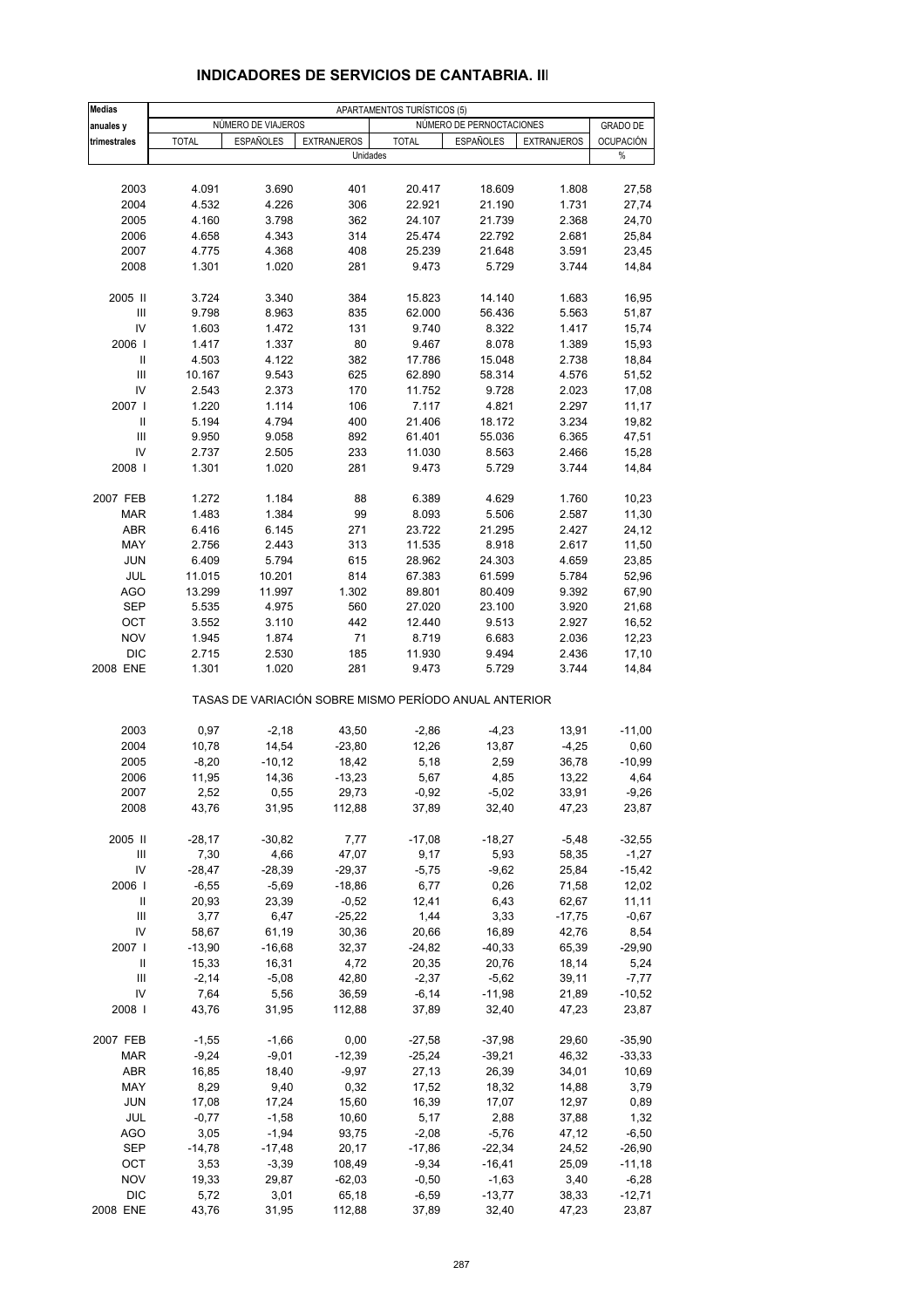## INDICADORES DE SERVICIOS DE CANTABRIA. III

| Medias anuales y trimestrales | APARTAMENTOS TURÍSTICOS (5) | | | | | | |
|---|---|---|---|---|---|---|---|
| | NÚMERO DE VIAJEROS | | | NÚMERO DE PERNOCTACIONES | | | GRADO DE OCUPACIÓN |
| | TOTAL | ESPAÑOLES | EXTRANJEROS | TOTAL | ESPAÑOLES | EXTRANJEROS | |
| | Unidades | | | | | | % |
| 2003 | 4.091 | 3.690 | 401 | 20.417 | 18.609 | 1.808 | 27,58 |
| 2004 | 4.532 | 4.226 | 306 | 22.921 | 21.190 | 1.731 | 27,74 |
| 2005 | 4.160 | 3.798 | 362 | 24.107 | 21.739 | 2.368 | 24,70 |
| 2006 | 4.658 | 4.343 | 314 | 25.474 | 22.792 | 2.681 | 25,84 |
| 2007 | 4.775 | 4.368 | 408 | 25.239 | 21.648 | 3.591 | 23,45 |
| 2008 | 1.301 | 1.020 | 281 | 9.473 | 5.729 | 3.744 | 14,84 |
| 2005 II | 3.724 | 3.340 | 384 | 15.823 | 14.140 | 1.683 | 16,95 |
| III | 9.798 | 8.963 | 835 | 62.000 | 56.436 | 5.563 | 51,87 |
| IV | 1.603 | 1.472 | 131 | 9.740 | 8.322 | 1.417 | 15,74 |
| 2006 I | 1.417 | 1.337 | 80 | 9.467 | 8.078 | 1.389 | 15,93 |
| II | 4.503 | 4.122 | 382 | 17.786 | 15.048 | 2.738 | 18,84 |
| III | 10.167 | 9.543 | 625 | 62.890 | 58.314 | 4.576 | 51,52 |
| IV | 2.543 | 2.373 | 170 | 11.752 | 9.728 | 2.023 | 17,08 |
| 2007 I | 1.220 | 1.114 | 106 | 7.117 | 4.821 | 2.297 | 11,17 |
| II | 5.194 | 4.794 | 400 | 21.406 | 18.172 | 3.234 | 19,82 |
| III | 9.950 | 9.058 | 892 | 61.401 | 55.036 | 6.365 | 47,51 |
| IV | 2.737 | 2.505 | 233 | 11.030 | 8.563 | 2.466 | 15,28 |
| 2008 I | 1.301 | 1.020 | 281 | 9.473 | 5.729 | 3.744 | 14,84 |
| 2007 FEB | 1.272 | 1.184 | 88 | 6.389 | 4.629 | 1.760 | 10,23 |
| MAR | 1.483 | 1.384 | 99 | 8.093 | 5.506 | 2.587 | 11,30 |
| ABR | 6.416 | 6.145 | 271 | 23.722 | 21.295 | 2.427 | 24,12 |
| MAY | 2.756 | 2.443 | 313 | 11.535 | 8.918 | 2.617 | 11,50 |
| JUN | 6.409 | 5.794 | 615 | 28.962 | 24.303 | 4.659 | 23,85 |
| JUL | 11.015 | 10.201 | 814 | 67.383 | 61.599 | 5.784 | 52,96 |
| AGO | 13.299 | 11.997 | 1.302 | 89.801 | 80.409 | 9.392 | 67,90 |
| SEP | 5.535 | 4.975 | 560 | 27.020 | 23.100 | 3.920 | 21,68 |
| OCT | 3.552 | 3.110 | 442 | 12.440 | 9.513 | 2.927 | 16,52 |
| NOV | 1.945 | 1.874 | 71 | 8.719 | 6.683 | 2.036 | 12,23 |
| DIC | 2.715 | 2.530 | 185 | 11.930 | 9.494 | 2.436 | 17,10 |
| 2008 ENE | 1.301 | 1.020 | 281 | 9.473 | 5.729 | 3.744 | 14,84 |
| | TASAS DE VARIACIÓN SOBRE MISMO PERÍODO ANUAL ANTERIOR | | | | | | |
| 2003 | 0,97 | -2,18 | 43,50 | -2,86 | -4,23 | 13,91 | -11,00 |
| 2004 | 10,78 | 14,54 | -23,80 | 12,26 | 13,87 | -4,25 | 0,60 |
| 2005 | -8,20 | -10,12 | 18,42 | 5,18 | 2,59 | 36,78 | -10,99 |
| 2006 | 11,95 | 14,36 | -13,23 | 5,67 | 4,85 | 13,22 | 4,64 |
| 2007 | 2,52 | 0,55 | 29,73 | -0,92 | -5,02 | 33,91 | -9,26 |
| 2008 | 43,76 | 31,95 | 112,88 | 37,89 | 32,40 | 47,23 | 23,87 |
| 2005 II | -28,17 | -30,82 | 7,77 | -17,08 | -18,27 | -5,48 | -32,55 |
| III | 7,30 | 4,66 | 47,07 | 9,17 | 5,93 | 58,35 | -1,27 |
| IV | -28,47 | -28,39 | -29,37 | -5,75 | -9,62 | 25,84 | -15,42 |
| 2006 I | -6,55 | -5,69 | -18,86 | 6,77 | 0,26 | 71,58 | 12,02 |
| II | 20,93 | 23,39 | -0,52 | 12,41 | 6,43 | 62,67 | 11,11 |
| III | 3,77 | 6,47 | -25,22 | 1,44 | 3,33 | -17,75 | -0,67 |
| IV | 58,67 | 61,19 | 30,36 | 20,66 | 16,89 | 42,76 | 8,54 |
| 2007 I | -13,90 | -16,68 | 32,37 | -24,82 | -40,33 | 65,39 | -29,90 |
| II | 15,33 | 16,31 | 4,72 | 20,35 | 20,76 | 18,14 | 5,24 |
| III | -2,14 | -5,08 | 42,80 | -2,37 | -5,62 | 39,11 | -7,77 |
| IV | 7,64 | 5,56 | 36,59 | -6,14 | -11,98 | 21,89 | -10,52 |
| 2008 I | 43,76 | 31,95 | 112,88 | 37,89 | 32,40 | 47,23 | 23,87 |
| 2007 FEB | -1,55 | -1,66 | 0,00 | -27,58 | -37,98 | 29,60 | -35,90 |
| MAR | -9,24 | -9,01 | -12,39 | -25,24 | -39,21 | 46,32 | -33,33 |
| ABR | 16,85 | 18,40 | -9,97 | 27,13 | 26,39 | 34,01 | 10,69 |
| MAY | 8,29 | 9,40 | 0,32 | 17,52 | 18,32 | 14,88 | 3,79 |
| JUN | 17,08 | 17,24 | 15,60 | 16,39 | 17,07 | 12,97 | 0,89 |
| JUL | -0,77 | -1,58 | 10,60 | 5,17 | 2,88 | 37,88 | 1,32 |
| AGO | 3,05 | -1,94 | 93,75 | -2,08 | -5,76 | 47,12 | -6,50 |
| SEP | -14,78 | -17,48 | 20,17 | -17,86 | -22,34 | 24,52 | -26,90 |
| OCT | 3,53 | -3,39 | 108,49 | -9,34 | -16,41 | 25,09 | -11,18 |
| NOV | 19,33 | 29,87 | -62,03 | -0,50 | -1,63 | 3,40 | -6,28 |
| DIC | 5,72 | 3,01 | 65,18 | -6,59 | -13,77 | 38,33 | -12,71 |
| 2008 ENE | 43,76 | 31,95 | 112,88 | 37,89 | 32,40 | 47,23 | 23,87 |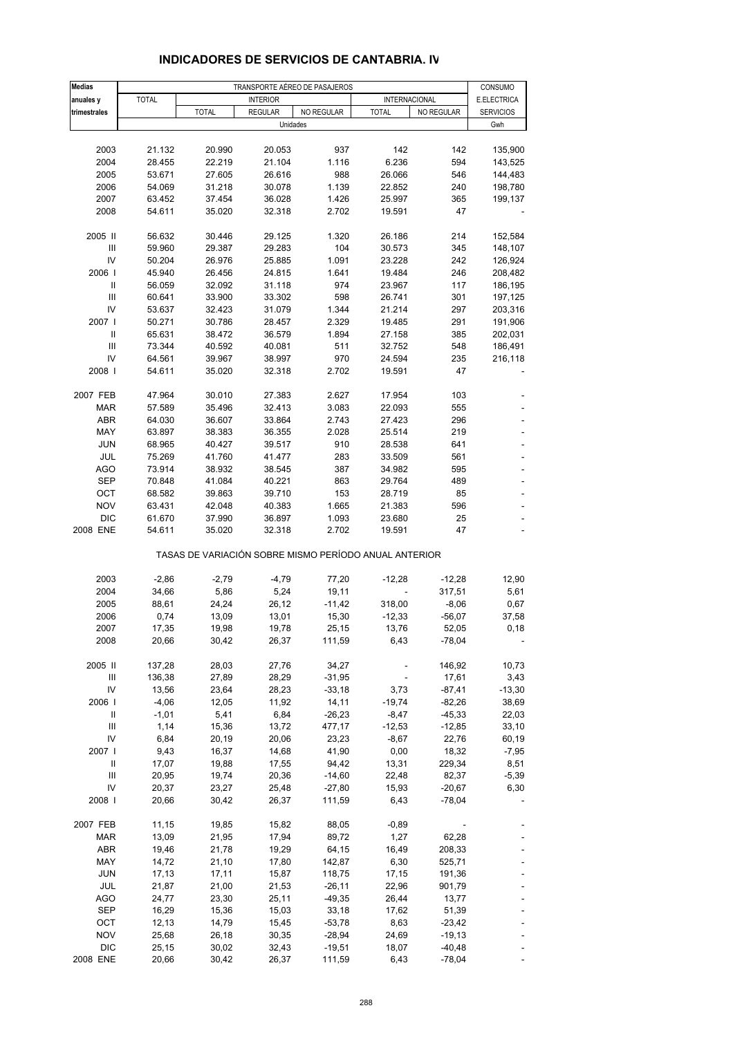## INDICADORES DE SERVICIOS DE CANTABRIA. IV

| Medias anuales y trimestrales | TRANSPORTE AÉREO DE PASAJEROS | | | | | | CONSUMO E.ELECTRICA SERVICIOS |
|---|---|---|---|---|---|---|---|
| | TOTAL | INTERIOR | | | INTERNACIONAL | | |
| | | TOTAL | REGULAR | NO REGULAR | TOTAL | NO REGULAR | |
| | Unidades | | | | | | Gwh |
| 2003 | 21.132 | 20.990 | 20.053 | 937 | 142 | 142 | 135,900 |
| 2004 | 28.455 | 22.219 | 21.104 | 1.116 | 6.236 | 594 | 143,525 |
| 2005 | 53.671 | 27.605 | 26.616 | 988 | 26.066 | 546 | 144,483 |
| 2006 | 54.069 | 31.218 | 30.078 | 1.139 | 22.852 | 240 | 198,780 |
| 2007 | 63.452 | 37.454 | 36.028 | 1.426 | 25.997 | 365 | 199,137 |
| 2008 | 54.611 | 35.020 | 32.318 | 2.702 | 19.591 | 47 | - |
| 2005 II | 56.632 | 30.446 | 29.125 | 1.320 | 26.186 | 214 | 152,584 |
| III | 59.960 | 29.387 | 29.283 | 104 | 30.573 | 345 | 148,107 |
| IV | 50.204 | 26.976 | 25.885 | 1.091 | 23.228 | 242 | 126,924 |
| 2006 I | 45.940 | 26.456 | 24.815 | 1.641 | 19.484 | 246 | 208,482 |
| II | 56.059 | 32.092 | 31.118 | 974 | 23.967 | 117 | 186,195 |
| III | 60.641 | 33.900 | 33.302 | 598 | 26.741 | 301 | 197,125 |
| IV | 53.637 | 32.423 | 31.079 | 1.344 | 21.214 | 297 | 203,316 |
| 2007 I | 50.271 | 30.786 | 28.457 | 2.329 | 19.485 | 291 | 191,906 |
| II | 65.631 | 38.472 | 36.579 | 1.894 | 27.158 | 385 | 202,031 |
| III | 73.344 | 40.592 | 40.081 | 511 | 32.752 | 548 | 186,491 |
| IV | 64.561 | 39.967 | 38.997 | 970 | 24.594 | 235 | 216,118 |
| 2008 I | 54.611 | 35.020 | 32.318 | 2.702 | 19.591 | 47 | - |
| 2007 FEB | 47.964 | 30.010 | 27.383 | 2.627 | 17.954 | 103 | - |
| MAR | 57.589 | 35.496 | 32.413 | 3.083 | 22.093 | 555 | - |
| ABR | 64.030 | 36.607 | 33.864 | 2.743 | 27.423 | 296 | - |
| MAY | 63.897 | 38.383 | 36.355 | 2.028 | 25.514 | 219 | - |
| JUN | 68.965 | 40.427 | 39.517 | 910 | 28.538 | 641 | - |
| JUL | 75.269 | 41.760 | 41.477 | 283 | 33.509 | 561 | - |
| AGO | 73.914 | 38.932 | 38.545 | 387 | 34.982 | 595 | - |
| SEP | 70.848 | 41.084 | 40.221 | 863 | 29.764 | 489 | - |
| OCT | 68.582 | 39.863 | 39.710 | 153 | 28.719 | 85 | - |
| NOV | 63.431 | 42.048 | 40.383 | 1.665 | 21.383 | 596 | - |
| DIC | 61.670 | 37.990 | 36.897 | 1.093 | 23.680 | 25 | - |
| 2008 ENE | 54.611 | 35.020 | 32.318 | 2.702 | 19.591 | 47 | - |
| TASAS DE VARIACIÓN SOBRE MISMO PERÍODO ANUAL ANTERIOR | | | | | | | |
| 2003 | -2,86 | -2,79 | -4,79 | 77,20 | -12,28 | -12,28 | 12,90 |
| 2004 | 34,66 | 5,86 | 5,24 | 19,11 | - | 317,51 | 5,61 |
| 2005 | 88,61 | 24,24 | 26,12 | -11,42 | 318,00 | -8,06 | 0,67 |
| 2006 | 0,74 | 13,09 | 13,01 | 15,30 | -12,33 | -56,07 | 37,58 |
| 2007 | 17,35 | 19,98 | 19,78 | 25,15 | 13,76 | 52,05 | 0,18 |
| 2008 | 20,66 | 30,42 | 26,37 | 111,59 | 6,43 | -78,04 | - |
| 2005 II | 137,28 | 28,03 | 27,76 | 34,27 | - | 146,92 | 10,73 |
| III | 136,38 | 27,89 | 28,29 | -31,95 | - | 17,61 | 3,43 |
| IV | 13,56 | 23,64 | 28,23 | -33,18 | 3,73 | -87,41 | -13,30 |
| 2006 I | -4,06 | 12,05 | 11,92 | 14,11 | -19,74 | -82,26 | 38,69 |
| II | -1,01 | 5,41 | 6,84 | -26,23 | -8,47 | -45,33 | 22,03 |
| III | 1,14 | 15,36 | 13,72 | 477,17 | -12,53 | -12,85 | 33,10 |
| IV | 6,84 | 20,19 | 20,06 | 23,23 | -8,67 | 22,76 | 60,19 |
| 2007 I | 9,43 | 16,37 | 14,68 | 41,90 | 0,00 | 18,32 | -7,95 |
| II | 17,07 | 19,88 | 17,55 | 94,42 | 13,31 | 229,34 | 8,51 |
| III | 20,95 | 19,74 | 20,36 | -14,60 | 22,48 | 82,37 | -5,39 |
| IV | 20,37 | 23,27 | 25,48 | -27,80 | 15,93 | -20,67 | 6,30 |
| 2008 I | 20,66 | 30,42 | 26,37 | 111,59 | 6,43 | -78,04 | - |
| 2007 FEB | 11,15 | 19,85 | 15,82 | 88,05 | -0,89 | - | - |
| MAR | 13,09 | 21,95 | 17,94 | 89,72 | 1,27 | 62,28 | - |
| ABR | 19,46 | 21,78 | 19,29 | 64,15 | 16,49 | 208,33 | - |
| MAY | 14,72 | 21,10 | 17,80 | 142,87 | 6,30 | 525,71 | - |
| JUN | 17,13 | 17,11 | 15,87 | 118,75 | 17,15 | 191,36 | - |
| JUL | 21,87 | 21,00 | 21,53 | -26,11 | 22,96 | 901,79 | - |
| AGO | 24,77 | 23,30 | 25,11 | -49,35 | 26,44 | 13,77 | - |
| SEP | 16,29 | 15,36 | 15,03 | 33,18 | 17,62 | 51,39 | - |
| OCT | 12,13 | 14,79 | 15,45 | -53,78 | 8,63 | -23,42 | - |
| NOV | 25,68 | 26,18 | 30,35 | -28,94 | 24,69 | -19,13 | - |
| DIC | 25,15 | 30,02 | 32,43 | -19,51 | 18,07 | -40,48 | - |
| 2008 ENE | 20,66 | 30,42 | 26,37 | 111,59 | 6,43 | -78,04 | - |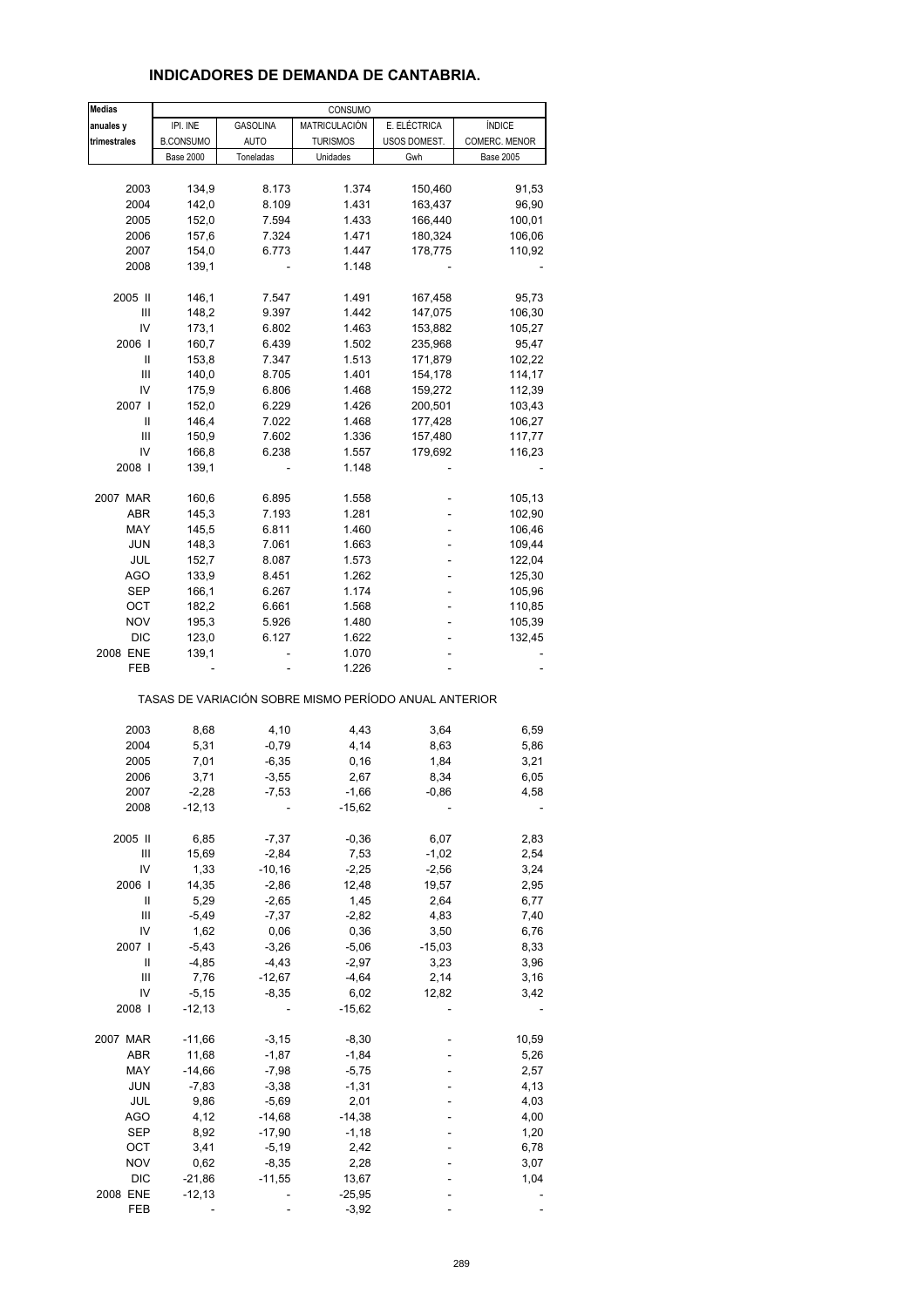## INDICADORES DE DEMANDA DE CANTABRIA.

| Medias | CONSUMO | | | | |
|---|---|---|---|---|---|
| anuales y | IPI. INE | GASOLINA | MATRICULACIÓN | E. ELÉCTRICA | ÍNDICE |
| trimestrales | B.CONSUMO | AUTO | TURISMOS | USOS DOMEST. | COMERC. MENOR |
| | Base 2000 | Toneladas | Unidades | Gwh | Base 2005 |
| 2003 | 134,9 | 8.173 | 1.374 | 150,460 | 91,53 |
| 2004 | 142,0 | 8.109 | 1.431 | 163,437 | 96,90 |
| 2005 | 152,0 | 7.594 | 1.433 | 166,440 | 100,01 |
| 2006 | 157,6 | 7.324 | 1.471 | 180,324 | 106,06 |
| 2007 | 154,0 | 6.773 | 1.447 | 178,775 | 110,92 |
| 2008 | 139,1 | - | 1.148 | - | - |
| 2005 II | 146,1 | 7.547 | 1.491 | 167,458 | 95,73 |
| III | 148,2 | 9.397 | 1.442 | 147,075 | 106,30 |
| IV | 173,1 | 6.802 | 1.463 | 153,882 | 105,27 |
| 2006 I | 160,7 | 6.439 | 1.502 | 235,968 | 95,47 |
| II | 153,8 | 7.347 | 1.513 | 171,879 | 102,22 |
| III | 140,0 | 8.705 | 1.401 | 154,178 | 114,17 |
| IV | 175,9 | 6.806 | 1.468 | 159,272 | 112,39 |
| 2007 I | 152,0 | 6.229 | 1.426 | 200,501 | 103,43 |
| II | 146,4 | 7.022 | 1.468 | 177,428 | 106,27 |
| III | 150,9 | 7.602 | 1.336 | 157,480 | 117,77 |
| IV | 166,8 | 6.238 | 1.557 | 179,692 | 116,23 |
| 2008 I | 139,1 | - | 1.148 | - | - |
| 2007 MAR | 160,6 | 6.895 | 1.558 | - | 105,13 |
| ABR | 145,3 | 7.193 | 1.281 | - | 102,90 |
| MAY | 145,5 | 6.811 | 1.460 | - | 106,46 |
| JUN | 148,3 | 7.061 | 1.663 | - | 109,44 |
| JUL | 152,7 | 8.087 | 1.573 | - | 122,04 |
| AGO | 133,9 | 8.451 | 1.262 | - | 125,30 |
| SEP | 166,1 | 6.267 | 1.174 | - | 105,96 |
| OCT | 182,2 | 6.661 | 1.568 | - | 110,85 |
| NOV | 195,3 | 5.926 | 1.480 | - | 105,39 |
| DIC | 123,0 | 6.127 | 1.622 | - | 132,45 |
| 2008 ENE | 139,1 | - | 1.070 | - | - |
| FEB | - | - | 1.226 | - | - |

TASAS DE VARIACIÓN SOBRE MISMO PERÍODO ANUAL ANTERIOR

| | IPI. INE B.CONSUMO | GASOLINA AUTO | MATRICULACIÓN TURISMOS | E. ELÉCTRICA USOS DOMEST. | ÍNDICE COMERC. MENOR |
|---|---|---|---|---|---|
| 2003 | 8,68 | 4,10 | 4,43 | 3,64 | 6,59 |
| 2004 | 5,31 | -0,79 | 4,14 | 8,63 | 5,86 |
| 2005 | 7,01 | -6,35 | 0,16 | 1,84 | 3,21 |
| 2006 | 3,71 | -3,55 | 2,67 | 8,34 | 6,05 |
| 2007 | -2,28 | -7,53 | -1,66 | -0,86 | 4,58 |
| 2008 | -12,13 | - | -15,62 | - | - |
| 2005 II | 6,85 | -7,37 | -0,36 | 6,07 | 2,83 |
| III | 15,69 | -2,84 | 7,53 | -1,02 | 2,54 |
| IV | 1,33 | -10,16 | -2,25 | -2,56 | 3,24 |
| 2006 I | 14,35 | -2,86 | 12,48 | 19,57 | 2,95 |
| II | 5,29 | -2,65 | 1,45 | 2,64 | 6,77 |
| III | -5,49 | -7,37 | -2,82 | 4,83 | 7,40 |
| IV | 1,62 | 0,06 | 0,36 | 3,50 | 6,76 |
| 2007 I | -5,43 | -3,26 | -5,06 | -15,03 | 8,33 |
| II | -4,85 | -4,43 | -2,97 | 3,23 | 3,96 |
| III | 7,76 | -12,67 | -4,64 | 2,14 | 3,16 |
| IV | -5,15 | -8,35 | 6,02 | 12,82 | 3,42 |
| 2008 I | -12,13 | - | -15,62 | - | - |
| 2007 MAR | -11,66 | -3,15 | -8,30 | - | 10,59 |
| ABR | 11,68 | -1,87 | -1,84 | - | 5,26 |
| MAY | -14,66 | -7,98 | -5,75 | - | 2,57 |
| JUN | -7,83 | -3,38 | -1,31 | - | 4,13 |
| JUL | 9,86 | -5,69 | 2,01 | - | 4,03 |
| AGO | 4,12 | -14,68 | -14,38 | - | 4,00 |
| SEP | 8,92 | -17,90 | -1,18 | - | 1,20 |
| OCT | 3,41 | -5,19 | 2,42 | - | 6,78 |
| NOV | 0,62 | -8,35 | 2,28 | - | 3,07 |
| DIC | -21,86 | -11,55 | 13,67 | - | 1,04 |
| 2008 ENE | -12,13 | - | -25,95 | - | - |
| FEB | - | - | -3,92 | - | - |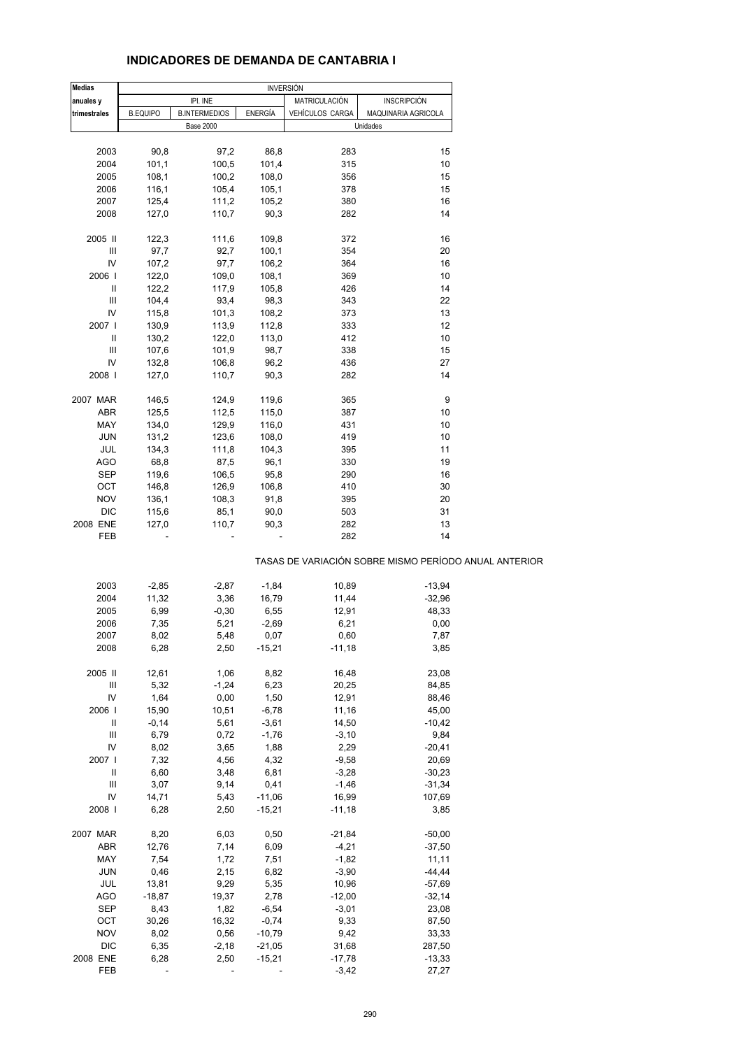# INDICADORES DE DEMANDA DE CANTABRIA I

| Medias anuales y trimestrales | INVERSIÓN | | | | |
|---|---|---|---|---|---|
| | IPI. INE | | | MATRICULACIÓN | INSCRIPCIÓN |
| | B.EQUIPO | B.INTERMEDIOS | ENERGÍA | VEHÍCULOS CARGA | MAQUINARIA AGRICOLA |
| | Base 2000 | | | Unidades | |
| 2003 | 90,8 | 97,2 | 86,8 | 283 | 15 |
| 2004 | 101,1 | 100,5 | 101,4 | 315 | 10 |
| 2005 | 108,1 | 100,2 | 108,0 | 356 | 15 |
| 2006 | 116,1 | 105,4 | 105,1 | 378 | 15 |
| 2007 | 125,4 | 111,2 | 105,2 | 380 | 16 |
| 2008 | 127,0 | 110,7 | 90,3 | 282 | 14 |
| 2005 II | 122,3 | 111,6 | 109,8 | 372 | 16 |
| III | 97,7 | 92,7 | 100,1 | 354 | 20 |
| IV | 107,2 | 97,7 | 106,2 | 364 | 16 |
| 2006 I | 122,0 | 109,0 | 108,1 | 369 | 10 |
| II | 122,2 | 117,9 | 105,8 | 426 | 14 |
| III | 104,4 | 93,4 | 98,3 | 343 | 22 |
| IV | 115,8 | 101,3 | 108,2 | 373 | 13 |
| 2007 I | 130,9 | 113,9 | 112,8 | 333 | 12 |
| II | 130,2 | 122,0 | 113,0 | 412 | 10 |
| III | 107,6 | 101,9 | 98,7 | 338 | 15 |
| IV | 132,8 | 106,8 | 96,2 | 436 | 27 |
| 2008 I | 127,0 | 110,7 | 90,3 | 282 | 14 |
| 2007 MAR | 146,5 | 124,9 | 119,6 | 365 | 9 |
| ABR | 125,5 | 112,5 | 115,0 | 387 | 10 |
| MAY | 134,0 | 129,9 | 116,0 | 431 | 10 |
| JUN | 131,2 | 123,6 | 108,0 | 419 | 10 |
| JUL | 134,3 | 111,8 | 104,3 | 395 | 11 |
| AGO | 68,8 | 87,5 | 96,1 | 330 | 19 |
| SEP | 119,6 | 106,5 | 95,8 | 290 | 16 |
| OCT | 146,8 | 126,9 | 106,8 | 410 | 30 |
| NOV | 136,1 | 108,3 | 91,8 | 395 | 20 |
| DIC | 115,6 | 85,1 | 90,0 | 503 | 31 |
| 2008 ENE | 127,0 | 110,7 | 90,3 | 282 | 13 |
| FEB | - | - | - | 282 | 14 |

TASAS DE VARIACIÓN SOBRE MISMO PERÍODO ANUAL ANTERIOR

| | B.EQUIPO | B.INTERMEDIOS | ENERGÍA | VEHÍCULOS CARGA | MAQUINARIA AGRICOLA |
|---|---|---|---|---|---|
| 2003 | -2,85 | -2,87 | -1,84 | 10,89 | -13,94 |
| 2004 | 11,32 | 3,36 | 16,79 | 11,44 | -32,96 |
| 2005 | 6,99 | -0,30 | 6,55 | 12,91 | 48,33 |
| 2006 | 7,35 | 5,21 | -2,69 | 6,21 | 0,00 |
| 2007 | 8,02 | 5,48 | 0,07 | 0,60 | 7,87 |
| 2008 | 6,28 | 2,50 | -15,21 | -11,18 | 3,85 |
| 2005 II | 12,61 | 1,06 | 8,82 | 16,48 | 23,08 |
| III | 5,32 | -1,24 | 6,23 | 20,25 | 84,85 |
| IV | 1,64 | 0,00 | 1,50 | 12,91 | 88,46 |
| 2006 I | 15,90 | 10,51 | -6,78 | 11,16 | 45,00 |
| II | -0,14 | 5,61 | -3,61 | 14,50 | -10,42 |
| III | 6,79 | 0,72 | -1,76 | -3,10 | 9,84 |
| IV | 8,02 | 3,65 | 1,88 | 2,29 | -20,41 |
| 2007 I | 7,32 | 4,56 | 4,32 | -9,58 | 20,69 |
| II | 6,60 | 3,48 | 6,81 | -3,28 | -30,23 |
| III | 3,07 | 9,14 | 0,41 | -1,46 | -31,34 |
| IV | 14,71 | 5,43 | -11,06 | 16,99 | 107,69 |
| 2008 I | 6,28 | 2,50 | -15,21 | -11,18 | 3,85 |
| 2007 MAR | 8,20 | 6,03 | 0,50 | -21,84 | -50,00 |
| ABR | 12,76 | 7,14 | 6,09 | -4,21 | -37,50 |
| MAY | 7,54 | 1,72 | 7,51 | -1,82 | 11,11 |
| JUN | 0,46 | 2,15 | 6,82 | -3,90 | -44,44 |
| JUL | 13,81 | 9,29 | 5,35 | 10,96 | -57,69 |
| AGO | -18,87 | 19,37 | 2,78 | -12,00 | -32,14 |
| SEP | 8,43 | 1,82 | -6,54 | -3,01 | 23,08 |
| OCT | 30,26 | 16,32 | -0,74 | 9,33 | 87,50 |
| NOV | 8,02 | 0,56 | -10,79 | 9,42 | 33,33 |
| DIC | 6,35 | -2,18 | -21,05 | 31,68 | 287,50 |
| 2008 ENE | 6,28 | 2,50 | -15,21 | -17,78 | -13,33 |
| FEB | - | - | - | -3,42 | 27,27 |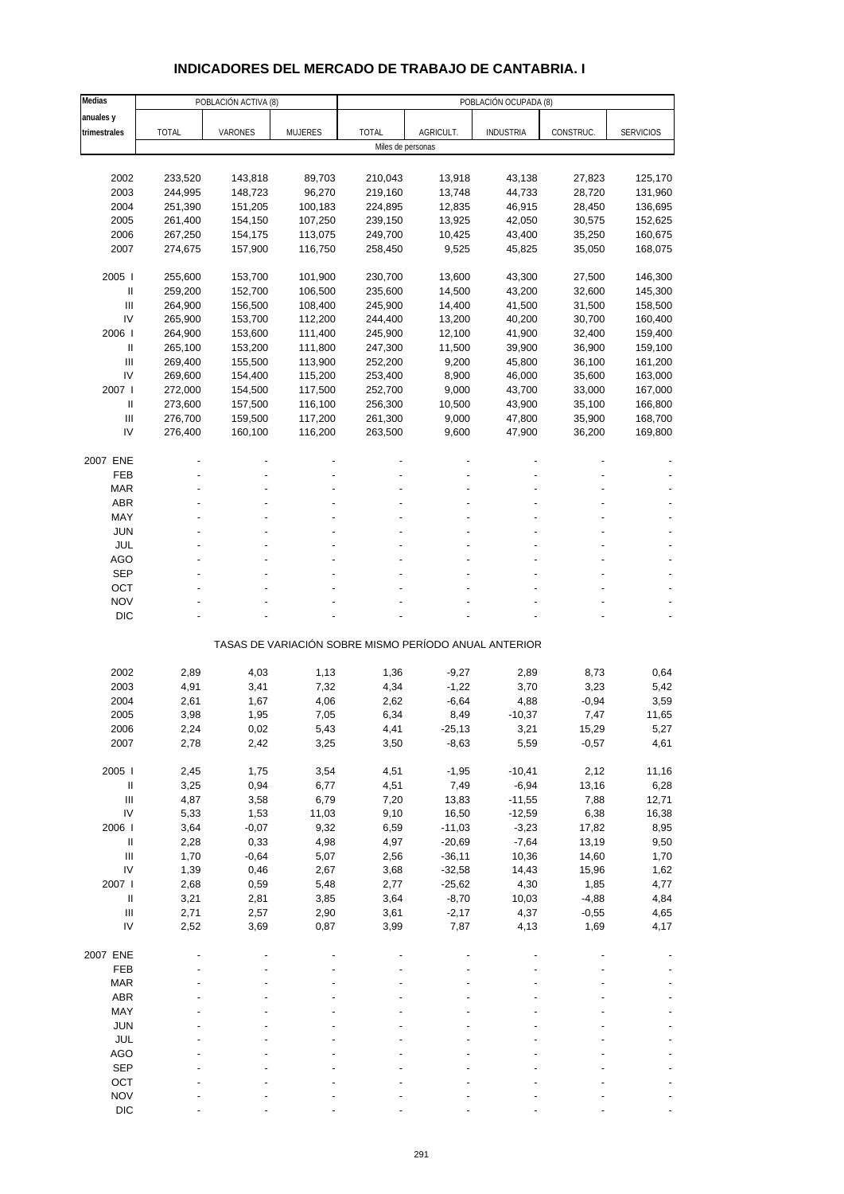## INDICADORES DEL MERCADO DE TRABAJO DE CANTABRIA. I

| Medias anuales y trimestrales | POBLACIÓN ACTIVA (8) | | | POBLACIÓN OCUPADA (8) | | | | |
|---|---|---|---|---|---|---|---|---|
| | TOTAL | VARONES | MUJERES | TOTAL | AGRICULT. | INDUSTRIA | CONSTRUC. | SERVICIOS |
| | Miles de personas | | | | | | | |
| 2002 | 233,520 | 143,818 | 89,703 | 210,043 | 13,918 | 43,138 | 27,823 | 125,170 |
| 2003 | 244,995 | 148,723 | 96,270 | 219,160 | 13,748 | 44,733 | 28,720 | 131,960 |
| 2004 | 251,390 | 151,205 | 100,183 | 224,895 | 12,835 | 46,915 | 28,450 | 136,695 |
| 2005 | 261,400 | 154,150 | 107,250 | 239,150 | 13,925 | 42,050 | 30,575 | 152,625 |
| 2006 | 267,250 | 154,175 | 113,075 | 249,700 | 10,425 | 43,400 | 35,250 | 160,675 |
| 2007 | 274,675 | 157,900 | 116,750 | 258,450 | 9,525 | 45,825 | 35,050 | 168,075 |
| 2005 I | 255,600 | 153,700 | 101,900 | 230,700 | 13,600 | 43,300 | 27,500 | 146,300 |
| II | 259,200 | 152,700 | 106,500 | 235,600 | 14,500 | 43,200 | 32,600 | 145,300 |
| III | 264,900 | 156,500 | 108,400 | 245,900 | 14,400 | 41,500 | 31,500 | 158,500 |
| IV | 265,900 | 153,700 | 112,200 | 244,400 | 13,200 | 40,200 | 30,700 | 160,400 |
| 2006 I | 264,900 | 153,600 | 111,400 | 245,900 | 12,100 | 41,900 | 32,400 | 159,400 |
| II | 265,100 | 153,200 | 111,800 | 247,300 | 11,500 | 39,900 | 36,900 | 159,100 |
| III | 269,400 | 155,500 | 113,900 | 252,200 | 9,200 | 45,800 | 36,100 | 161,200 |
| IV | 269,600 | 154,400 | 115,200 | 253,400 | 8,900 | 46,000 | 35,600 | 163,000 |
| 2007 I | 272,000 | 154,500 | 117,500 | 252,700 | 9,000 | 43,700 | 33,000 | 167,000 |
| II | 273,600 | 157,500 | 116,100 | 256,300 | 10,500 | 43,900 | 35,100 | 166,800 |
| III | 276,700 | 159,500 | 117,200 | 261,300 | 9,000 | 47,800 | 35,900 | 168,700 |
| IV | 276,400 | 160,100 | 116,200 | 263,500 | 9,600 | 47,900 | 36,200 | 169,800 |
| 2007 ENE | - | - | - | - | - | - | - | - |
| FEB | - | - | - | - | - | - | - | - |
| MAR | - | - | - | - | - | - | - | - |
| ABR | - | - | - | - | - | - | - | - |
| MAY | - | - | - | - | - | - | - | - |
| JUN | - | - | - | - | - | - | - | - |
| JUL | - | - | - | - | - | - | - | - |
| AGO | - | - | - | - | - | - | - | - |
| SEP | - | - | - | - | - | - | - | - |
| OCT | - | - | - | - | - | - | - | - |
| NOV | - | - | - | - | - | - | - | - |
| DIC | - | - | - | - | - | - | - | - |
| | TASAS DE VARIACIÓN SOBRE MISMO PERÍODO ANUAL ANTERIOR | | | | | | | |
| 2002 | 2,89 | 4,03 | 1,13 | 1,36 | -9,27 | 2,89 | 8,73 | 0,64 |
| 2003 | 4,91 | 3,41 | 7,32 | 4,34 | -1,22 | 3,70 | 3,23 | 5,42 |
| 2004 | 2,61 | 1,67 | 4,06 | 2,62 | -6,64 | 4,88 | -0,94 | 3,59 |
| 2005 | 3,98 | 1,95 | 7,05 | 6,34 | 8,49 | -10,37 | 7,47 | 11,65 |
| 2006 | 2,24 | 0,02 | 5,43 | 4,41 | -25,13 | 3,21 | 15,29 | 5,27 |
| 2007 | 2,78 | 2,42 | 3,25 | 3,50 | -8,63 | 5,59 | -0,57 | 4,61 |
| 2005 I | 2,45 | 1,75 | 3,54 | 4,51 | -1,95 | -10,41 | 2,12 | 11,16 |
| II | 3,25 | 0,94 | 6,77 | 4,51 | 7,49 | -6,94 | 13,16 | 6,28 |
| III | 4,87 | 3,58 | 6,79 | 7,20 | 13,83 | -11,55 | 7,88 | 12,71 |
| IV | 5,33 | 1,53 | 11,03 | 9,10 | 16,50 | -12,59 | 6,38 | 16,38 |
| 2006 I | 3,64 | -0,07 | 9,32 | 6,59 | -11,03 | -3,23 | 17,82 | 8,95 |
| II | 2,28 | 0,33 | 4,98 | 4,97 | -20,69 | -7,64 | 13,19 | 9,50 |
| III | 1,70 | -0,64 | 5,07 | 2,56 | -36,11 | 10,36 | 14,60 | 1,70 |
| IV | 1,39 | 0,46 | 2,67 | 3,68 | -32,58 | 14,43 | 15,96 | 1,62 |
| 2007 I | 2,68 | 0,59 | 5,48 | 2,77 | -25,62 | 4,30 | 1,85 | 4,77 |
| II | 3,21 | 2,81 | 3,85 | 3,64 | -8,70 | 10,03 | -4,88 | 4,84 |
| III | 2,71 | 2,57 | 2,90 | 3,61 | -2,17 | 4,37 | -0,55 | 4,65 |
| IV | 2,52 | 3,69 | 0,87 | 3,99 | 7,87 | 4,13 | 1,69 | 4,17 |
| 2007 ENE | - | - | - | - | - | - | - | - |
| FEB | - | - | - | - | - | - | - | - |
| MAR | - | - | - | - | - | - | - | - |
| ABR | - | - | - | - | - | - | - | - |
| MAY | - | - | - | - | - | - | - | - |
| JUN | - | - | - | - | - | - | - | - |
| JUL | - | - | - | - | - | - | - | - |
| AGO | - | - | - | - | - | - | - | - |
| SEP | - | - | - | - | - | - | - | - |
| OCT | - | - | - | - | - | - | - | - |
| NOV | - | - | - | - | - | - | - | - |
| DIC | - | - | - | - | - | - | - | - |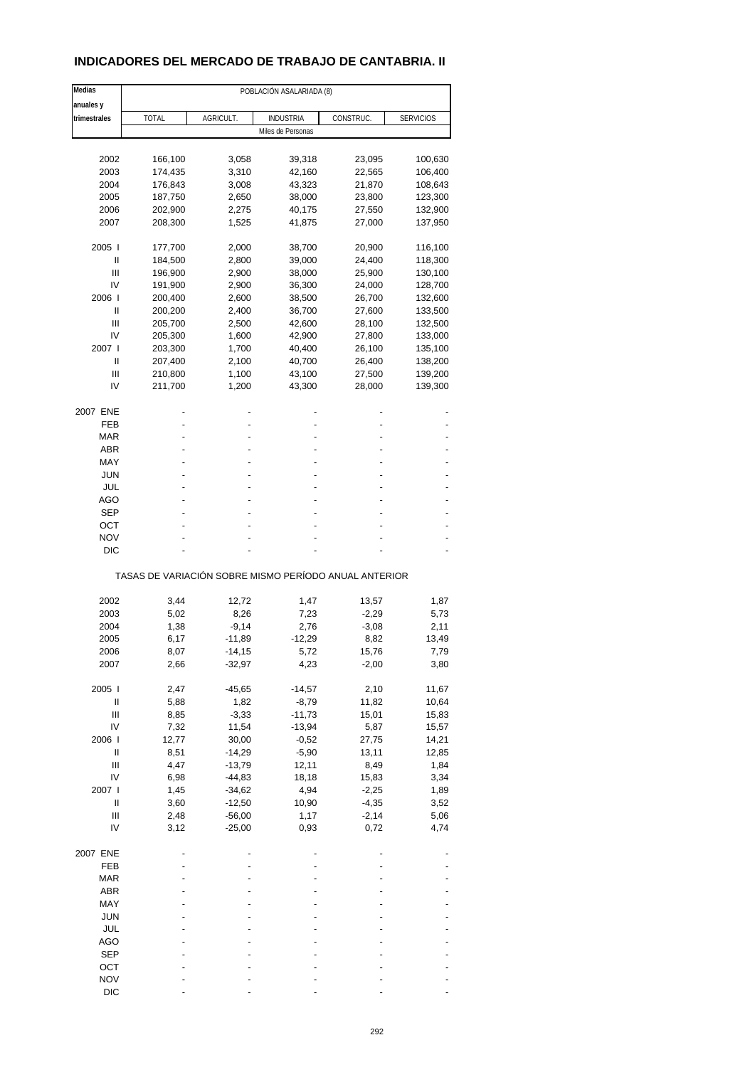## INDICADORES DEL MERCADO DE TRABAJO DE CANTABRIA. II

| Medias anuales y trimestrales | POBLACIÓN ASALARIADA (8) | | | | |
|---|---|---|---|---|---|
| | TOTAL | AGRICULT. | INDUSTRIA | CONSTRUC. | SERVICIOS |
| | Miles de Personas | | | | |
| 2002 | 166,100 | 3,058 | 39,318 | 23,095 | 100,630 |
| 2003 | 174,435 | 3,310 | 42,160 | 22,565 | 106,400 |
| 2004 | 176,843 | 3,008 | 43,323 | 21,870 | 108,643 |
| 2005 | 187,750 | 2,650 | 38,000 | 23,800 | 123,300 |
| 2006 | 202,900 | 2,275 | 40,175 | 27,550 | 132,900 |
| 2007 | 208,300 | 1,525 | 41,875 | 27,000 | 137,950 |
| 2005 I | 177,700 | 2,000 | 38,700 | 20,900 | 116,100 |
| II | 184,500 | 2,800 | 39,000 | 24,400 | 118,300 |
| III | 196,900 | 2,900 | 38,000 | 25,900 | 130,100 |
| IV | 191,900 | 2,900 | 36,300 | 24,000 | 128,700 |
| 2006 I | 200,400 | 2,600 | 38,500 | 26,700 | 132,600 |
| II | 200,200 | 2,400 | 36,700 | 27,600 | 133,500 |
| III | 205,700 | 2,500 | 42,600 | 28,100 | 132,500 |
| IV | 205,300 | 1,600 | 42,900 | 27,800 | 133,000 |
| 2007 I | 203,300 | 1,700 | 40,400 | 26,100 | 135,100 |
| II | 207,400 | 2,100 | 40,700 | 26,400 | 138,200 |
| III | 210,800 | 1,100 | 43,100 | 27,500 | 139,200 |
| IV | 211,700 | 1,200 | 43,300 | 28,000 | 139,300 |
| 2007 ENE | - | - | - | - | - |
| FEB | - | - | - | - | - |
| MAR | - | - | - | - | - |
| ABR | - | - | - | - | - |
| MAY | - | - | - | - | - |
| JUN | - | - | - | - | - |
| JUL | - | - | - | - | - |
| AGO | - | - | - | - | - |
| SEP | - | - | - | - | - |
| OCT | - | - | - | - | - |
| NOV | - | - | - | - | - |
| DIC | - | - | - | - | - |
| | TASAS DE VARIACIÓN SOBRE MISMO PERÍODO ANUAL ANTERIOR | | | | |
| 2002 | 3,44 | 12,72 | 1,47 | 13,57 | 1,87 |
| 2003 | 5,02 | 8,26 | 7,23 | -2,29 | 5,73 |
| 2004 | 1,38 | -9,14 | 2,76 | -3,08 | 2,11 |
| 2005 | 6,17 | -11,89 | -12,29 | 8,82 | 13,49 |
| 2006 | 8,07 | -14,15 | 5,72 | 15,76 | 7,79 |
| 2007 | 2,66 | -32,97 | 4,23 | -2,00 | 3,80 |
| 2005 I | 2,47 | -45,65 | -14,57 | 2,10 | 11,67 |
| II | 5,88 | 1,82 | -8,79 | 11,82 | 10,64 |
| III | 8,85 | -3,33 | -11,73 | 15,01 | 15,83 |
| IV | 7,32 | 11,54 | -13,94 | 5,87 | 15,57 |
| 2006 I | 12,77 | 30,00 | -0,52 | 27,75 | 14,21 |
| II | 8,51 | -14,29 | -5,90 | 13,11 | 12,85 |
| III | 4,47 | -13,79 | 12,11 | 8,49 | 1,84 |
| IV | 6,98 | -44,83 | 18,18 | 15,83 | 3,34 |
| 2007 I | 1,45 | -34,62 | 4,94 | -2,25 | 1,89 |
| II | 3,60 | -12,50 | 10,90 | -4,35 | 3,52 |
| III | 2,48 | -56,00 | 1,17 | -2,14 | 5,06 |
| IV | 3,12 | -25,00 | 0,93 | 0,72 | 4,74 |
| 2007 ENE | - | - | - | - | - |
| FEB | - | - | - | - | - |
| MAR | - | - | - | - | - |
| ABR | - | - | - | - | - |
| MAY | - | - | - | - | - |
| JUN | - | - | - | - | - |
| JUL | - | - | - | - | - |
| AGO | - | - | - | - | - |
| SEP | - | - | - | - | - |
| OCT | - | - | - | - | - |
| NOV | - | - | - | - | - |
| DIC | - | - | - | - | - |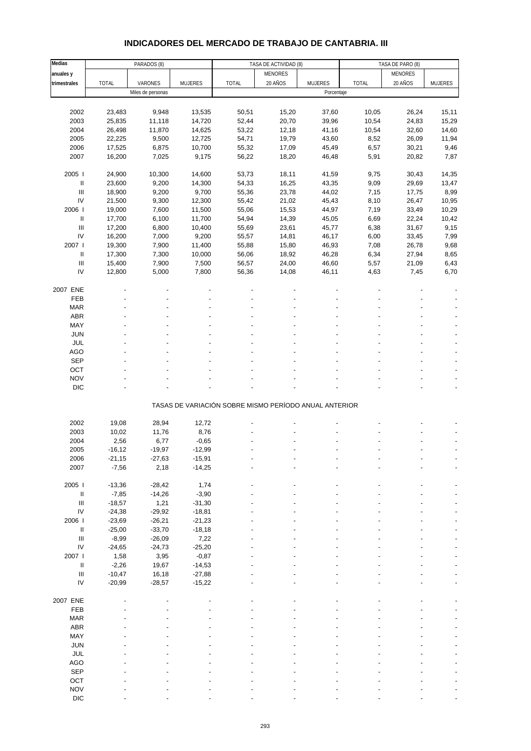# INDICADORES DEL MERCADO DE TRABAJO DE CANTABRIA. III

| Medias anuales y trimestrales | PARADOS (8) | | | TASA DE ACTIVIDAD (8) | | | TASA DE PARO (8) | | |
|---|---|---|---|---|---|---|---|---|---|
| | TOTAL | VARONES | MUJERES | TOTAL | MENORES 20 AÑOS | MUJERES | TOTAL | MENORES 20 AÑOS | MUJERES |
| | Miles de personas | | | Porcentaje | | | | | |
| 2002 | 23,483 | 9,948 | 13,535 | 50,51 | 15,20 | 37,60 | 10,05 | 26,24 | 15,11 |
| 2003 | 25,835 | 11,118 | 14,720 | 52,44 | 20,70 | 39,96 | 10,54 | 24,83 | 15,29 |
| 2004 | 26,498 | 11,870 | 14,625 | 53,22 | 12,18 | 41,16 | 10,54 | 32,60 | 14,60 |
| 2005 | 22,225 | 9,500 | 12,725 | 54,71 | 19,79 | 43,60 | 8,52 | 26,09 | 11,94 |
| 2006 | 17,525 | 6,875 | 10,700 | 55,32 | 17,09 | 45,49 | 6,57 | 30,21 | 9,46 |
| 2007 | 16,200 | 7,025 | 9,175 | 56,22 | 18,20 | 46,48 | 5,91 | 20,82 | 7,87 |
| 2005 I | 24,900 | 10,300 | 14,600 | 53,73 | 18,11 | 41,59 | 9,75 | 30,43 | 14,35 |
| II | 23,600 | 9,200 | 14,300 | 54,33 | 16,25 | 43,35 | 9,09 | 29,69 | 13,47 |
| III | 18,900 | 9,200 | 9,700 | 55,36 | 23,78 | 44,02 | 7,15 | 17,75 | 8,99 |
| IV | 21,500 | 9,300 | 12,300 | 55,42 | 21,02 | 45,43 | 8,10 | 26,47 | 10,95 |
| 2006 I | 19,000 | 7,600 | 11,500 | 55,06 | 15,53 | 44,97 | 7,19 | 33,49 | 10,29 |
| II | 17,700 | 6,100 | 11,700 | 54,94 | 14,39 | 45,05 | 6,69 | 22,24 | 10,42 |
| III | 17,200 | 6,800 | 10,400 | 55,69 | 23,61 | 45,77 | 6,38 | 31,67 | 9,15 |
| IV | 16,200 | 7,000 | 9,200 | 55,57 | 14,81 | 46,17 | 6,00 | 33,45 | 7,99 |
| 2007 I | 19,300 | 7,900 | 11,400 | 55,88 | 15,80 | 46,93 | 7,08 | 26,78 | 9,68 |
| II | 17,300 | 7,300 | 10,000 | 56,06 | 18,92 | 46,28 | 6,34 | 27,94 | 8,65 |
| III | 15,400 | 7,900 | 7,500 | 56,57 | 24,00 | 46,60 | 5,57 | 21,09 | 6,43 |
| IV | 12,800 | 5,000 | 7,800 | 56,36 | 14,08 | 46,11 | 4,63 | 7,45 | 6,70 |
| 2007 ENE | - | - | - | - | - | - | - | - | - |
| FEB | - | - | - | - | - | - | - | - | - |
| MAR | - | - | - | - | - | - | - | - | - |
| ABR | - | - | - | - | - | - | - | - | - |
| MAY | - | - | - | - | - | - | - | - | - |
| JUN | - | - | - | - | - | - | - | - | - |
| JUL | - | - | - | - | - | - | - | - | - |
| AGO | - | - | - | - | - | - | - | - | - |
| SEP | - | - | - | - | - | - | - | - | - |
| OCT | - | - | - | - | - | - | - | - | - |
| NOV | - | - | - | - | - | - | - | - | - |
| DIC | - | - | - | - | - | - | - | - | - |
| | TASAS DE VARIACIÓN SOBRE MISMO PERÍODO ANUAL ANTERIOR | | | | | | | | |
| 2002 | 19,08 | 28,94 | 12,72 | - | - | - | - | - | - |
| 2003 | 10,02 | 11,76 | 8,76 | - | - | - | - | - | - |
| 2004 | 2,56 | 6,77 | -0,65 | - | - | - | - | - | - |
| 2005 | -16,12 | -19,97 | -12,99 | - | - | - | - | - | - |
| 2006 | -21,15 | -27,63 | -15,91 | - | - | - | - | - | - |
| 2007 | -7,56 | 2,18 | -14,25 | - | - | - | - | - | - |
| 2005 I | -13,36 | -28,42 | 1,74 | - | - | - | - | - | - |
| II | -7,85 | -14,26 | -3,90 | - | - | - | - | - | - |
| III | -18,57 | 1,21 | -31,30 | - | - | - | - | - | - |
| IV | -24,38 | -29,92 | -18,81 | - | - | - | - | - | - |
| 2006 I | -23,69 | -26,21 | -21,23 | - | - | - | - | - | - |
| II | -25,00 | -33,70 | -18,18 | - | - | - | - | - | - |
| III | -8,99 | -26,09 | 7,22 | - | - | - | - | - | - |
| IV | -24,65 | -24,73 | -25,20 | - | - | - | - | - | - |
| 2007 I | 1,58 | 3,95 | -0,87 | - | - | - | - | - | - |
| II | -2,26 | 19,67 | -14,53 | - | - | - | - | - | - |
| III | -10,47 | 16,18 | -27,88 | - | - | - | - | - | - |
| IV | -20,99 | -28,57 | -15,22 | - | - | - | - | - | - |
| 2007 ENE | - | - | - | - | - | - | - | - | - |
| FEB | - | - | - | - | - | - | - | - | - |
| MAR | - | - | - | - | - | - | - | - | - |
| ABR | - | - | - | - | - | - | - | - | - |
| MAY | - | - | - | - | - | - | - | - | - |
| JUN | - | - | - | - | - | - | - | - | - |
| JUL | - | - | - | - | - | - | - | - | - |
| AGO | - | - | - | - | - | - | - | - | - |
| SEP | - | - | - | - | - | - | - | - | - |
| OCT | - | - | - | - | - | - | - | - | - |
| NOV | - | - | - | - | - | - | - | - | - |
| DIC | - | - | - | - | - | - | - | - | - |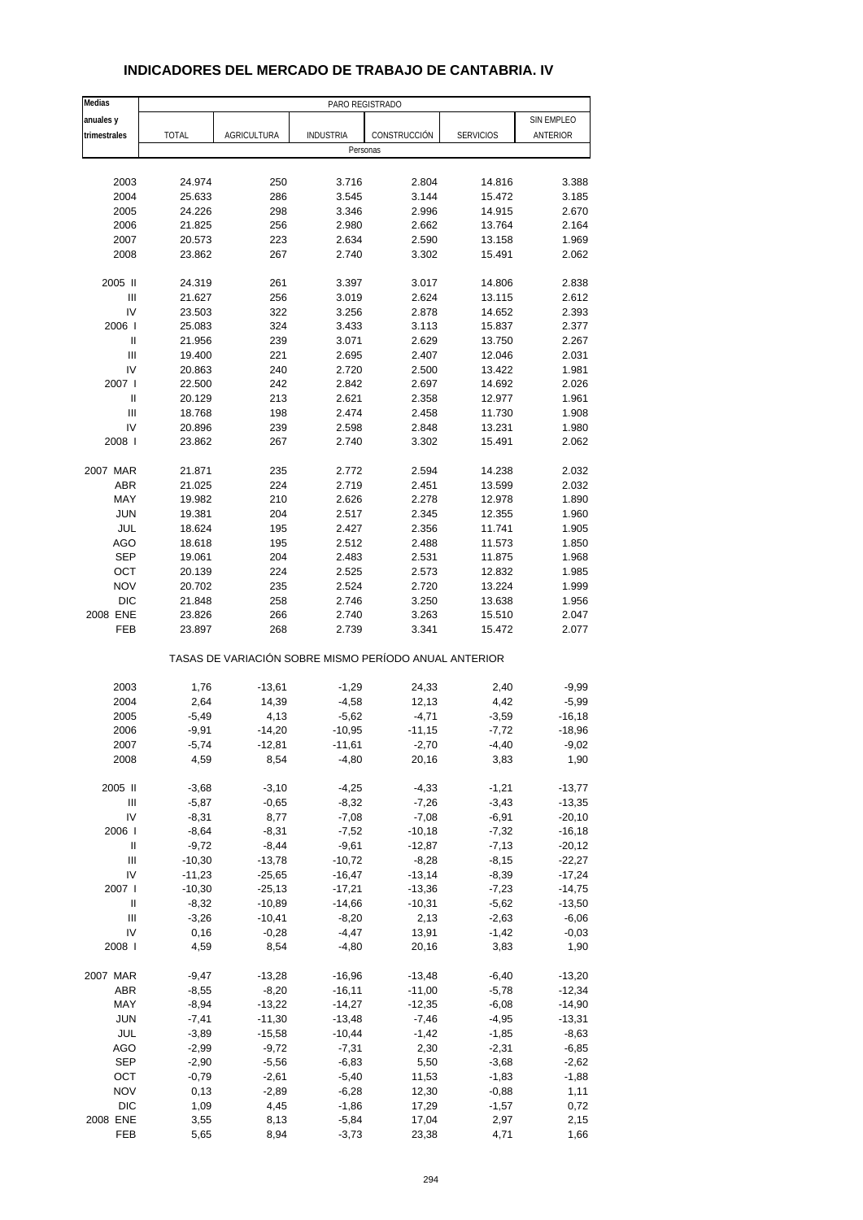# INDICADORES DEL MERCADO DE TRABAJO DE CANTABRIA. IV

| Medias anuales y trimestrales | PARO REGISTRADO | | | | | |
|---|---|---|---|---|---|---|
| | TOTAL | AGRICULTURA | INDUSTRIA | CONSTRUCCIÓN | SERVICIOS | SIN EMPLEO ANTERIOR |
| | Personas | | | | | |
| 2003 | 24.974 | 250 | 3.716 | 2.804 | 14.816 | 3.388 |
| 2004 | 25.633 | 286 | 3.545 | 3.144 | 15.472 | 3.185 |
| 2005 | 24.226 | 298 | 3.346 | 2.996 | 14.915 | 2.670 |
| 2006 | 21.825 | 256 | 2.980 | 2.662 | 13.764 | 2.164 |
| 2007 | 20.573 | 223 | 2.634 | 2.590 | 13.158 | 1.969 |
| 2008 | 23.862 | 267 | 2.740 | 3.302 | 15.491 | 2.062 |
| 2005 II | 24.319 | 261 | 3.397 | 3.017 | 14.806 | 2.838 |
| III | 21.627 | 256 | 3.019 | 2.624 | 13.115 | 2.612 |
| IV | 23.503 | 322 | 3.256 | 2.878 | 14.652 | 2.393 |
| 2006 I | 25.083 | 324 | 3.433 | 3.113 | 15.837 | 2.377 |
| II | 21.956 | 239 | 3.071 | 2.629 | 13.750 | 2.267 |
| III | 19.400 | 221 | 2.695 | 2.407 | 12.046 | 2.031 |
| IV | 20.863 | 240 | 2.720 | 2.500 | 13.422 | 1.981 |
| 2007 I | 22.500 | 242 | 2.842 | 2.697 | 14.692 | 2.026 |
| II | 20.129 | 213 | 2.621 | 2.358 | 12.977 | 1.961 |
| III | 18.768 | 198 | 2.474 | 2.458 | 11.730 | 1.908 |
| IV | 20.896 | 239 | 2.598 | 2.848 | 13.231 | 1.980 |
| 2008 I | 23.862 | 267 | 2.740 | 3.302 | 15.491 | 2.062 |
| 2007 MAR | 21.871 | 235 | 2.772 | 2.594 | 14.238 | 2.032 |
| ABR | 21.025 | 224 | 2.719 | 2.451 | 13.599 | 2.032 |
| MAY | 19.982 | 210 | 2.626 | 2.278 | 12.978 | 1.890 |
| JUN | 19.381 | 204 | 2.517 | 2.345 | 12.355 | 1.960 |
| JUL | 18.624 | 195 | 2.427 | 2.356 | 11.741 | 1.905 |
| AGO | 18.618 | 195 | 2.512 | 2.488 | 11.573 | 1.850 |
| SEP | 19.061 | 204 | 2.483 | 2.531 | 11.875 | 1.968 |
| OCT | 20.139 | 224 | 2.525 | 2.573 | 12.832 | 1.985 |
| NOV | 20.702 | 235 | 2.524 | 2.720 | 13.224 | 1.999 |
| DIC | 21.848 | 258 | 2.746 | 3.250 | 13.638 | 1.956 |
| 2008 ENE | 23.826 | 266 | 2.740 | 3.263 | 15.510 | 2.047 |
| FEB | 23.897 | 268 | 2.739 | 3.341 | 15.472 | 2.077 |
| | TASAS DE VARIACIÓN SOBRE MISMO PERÍODO ANUAL ANTERIOR | | | | | |
| 2003 | 1,76 | -13,61 | -1,29 | 24,33 | 2,40 | -9,99 |
| 2004 | 2,64 | 14,39 | -4,58 | 12,13 | 4,42 | -5,99 |
| 2005 | -5,49 | 4,13 | -5,62 | -4,71 | -3,59 | -16,18 |
| 2006 | -9,91 | -14,20 | -10,95 | -11,15 | -7,72 | -18,96 |
| 2007 | -5,74 | -12,81 | -11,61 | -2,70 | -4,40 | -9,02 |
| 2008 | 4,59 | 8,54 | -4,80 | 20,16 | 3,83 | 1,90 |
| 2005 II | -3,68 | -3,10 | -4,25 | -4,33 | -1,21 | -13,77 |
| III | -5,87 | -0,65 | -8,32 | -7,26 | -3,43 | -13,35 |
| IV | -8,31 | 8,77 | -7,08 | -7,08 | -6,91 | -20,10 |
| 2006 I | -8,64 | -8,31 | -7,52 | -10,18 | -7,32 | -16,18 |
| II | -9,72 | -8,44 | -9,61 | -12,87 | -7,13 | -20,12 |
| III | -10,30 | -13,78 | -10,72 | -8,28 | -8,15 | -22,27 |
| IV | -11,23 | -25,65 | -16,47 | -13,14 | -8,39 | -17,24 |
| 2007 I | -10,30 | -25,13 | -17,21 | -13,36 | -7,23 | -14,75 |
| II | -8,32 | -10,89 | -14,66 | -10,31 | -5,62 | -13,50 |
| III | -3,26 | -10,41 | -8,20 | 2,13 | -2,63 | -6,06 |
| IV | 0,16 | -0,28 | -4,47 | 13,91 | -1,42 | -0,03 |
| 2008 I | 4,59 | 8,54 | -4,80 | 20,16 | 3,83 | 1,90 |
| 2007 MAR | -9,47 | -13,28 | -16,96 | -13,48 | -6,40 | -13,20 |
| ABR | -8,55 | -8,20 | -16,11 | -11,00 | -5,78 | -12,34 |
| MAY | -8,94 | -13,22 | -14,27 | -12,35 | -6,08 | -14,90 |
| JUN | -7,41 | -11,30 | -13,48 | -7,46 | -4,95 | -13,31 |
| JUL | -3,89 | -15,58 | -10,44 | -1,42 | -1,85 | -8,63 |
| AGO | -2,99 | -9,72 | -7,31 | 2,30 | -2,31 | -6,85 |
| SEP | -2,90 | -5,56 | -6,83 | 5,50 | -3,68 | -2,62 |
| OCT | -0,79 | -2,61 | -5,40 | 11,53 | -1,83 | -1,88 |
| NOV | 0,13 | -2,89 | -6,28 | 12,30 | -0,88 | 1,11 |
| DIC | 1,09 | 4,45 | -1,86 | 17,29 | -1,57 | 0,72 |
| 2008 ENE | 3,55 | 8,13 | -5,84 | 17,04 | 2,97 | 2,15 |
| FEB | 5,65 | 8,94 | -3,73 | 23,38 | 4,71 | 1,66 |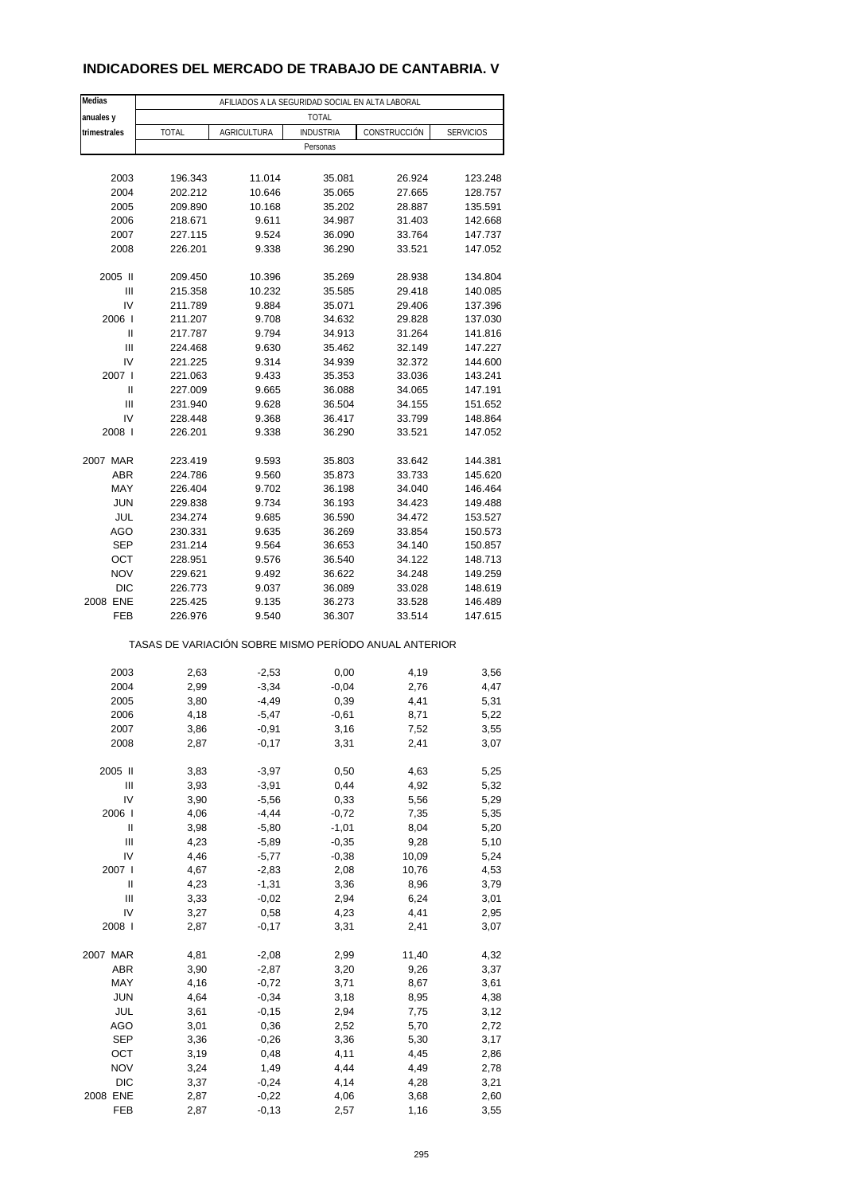## INDICADORES DEL MERCADO DE TRABAJO DE CANTABRIA. V

| Medias anuales y trimestrales | AFILIADOS A LA SEGURIDAD SOCIAL EN ALTA LABORAL | | | | |
|---|---|---|---|---|---|
| | TOTAL | | | | |
| | TOTAL | AGRICULTURA | INDUSTRIA | CONSTRUCCIÓN | SERVICIOS |
| | Personas | | | | |
| 2003 | 196.343 | 11.014 | 35.081 | 26.924 | 123.248 |
| 2004 | 202.212 | 10.646 | 35.065 | 27.665 | 128.757 |
| 2005 | 209.890 | 10.168 | 35.202 | 28.887 | 135.591 |
| 2006 | 218.671 | 9.611 | 34.987 | 31.403 | 142.668 |
| 2007 | 227.115 | 9.524 | 36.090 | 33.764 | 147.737 |
| 2008 | 226.201 | 9.338 | 36.290 | 33.521 | 147.052 |
| 2005 II | 209.450 | 10.396 | 35.269 | 28.938 | 134.804 |
| III | 215.358 | 10.232 | 35.585 | 29.418 | 140.085 |
| IV | 211.789 | 9.884 | 35.071 | 29.406 | 137.396 |
| 2006 I | 211.207 | 9.708 | 34.632 | 29.828 | 137.030 |
| II | 217.787 | 9.794 | 34.913 | 31.264 | 141.816 |
| III | 224.468 | 9.630 | 35.462 | 32.149 | 147.227 |
| IV | 221.225 | 9.314 | 34.939 | 32.372 | 144.600 |
| 2007 I | 221.063 | 9.433 | 35.353 | 33.036 | 143.241 |
| II | 227.009 | 9.665 | 36.088 | 34.065 | 147.191 |
| III | 231.940 | 9.628 | 36.504 | 34.155 | 151.652 |
| IV | 228.448 | 9.368 | 36.417 | 33.799 | 148.864 |
| 2008 I | 226.201 | 9.338 | 36.290 | 33.521 | 147.052 |
| 2007 MAR | 223.419 | 9.593 | 35.803 | 33.642 | 144.381 |
| ABR | 224.786 | 9.560 | 35.873 | 33.733 | 145.620 |
| MAY | 226.404 | 9.702 | 36.198 | 34.040 | 146.464 |
| JUN | 229.838 | 9.734 | 36.193 | 34.423 | 149.488 |
| JUL | 234.274 | 9.685 | 36.590 | 34.472 | 153.527 |
| AGO | 230.331 | 9.635 | 36.269 | 33.854 | 150.573 |
| SEP | 231.214 | 9.564 | 36.653 | 34.140 | 150.857 |
| OCT | 228.951 | 9.576 | 36.540 | 34.122 | 148.713 |
| NOV | 229.621 | 9.492 | 36.622 | 34.248 | 149.259 |
| DIC | 226.773 | 9.037 | 36.089 | 33.028 | 148.619 |
| 2008 ENE | 225.425 | 9.135 | 36.273 | 33.528 | 146.489 |
| FEB | 226.976 | 9.540 | 36.307 | 33.514 | 147.615 |
| | TASAS DE VARIACIÓN SOBRE MISMO PERÍODO ANUAL ANTERIOR | | | | |
| 2003 | 2,63 | -2,53 | 0,00 | 4,19 | 3,56 |
| 2004 | 2,99 | -3,34 | -0,04 | 2,76 | 4,47 |
| 2005 | 3,80 | -4,49 | 0,39 | 4,41 | 5,31 |
| 2006 | 4,18 | -5,47 | -0,61 | 8,71 | 5,22 |
| 2007 | 3,86 | -0,91 | 3,16 | 7,52 | 3,55 |
| 2008 | 2,87 | -0,17 | 3,31 | 2,41 | 3,07 |
| 2005 II | 3,83 | -3,97 | 0,50 | 4,63 | 5,25 |
| III | 3,93 | -3,91 | 0,44 | 4,92 | 5,32 |
| IV | 3,90 | -5,56 | 0,33 | 5,56 | 5,29 |
| 2006 I | 4,06 | -4,44 | -0,72 | 7,35 | 5,35 |
| II | 3,98 | -5,80 | -1,01 | 8,04 | 5,20 |
| III | 4,23 | -5,89 | -0,35 | 9,28 | 5,10 |
| IV | 4,46 | -5,77 | -0,38 | 10,09 | 5,24 |
| 2007 I | 4,67 | -2,83 | 2,08 | 10,76 | 4,53 |
| II | 4,23 | -1,31 | 3,36 | 8,96 | 3,79 |
| III | 3,33 | -0,02 | 2,94 | 6,24 | 3,01 |
| IV | 3,27 | 0,58 | 4,23 | 4,41 | 2,95 |
| 2008 I | 2,87 | -0,17 | 3,31 | 2,41 | 3,07 |
| 2007 MAR | 4,81 | -2,08 | 2,99 | 11,40 | 4,32 |
| ABR | 3,90 | -2,87 | 3,20 | 9,26 | 3,37 |
| MAY | 4,16 | -0,72 | 3,71 | 8,67 | 3,61 |
| JUN | 4,64 | -0,34 | 3,18 | 8,95 | 4,38 |
| JUL | 3,61 | -0,15 | 2,94 | 7,75 | 3,12 |
| AGO | 3,01 | 0,36 | 2,52 | 5,70 | 2,72 |
| SEP | 3,36 | -0,26 | 3,36 | 5,30 | 3,17 |
| OCT | 3,19 | 0,48 | 4,11 | 4,45 | 2,86 |
| NOV | 3,24 | 1,49 | 4,44 | 4,49 | 2,78 |
| DIC | 3,37 | -0,24 | 4,14 | 4,28 | 3,21 |
| 2008 ENE | 2,87 | -0,22 | 4,06 | 3,68 | 2,60 |
| FEB | 2,87 | -0,13 | 2,57 | 1,16 | 3,55 |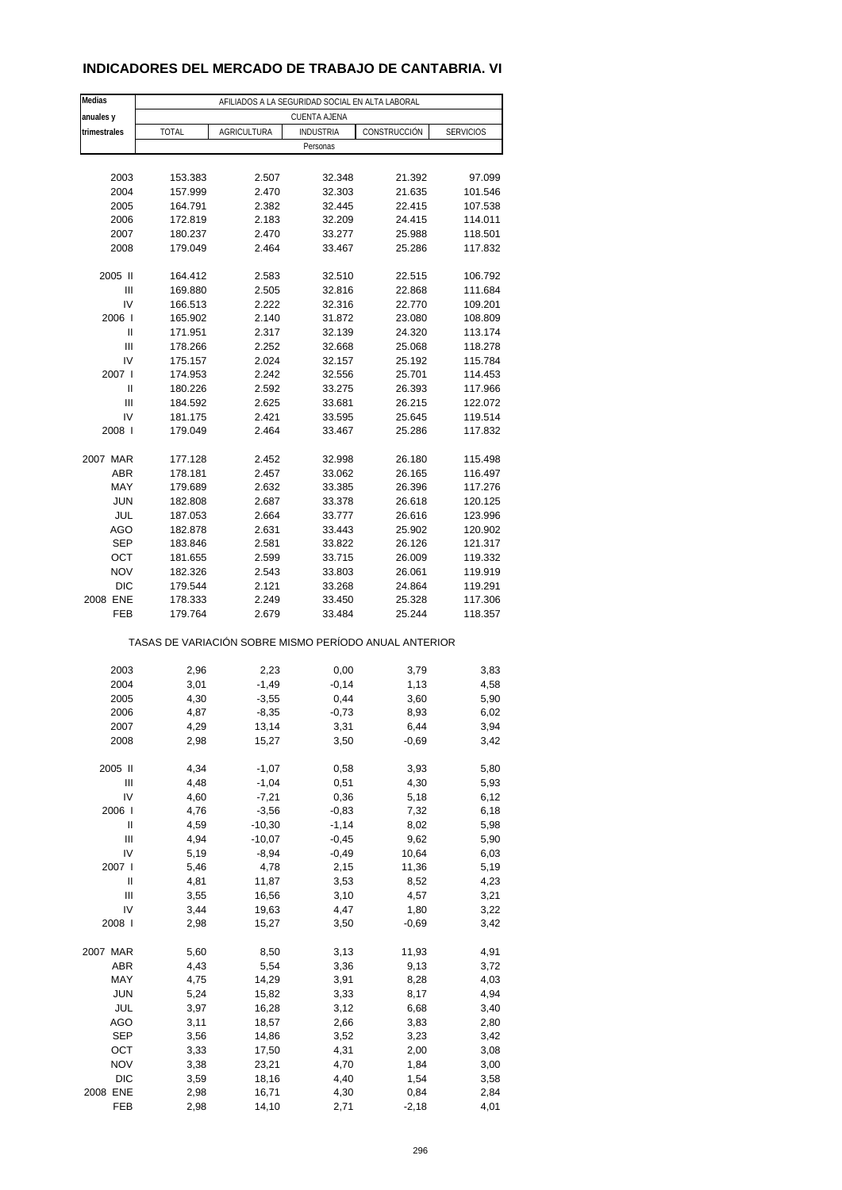## INDICADORES DEL MERCADO DE TRABAJO DE CANTABRIA. VI

| Medias anuales y trimestrales | AFILIADOS A LA SEGURIDAD SOCIAL EN ALTA LABORAL | | | | |
|---|---|---|---|---|---|
| | CUENTA AJENA | | | | |
| | TOTAL | AGRICULTURA | INDUSTRIA | CONSTRUCCIÓN | SERVICIOS |
| | Personas | | | | |
| 2003 | 153.383 | 2.507 | 32.348 | 21.392 | 97.099 |
| 2004 | 157.999 | 2.470 | 32.303 | 21.635 | 101.546 |
| 2005 | 164.791 | 2.382 | 32.445 | 22.415 | 107.538 |
| 2006 | 172.819 | 2.183 | 32.209 | 24.415 | 114.011 |
| 2007 | 180.237 | 2.470 | 33.277 | 25.988 | 118.501 |
| 2008 | 179.049 | 2.464 | 33.467 | 25.286 | 117.832 |
| 2005 II | 164.412 | 2.583 | 32.510 | 22.515 | 106.792 |
| III | 169.880 | 2.505 | 32.816 | 22.868 | 111.684 |
| IV | 166.513 | 2.222 | 32.316 | 22.770 | 109.201 |
| 2006 I | 165.902 | 2.140 | 31.872 | 23.080 | 108.809 |
| II | 171.951 | 2.317 | 32.139 | 24.320 | 113.174 |
| III | 178.266 | 2.252 | 32.668 | 25.068 | 118.278 |
| IV | 175.157 | 2.024 | 32.157 | 25.192 | 115.784 |
| 2007 I | 174.953 | 2.242 | 32.556 | 25.701 | 114.453 |
| II | 180.226 | 2.592 | 33.275 | 26.393 | 117.966 |
| III | 184.592 | 2.625 | 33.681 | 26.215 | 122.072 |
| IV | 181.175 | 2.421 | 33.595 | 25.645 | 119.514 |
| 2008 I | 179.049 | 2.464 | 33.467 | 25.286 | 117.832 |
| 2007 MAR | 177.128 | 2.452 | 32.998 | 26.180 | 115.498 |
| ABR | 178.181 | 2.457 | 33.062 | 26.165 | 116.497 |
| MAY | 179.689 | 2.632 | 33.385 | 26.396 | 117.276 |
| JUN | 182.808 | 2.687 | 33.378 | 26.618 | 120.125 |
| JUL | 187.053 | 2.664 | 33.777 | 26.616 | 123.996 |
| AGO | 182.878 | 2.631 | 33.443 | 25.902 | 120.902 |
| SEP | 183.846 | 2.581 | 33.822 | 26.126 | 121.317 |
| OCT | 181.655 | 2.599 | 33.715 | 26.009 | 119.332 |
| NOV | 182.326 | 2.543 | 33.803 | 26.061 | 119.919 |
| DIC | 179.544 | 2.121 | 33.268 | 24.864 | 119.291 |
| 2008 ENE | 178.333 | 2.249 | 33.450 | 25.328 | 117.306 |
| FEB | 179.764 | 2.679 | 33.484 | 25.244 | 118.357 |
| | TASAS DE VARIACIÓN SOBRE MISMO PERÍODO ANUAL ANTERIOR | | | | |
| 2003 | 2,96 | 2,23 | 0,00 | 3,79 | 3,83 |
| 2004 | 3,01 | -1,49 | -0,14 | 1,13 | 4,58 |
| 2005 | 4,30 | -3,55 | 0,44 | 3,60 | 5,90 |
| 2006 | 4,87 | -8,35 | -0,73 | 8,93 | 6,02 |
| 2007 | 4,29 | 13,14 | 3,31 | 6,44 | 3,94 |
| 2008 | 2,98 | 15,27 | 3,50 | -0,69 | 3,42 |
| 2005 II | 4,34 | -1,07 | 0,58 | 3,93 | 5,80 |
| III | 4,48 | -1,04 | 0,51 | 4,30 | 5,93 |
| IV | 4,60 | -7,21 | 0,36 | 5,18 | 6,12 |
| 2006 I | 4,76 | -3,56 | -0,83 | 7,32 | 6,18 |
| II | 4,59 | -10,30 | -1,14 | 8,02 | 5,98 |
| III | 4,94 | -10,07 | -0,45 | 9,62 | 5,90 |
| IV | 5,19 | -8,94 | -0,49 | 10,64 | 6,03 |
| 2007 I | 5,46 | 4,78 | 2,15 | 11,36 | 5,19 |
| II | 4,81 | 11,87 | 3,53 | 8,52 | 4,23 |
| III | 3,55 | 16,56 | 3,10 | 4,57 | 3,21 |
| IV | 3,44 | 19,63 | 4,47 | 1,80 | 3,22 |
| 2008 I | 2,98 | 15,27 | 3,50 | -0,69 | 3,42 |
| 2007 MAR | 5,60 | 8,50 | 3,13 | 11,93 | 4,91 |
| ABR | 4,43 | 5,54 | 3,36 | 9,13 | 3,72 |
| MAY | 4,75 | 14,29 | 3,91 | 8,28 | 4,03 |
| JUN | 5,24 | 15,82 | 3,33 | 8,17 | 4,94 |
| JUL | 3,97 | 16,28 | 3,12 | 6,68 | 3,40 |
| AGO | 3,11 | 18,57 | 2,66 | 3,83 | 2,80 |
| SEP | 3,56 | 14,86 | 3,52 | 3,23 | 3,42 |
| OCT | 3,33 | 17,50 | 4,31 | 2,00 | 3,08 |
| NOV | 3,38 | 23,21 | 4,70 | 1,84 | 3,00 |
| DIC | 3,59 | 18,16 | 4,40 | 1,54 | 3,58 |
| 2008 ENE | 2,98 | 16,71 | 4,30 | 0,84 | 2,84 |
| FEB | 2,98 | 14,10 | 2,71 | -2,18 | 4,01 |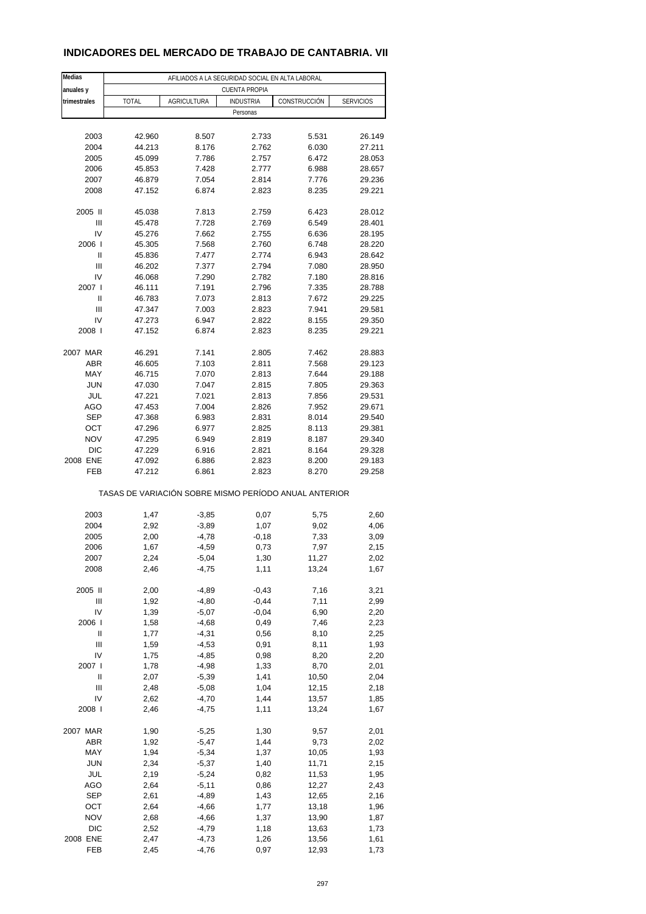## INDICADORES DEL MERCADO DE TRABAJO DE CANTABRIA. VII

| Medias anuales y trimestrales | AFILIADOS A LA SEGURIDAD SOCIAL EN ALTA LABORAL | | | | |
|---|---|---|---|---|---|
| | CUENTA PROPIA | | | | |
| | TOTAL | AGRICULTURA | INDUSTRIA | CONSTRUCCIÓN | SERVICIOS |
| | Personas | | | | |
| 2003 | 42.960 | 8.507 | 2.733 | 5.531 | 26.149 |
| 2004 | 44.213 | 8.176 | 2.762 | 6.030 | 27.211 |
| 2005 | 45.099 | 7.786 | 2.757 | 6.472 | 28.053 |
| 2006 | 45.853 | 7.428 | 2.777 | 6.988 | 28.657 |
| 2007 | 46.879 | 7.054 | 2.814 | 7.776 | 29.236 |
| 2008 | 47.152 | 6.874 | 2.823 | 8.235 | 29.221 |
| 2005 II | 45.038 | 7.813 | 2.759 | 6.423 | 28.012 |
| III | 45.478 | 7.728 | 2.769 | 6.549 | 28.401 |
| IV | 45.276 | 7.662 | 2.755 | 6.636 | 28.195 |
| 2006 I | 45.305 | 7.568 | 2.760 | 6.748 | 28.220 |
| II | 45.836 | 7.477 | 2.774 | 6.943 | 28.642 |
| III | 46.202 | 7.377 | 2.794 | 7.080 | 28.950 |
| IV | 46.068 | 7.290 | 2.782 | 7.180 | 28.816 |
| 2007 I | 46.111 | 7.191 | 2.796 | 7.335 | 28.788 |
| II | 46.783 | 7.073 | 2.813 | 7.672 | 29.225 |
| III | 47.347 | 7.003 | 2.823 | 7.941 | 29.581 |
| IV | 47.273 | 6.947 | 2.822 | 8.155 | 29.350 |
| 2008 I | 47.152 | 6.874 | 2.823 | 8.235 | 29.221 |
| 2007 MAR | 46.291 | 7.141 | 2.805 | 7.462 | 28.883 |
| ABR | 46.605 | 7.103 | 2.811 | 7.568 | 29.123 |
| MAY | 46.715 | 7.070 | 2.813 | 7.644 | 29.188 |
| JUN | 47.030 | 7.047 | 2.815 | 7.805 | 29.363 |
| JUL | 47.221 | 7.021 | 2.813 | 7.856 | 29.531 |
| AGO | 47.453 | 7.004 | 2.826 | 7.952 | 29.671 |
| SEP | 47.368 | 6.983 | 2.831 | 8.014 | 29.540 |
| OCT | 47.296 | 6.977 | 2.825 | 8.113 | 29.381 |
| NOV | 47.295 | 6.949 | 2.819 | 8.187 | 29.340 |
| DIC | 47.229 | 6.916 | 2.821 | 8.164 | 29.328 |
| 2008 ENE | 47.092 | 6.886 | 2.823 | 8.200 | 29.183 |
| FEB | 47.212 | 6.861 | 2.823 | 8.270 | 29.258 |
| | TASAS DE VARIACIÓN SOBRE MISMO PERÍODO ANUAL ANTERIOR | | | | |
| 2003 | 1,47 | -3,85 | 0,07 | 5,75 | 2,60 |
| 2004 | 2,92 | -3,89 | 1,07 | 9,02 | 4,06 |
| 2005 | 2,00 | -4,78 | -0,18 | 7,33 | 3,09 |
| 2006 | 1,67 | -4,59 | 0,73 | 7,97 | 2,15 |
| 2007 | 2,24 | -5,04 | 1,30 | 11,27 | 2,02 |
| 2008 | 2,46 | -4,75 | 1,11 | 13,24 | 1,67 |
| 2005 II | 2,00 | -4,89 | -0,43 | 7,16 | 3,21 |
| III | 1,92 | -4,80 | -0,44 | 7,11 | 2,99 |
| IV | 1,39 | -5,07 | -0,04 | 6,90 | 2,20 |
| 2006 I | 1,58 | -4,68 | 0,49 | 7,46 | 2,23 |
| II | 1,77 | -4,31 | 0,56 | 8,10 | 2,25 |
| III | 1,59 | -4,53 | 0,91 | 8,11 | 1,93 |
| IV | 1,75 | -4,85 | 0,98 | 8,20 | 2,20 |
| 2007 I | 1,78 | -4,98 | 1,33 | 8,70 | 2,01 |
| II | 2,07 | -5,39 | 1,41 | 10,50 | 2,04 |
| III | 2,48 | -5,08 | 1,04 | 12,15 | 2,18 |
| IV | 2,62 | -4,70 | 1,44 | 13,57 | 1,85 |
| 2008 I | 2,46 | -4,75 | 1,11 | 13,24 | 1,67 |
| 2007 MAR | 1,90 | -5,25 | 1,30 | 9,57 | 2,01 |
| ABR | 1,92 | -5,47 | 1,44 | 9,73 | 2,02 |
| MAY | 1,94 | -5,34 | 1,37 | 10,05 | 1,93 |
| JUN | 2,34 | -5,37 | 1,40 | 11,71 | 2,15 |
| JUL | 2,19 | -5,24 | 0,82 | 11,53 | 1,95 |
| AGO | 2,64 | -5,11 | 0,86 | 12,27 | 2,43 |
| SEP | 2,61 | -4,89 | 1,43 | 12,65 | 2,16 |
| OCT | 2,64 | -4,66 | 1,77 | 13,18 | 1,96 |
| NOV | 2,68 | -4,66 | 1,37 | 13,90 | 1,87 |
| DIC | 2,52 | -4,79 | 1,18 | 13,63 | 1,73 |
| 2008 ENE | 2,47 | -4,73 | 1,26 | 13,56 | 1,61 |
| FEB | 2,45 | -4,76 | 0,97 | 12,93 | 1,73 |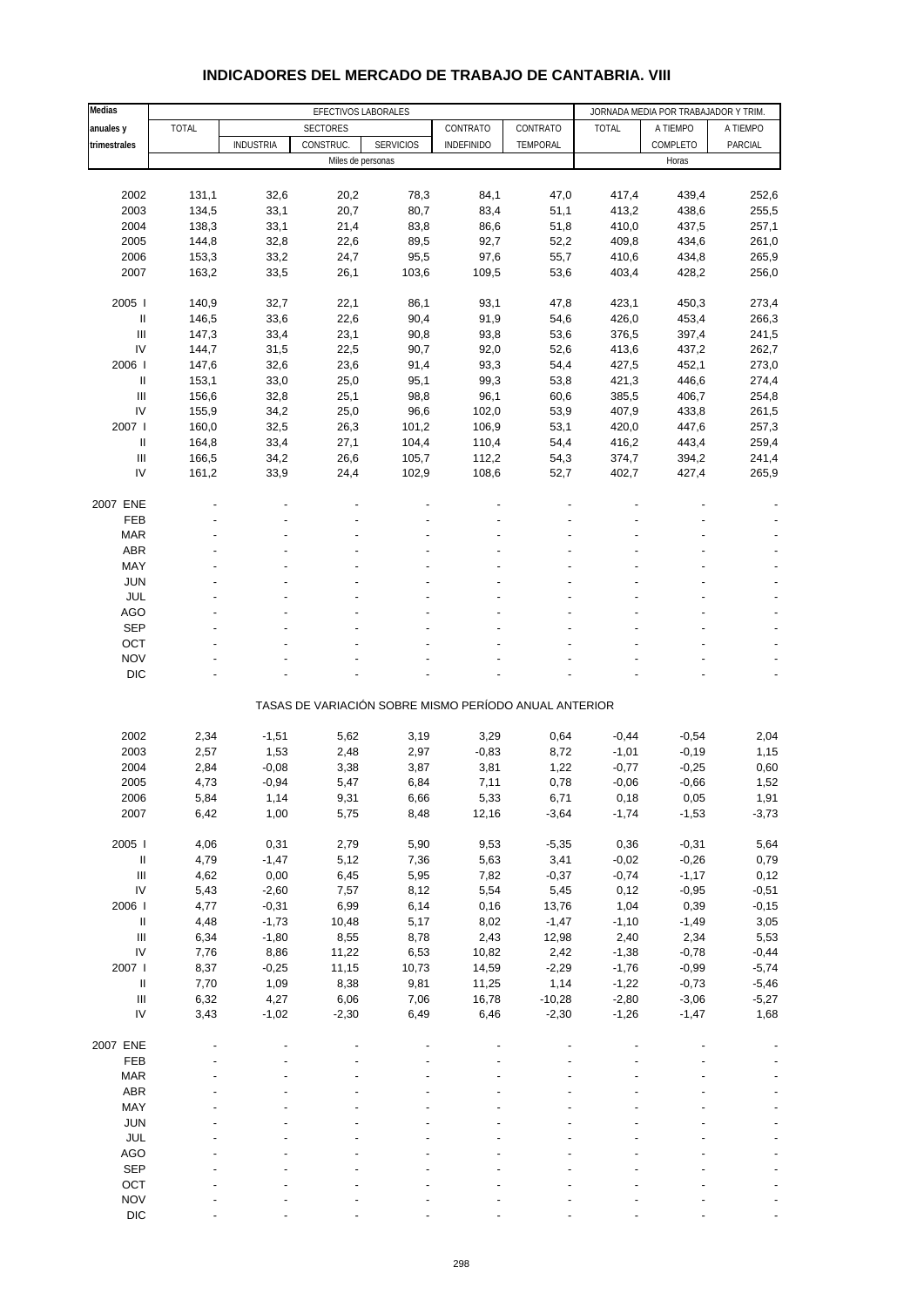## INDICADORES DEL MERCADO DE TRABAJO DE CANTABRIA. VIII

| Medias anuales y trimestrales | EFECTIVOS LABORALES | | | | | | JORNADA MEDIA POR TRABAJADOR Y TRIM. | | |
|---|---|---|---|---|---|---|---|---|---|
| | TOTAL | SECTORES | | | CONTRATO | CONTRATO | TOTAL | A TIEMPO | A TIEMPO |
| | | INDUSTRIA | CONSTRUC. | SERVICIOS | INDEFINIDO | TEMPORAL | | COMPLETO | PARCIAL |
| | Miles de personas | | | | | | Horas | | |
| 2002 | 131,1 | 32,6 | 20,2 | 78,3 | 84,1 | 47,0 | 417,4 | 439,4 | 252,6 |
| 2003 | 134,5 | 33,1 | 20,7 | 80,7 | 83,4 | 51,1 | 413,2 | 438,6 | 255,5 |
| 2004 | 138,3 | 33,1 | 21,4 | 83,8 | 86,6 | 51,8 | 410,0 | 437,5 | 257,1 |
| 2005 | 144,8 | 32,8 | 22,6 | 89,5 | 92,7 | 52,2 | 409,8 | 434,6 | 261,0 |
| 2006 | 153,3 | 33,2 | 24,7 | 95,5 | 97,6 | 55,7 | 410,6 | 434,8 | 265,9 |
| 2007 | 163,2 | 33,5 | 26,1 | 103,6 | 109,5 | 53,6 | 403,4 | 428,2 | 256,0 |
| 2005 I | 140,9 | 32,7 | 22,1 | 86,1 | 93,1 | 47,8 | 423,1 | 450,3 | 273,4 |
| II | 146,5 | 33,6 | 22,6 | 90,4 | 91,9 | 54,6 | 426,0 | 453,4 | 266,3 |
| III | 147,3 | 33,4 | 23,1 | 90,8 | 93,8 | 53,6 | 376,5 | 397,4 | 241,5 |
| IV | 144,7 | 31,5 | 22,5 | 90,7 | 92,0 | 52,6 | 413,6 | 437,2 | 262,7 |
| 2006 I | 147,6 | 32,6 | 23,6 | 91,4 | 93,3 | 54,4 | 427,5 | 452,1 | 273,0 |
| II | 153,1 | 33,0 | 25,0 | 95,1 | 99,3 | 53,8 | 421,3 | 446,6 | 274,4 |
| III | 156,6 | 32,8 | 25,1 | 98,8 | 96,1 | 60,6 | 385,5 | 406,7 | 254,8 |
| IV | 155,9 | 34,2 | 25,0 | 96,6 | 102,0 | 53,9 | 407,9 | 433,8 | 261,5 |
| 2007 I | 160,0 | 32,5 | 26,3 | 101,2 | 106,9 | 53,1 | 420,0 | 447,6 | 257,3 |
| II | 164,8 | 33,4 | 27,1 | 104,4 | 110,4 | 54,4 | 416,2 | 443,4 | 259,4 |
| III | 166,5 | 34,2 | 26,6 | 105,7 | 112,2 | 54,3 | 374,7 | 394,2 | 241,4 |
| IV | 161,2 | 33,9 | 24,4 | 102,9 | 108,6 | 52,7 | 402,7 | 427,4 | 265,9 |
| 2007 ENE | - | - | - | - | - | - | - | - | - |
| FEB | - | - | - | - | - | - | - | - | - |
| MAR | - | - | - | - | - | - | - | - | - |
| ABR | - | - | - | - | - | - | - | - | - |
| MAY | - | - | - | - | - | - | - | - | - |
| JUN | - | - | - | - | - | - | - | - | - |
| JUL | - | - | - | - | - | - | - | - | - |
| AGO | - | - | - | - | - | - | - | - | - |
| SEP | - | - | - | - | - | - | - | - | - |
| OCT | - | - | - | - | - | - | - | - | - |
| NOV | - | - | - | - | - | - | - | - | - |
| DIC | - | - | - | - | - | - | - | - | - |
| | TASAS DE VARIACIÓN SOBRE MISMO PERÍODO ANUAL ANTERIOR | | | | | | | | |
| 2002 | 2,34 | -1,51 | 5,62 | 3,19 | 3,29 | 0,64 | -0,44 | -0,54 | 2,04 |
| 2003 | 2,57 | 1,53 | 2,48 | 2,97 | -0,83 | 8,72 | -1,01 | -0,19 | 1,15 |
| 2004 | 2,84 | -0,08 | 3,38 | 3,87 | 3,81 | 1,22 | -0,77 | -0,25 | 0,60 |
| 2005 | 4,73 | -0,94 | 5,47 | 6,84 | 7,11 | 0,78 | -0,06 | -0,66 | 1,52 |
| 2006 | 5,84 | 1,14 | 9,31 | 6,66 | 5,33 | 6,71 | 0,18 | 0,05 | 1,91 |
| 2007 | 6,42 | 1,00 | 5,75 | 8,48 | 12,16 | -3,64 | -1,74 | -1,53 | -3,73 |
| 2005 I | 4,06 | 0,31 | 2,79 | 5,90 | 9,53 | -5,35 | 0,36 | -0,31 | 5,64 |
| II | 4,79 | -1,47 | 5,12 | 7,36 | 5,63 | 3,41 | -0,02 | -0,26 | 0,79 |
| III | 4,62 | 0,00 | 6,45 | 5,95 | 7,82 | -0,37 | -0,74 | -1,17 | 0,12 |
| IV | 5,43 | -2,60 | 7,57 | 8,12 | 5,54 | 5,45 | 0,12 | -0,95 | -0,51 |
| 2006 I | 4,77 | -0,31 | 6,99 | 6,14 | 0,16 | 13,76 | 1,04 | 0,39 | -0,15 |
| II | 4,48 | -1,73 | 10,48 | 5,17 | 8,02 | -1,47 | -1,10 | -1,49 | 3,05 |
| III | 6,34 | -1,80 | 8,55 | 8,78 | 2,43 | 12,98 | 2,40 | 2,34 | 5,53 |
| IV | 7,76 | 8,86 | 11,22 | 6,53 | 10,82 | 2,42 | -1,38 | -0,78 | -0,44 |
| 2007 I | 8,37 | -0,25 | 11,15 | 10,73 | 14,59 | -2,29 | -1,76 | -0,99 | -5,74 |
| II | 7,70 | 1,09 | 8,38 | 9,81 | 11,25 | 1,14 | -1,22 | -0,73 | -5,46 |
| III | 6,32 | 4,27 | 6,06 | 7,06 | 16,78 | -10,28 | -2,80 | -3,06 | -5,27 |
| IV | 3,43 | -1,02 | -2,30 | 6,49 | 6,46 | -2,30 | -1,26 | -1,47 | 1,68 |
| 2007 ENE | - | - | - | - | - | - | - | - | - |
| FEB | - | - | - | - | - | - | - | - | - |
| MAR | - | - | - | - | - | - | - | - | - |
| ABR | - | - | - | - | - | - | - | - | - |
| MAY | - | - | - | - | - | - | - | - | - |
| JUN | - | - | - | - | - | - | - | - | - |
| JUL | - | - | - | - | - | - | - | - | - |
| AGO | - | - | - | - | - | - | - | - | - |
| SEP | - | - | - | - | - | - | - | - | - |
| OCT | - | - | - | - | - | - | - | - | - |
| NOV | - | - | - | - | - | - | - | - | - |
| DIC | - | - | - | - | - | - | - | - | - |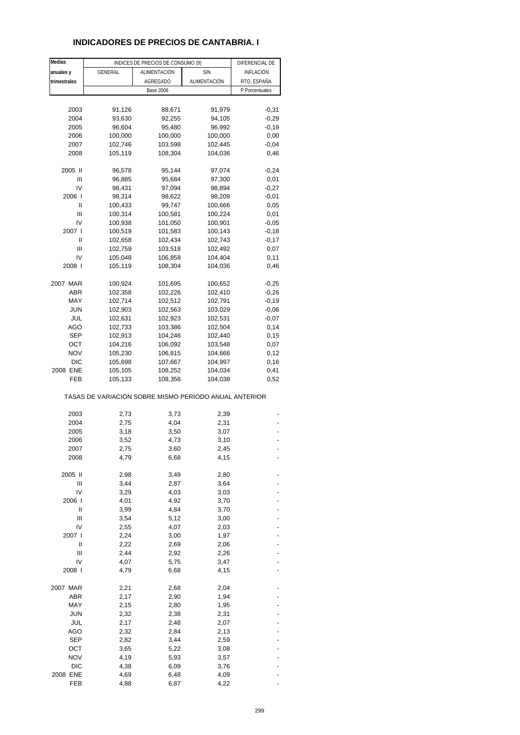# INDICADORES DE PRECIOS DE CANTABRIA. I

| Medias anuales y trimestrales | INDICES DE PRECIOS DE CONSUMO (9) | | | DIFERENCIAL DE INFLACIÓN RTO. ESPAÑA |
|---|---|---|---|---|
| | GENERAL | ALIMENTACIÓN AGREGADO | SIN ALIMENTACIÓN | |
| | Base 2006 | | | P.Porcentuales |
| 2003 | 91,126 | 88,671 | 91,979 | -0,31 |
| 2004 | 93,630 | 92,255 | 94,105 | -0,29 |
| 2005 | 96,604 | 95,480 | 96,992 | -0,19 |
| 2006 | 100,000 | 100,000 | 100,000 | 0,00 |
| 2007 | 102,746 | 103,598 | 102,445 | -0,04 |
| 2008 | 105,119 | 108,304 | 104,036 | 0,46 |
| 2005 II | 96,578 | 95,144 | 97,074 | -0,24 |
| III | 96,885 | 95,684 | 97,300 | 0,01 |
| IV | 98,431 | 97,094 | 98,894 | -0,27 |
| 2006 I | 98,314 | 98,622 | 98,209 | -0,01 |
| II | 100,433 | 99,747 | 100,666 | 0,05 |
| III | 100,314 | 100,581 | 100,224 | 0,01 |
| IV | 100,938 | 101,050 | 100,901 | -0,05 |
| 2007 I | 100,519 | 101,583 | 100,143 | -0,18 |
| II | 102,658 | 102,434 | 102,743 | -0,17 |
| III | 102,759 | 103,518 | 102,492 | 0,07 |
| IV | 105,048 | 106,858 | 104,404 | 0,11 |
| 2008 I | 105,119 | 108,304 | 104,036 | 0,46 |
| 2007 MAR | 100,924 | 101,695 | 100,652 | -0,25 |
| ABR | 102,358 | 102,226 | 102,410 | -0,26 |
| MAY | 102,714 | 102,512 | 102,791 | -0,19 |
| JUN | 102,903 | 102,563 | 103,029 | -0,06 |
| JUL | 102,631 | 102,923 | 102,531 | -0,07 |
| AGO | 102,733 | 103,386 | 102,504 | 0,14 |
| SEP | 102,913 | 104,246 | 102,440 | 0,15 |
| OCT | 104,216 | 106,092 | 103,548 | 0,07 |
| NOV | 105,230 | 106,815 | 104,666 | 0,12 |
| DIC | 105,698 | 107,667 | 104,997 | 0,16 |
| 2008 ENE | 105,105 | 108,252 | 104,034 | 0,41 |
| FEB | 105,133 | 108,356 | 104,038 | 0,52 |

TASAS DE VARIACIÓN SOBRE MISMO PERÍODO ANUAL ANTERIOR

| | GENERAL | ALIMENTACIÓN AGREGADO | SIN ALIMENTACIÓN | DIFERENCIAL |
|---|---|---|---|---|
| 2003 | 2,73 | 3,73 | 2,39 | - |
| 2004 | 2,75 | 4,04 | 2,31 | - |
| 2005 | 3,18 | 3,50 | 3,07 | - |
| 2006 | 3,52 | 4,73 | 3,10 | - |
| 2007 | 2,75 | 3,60 | 2,45 | - |
| 2008 | 4,79 | 6,68 | 4,15 | - |
| 2005 II | 2,98 | 3,49 | 2,80 | - |
| III | 3,44 | 2,87 | 3,64 | - |
| IV | 3,29 | 4,03 | 3,03 | - |
| 2006 I | 4,01 | 4,92 | 3,70 | - |
| II | 3,99 | 4,84 | 3,70 | - |
| III | 3,54 | 5,12 | 3,00 | - |
| IV | 2,55 | 4,07 | 2,03 | - |
| 2007 I | 2,24 | 3,00 | 1,97 | - |
| II | 2,22 | 2,69 | 2,06 | - |
| III | 2,44 | 2,92 | 2,26 | - |
| IV | 4,07 | 5,75 | 3,47 | - |
| 2008 I | 4,79 | 6,68 | 4,15 | - |
| 2007 MAR | 2,21 | 2,68 | 2,04 | - |
| ABR | 2,17 | 2,90 | 1,94 | - |
| MAY | 2,15 | 2,80 | 1,95 | - |
| JUN | 2,32 | 2,38 | 2,31 | - |
| JUL | 2,17 | 2,48 | 2,07 | - |
| AGO | 2,32 | 2,84 | 2,13 | - |
| SEP | 2,82 | 3,44 | 2,59 | - |
| OCT | 3,65 | 5,22 | 3,08 | - |
| NOV | 4,19 | 5,93 | 3,57 | - |
| DIC | 4,38 | 6,09 | 3,76 | - |
| 2008 ENE | 4,69 | 6,48 | 4,09 | - |
| FEB | 4,88 | 6,87 | 4,22 | - |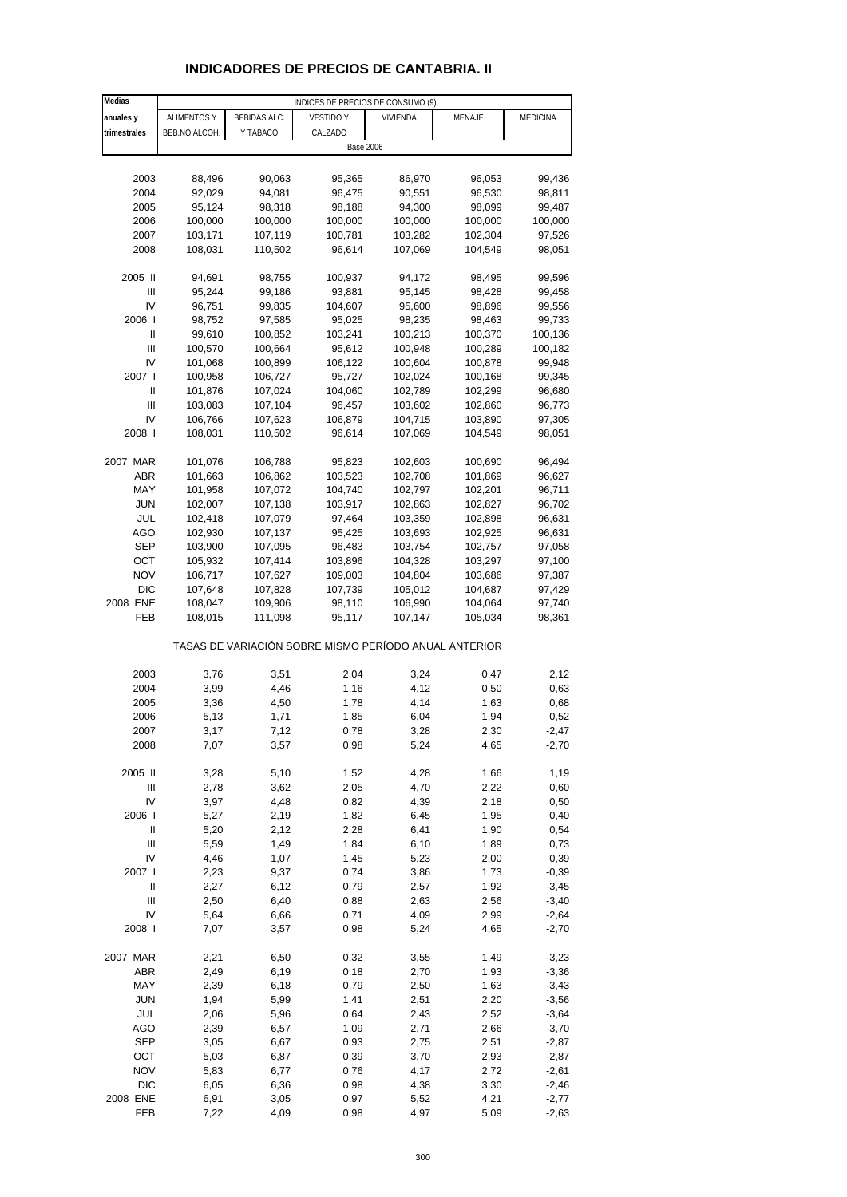# INDICADORES DE PRECIOS DE CANTABRIA. II

| Medias anuales y trimestrales | INDICES DE PRECIOS DE CONSUMO (9) | | | | | |
|---|---|---|---|---|---|---|
| | ALIMENTOS Y BEB.NO ALCOH. | BEBIDAS ALC. Y TABACO | VESTIDO Y CALZADO | VIVIENDA | MENAJE | MEDICINA |
| | Base 2006 | | | | | |
| 2003 | 88,496 | 90,063 | 95,365 | 86,970 | 96,053 | 99,436 |
| 2004 | 92,029 | 94,081 | 96,475 | 90,551 | 96,530 | 98,811 |
| 2005 | 95,124 | 98,318 | 98,188 | 94,300 | 98,099 | 99,487 |
| 2006 | 100,000 | 100,000 | 100,000 | 100,000 | 100,000 | 100,000 |
| 2007 | 103,171 | 107,119 | 100,781 | 103,282 | 102,304 | 97,526 |
| 2008 | 108,031 | 110,502 | 96,614 | 107,069 | 104,549 | 98,051 |
| 2005 II | 94,691 | 98,755 | 100,937 | 94,172 | 98,495 | 99,596 |
| III | 95,244 | 99,186 | 93,881 | 95,145 | 98,428 | 99,458 |
| IV | 96,751 | 99,835 | 104,607 | 95,600 | 98,896 | 99,556 |
| 2006 I | 98,752 | 97,585 | 95,025 | 98,235 | 98,463 | 99,733 |
| II | 99,610 | 100,852 | 103,241 | 100,213 | 100,370 | 100,136 |
| III | 100,570 | 100,664 | 95,612 | 100,948 | 100,289 | 100,182 |
| IV | 101,068 | 100,899 | 106,122 | 100,604 | 100,878 | 99,948 |
| 2007 I | 100,958 | 106,727 | 95,727 | 102,024 | 100,168 | 99,345 |
| II | 101,876 | 107,024 | 104,060 | 102,789 | 102,299 | 96,680 |
| III | 103,083 | 107,104 | 96,457 | 103,602 | 102,860 | 96,773 |
| IV | 106,766 | 107,623 | 106,879 | 104,715 | 103,890 | 97,305 |
| 2008 I | 108,031 | 110,502 | 96,614 | 107,069 | 104,549 | 98,051 |
| 2007 MAR | 101,076 | 106,788 | 95,823 | 102,603 | 100,690 | 96,494 |
| ABR | 101,663 | 106,862 | 103,523 | 102,708 | 101,869 | 96,627 |
| MAY | 101,958 | 107,072 | 104,740 | 102,797 | 102,201 | 96,711 |
| JUN | 102,007 | 107,138 | 103,917 | 102,863 | 102,827 | 96,702 |
| JUL | 102,418 | 107,079 | 97,464 | 103,359 | 102,898 | 96,631 |
| AGO | 102,930 | 107,137 | 95,425 | 103,693 | 102,925 | 96,631 |
| SEP | 103,900 | 107,095 | 96,483 | 103,754 | 102,757 | 97,058 |
| OCT | 105,932 | 107,414 | 103,896 | 104,328 | 103,297 | 97,100 |
| NOV | 106,717 | 107,627 | 109,003 | 104,804 | 103,686 | 97,387 |
| DIC | 107,648 | 107,828 | 107,739 | 105,012 | 104,687 | 97,429 |
| 2008 ENE | 108,047 | 109,906 | 98,110 | 106,990 | 104,064 | 97,740 |
| FEB | 108,015 | 111,098 | 95,117 | 107,147 | 105,034 | 98,361 |
| | TASAS DE VARIACIÓN SOBRE MISMO PERÍODO ANUAL ANTERIOR | | | | | |
| 2003 | 3,76 | 3,51 | 2,04 | 3,24 | 0,47 | 2,12 |
| 2004 | 3,99 | 4,46 | 1,16 | 4,12 | 0,50 | -0,63 |
| 2005 | 3,36 | 4,50 | 1,78 | 4,14 | 1,63 | 0,68 |
| 2006 | 5,13 | 1,71 | 1,85 | 6,04 | 1,94 | 0,52 |
| 2007 | 3,17 | 7,12 | 0,78 | 3,28 | 2,30 | -2,47 |
| 2008 | 7,07 | 3,57 | 0,98 | 5,24 | 4,65 | -2,70 |
| 2005 II | 3,28 | 5,10 | 1,52 | 4,28 | 1,66 | 1,19 |
| III | 2,78 | 3,62 | 2,05 | 4,70 | 2,22 | 0,60 |
| IV | 3,97 | 4,48 | 0,82 | 4,39 | 2,18 | 0,50 |
| 2006 I | 5,27 | 2,19 | 1,82 | 6,45 | 1,95 | 0,40 |
| II | 5,20 | 2,12 | 2,28 | 6,41 | 1,90 | 0,54 |
| III | 5,59 | 1,49 | 1,84 | 6,10 | 1,89 | 0,73 |
| IV | 4,46 | 1,07 | 1,45 | 5,23 | 2,00 | 0,39 |
| 2007 I | 2,23 | 9,37 | 0,74 | 3,86 | 1,73 | -0,39 |
| II | 2,27 | 6,12 | 0,79 | 2,57 | 1,92 | -3,45 |
| III | 2,50 | 6,40 | 0,88 | 2,63 | 2,56 | -3,40 |
| IV | 5,64 | 6,66 | 0,71 | 4,09 | 2,99 | -2,64 |
| 2008 I | 7,07 | 3,57 | 0,98 | 5,24 | 4,65 | -2,70 |
| 2007 MAR | 2,21 | 6,50 | 0,32 | 3,55 | 1,49 | -3,23 |
| ABR | 2,49 | 6,19 | 0,18 | 2,70 | 1,93 | -3,36 |
| MAY | 2,39 | 6,18 | 0,79 | 2,50 | 1,63 | -3,43 |
| JUN | 1,94 | 5,99 | 1,41 | 2,51 | 2,20 | -3,56 |
| JUL | 2,06 | 5,96 | 0,64 | 2,43 | 2,52 | -3,64 |
| AGO | 2,39 | 6,57 | 1,09 | 2,71 | 2,66 | -3,70 |
| SEP | 3,05 | 6,67 | 0,93 | 2,75 | 2,51 | -2,87 |
| OCT | 5,03 | 6,87 | 0,39 | 3,70 | 2,93 | -2,87 |
| NOV | 5,83 | 6,77 | 0,76 | 4,17 | 2,72 | -2,61 |
| DIC | 6,05 | 6,36 | 0,98 | 4,38 | 3,30 | -2,46 |
| 2008 ENE | 6,91 | 3,05 | 0,97 | 5,52 | 4,21 | -2,77 |
| FEB | 7,22 | 4,09 | 0,98 | 4,97 | 5,09 | -2,63 |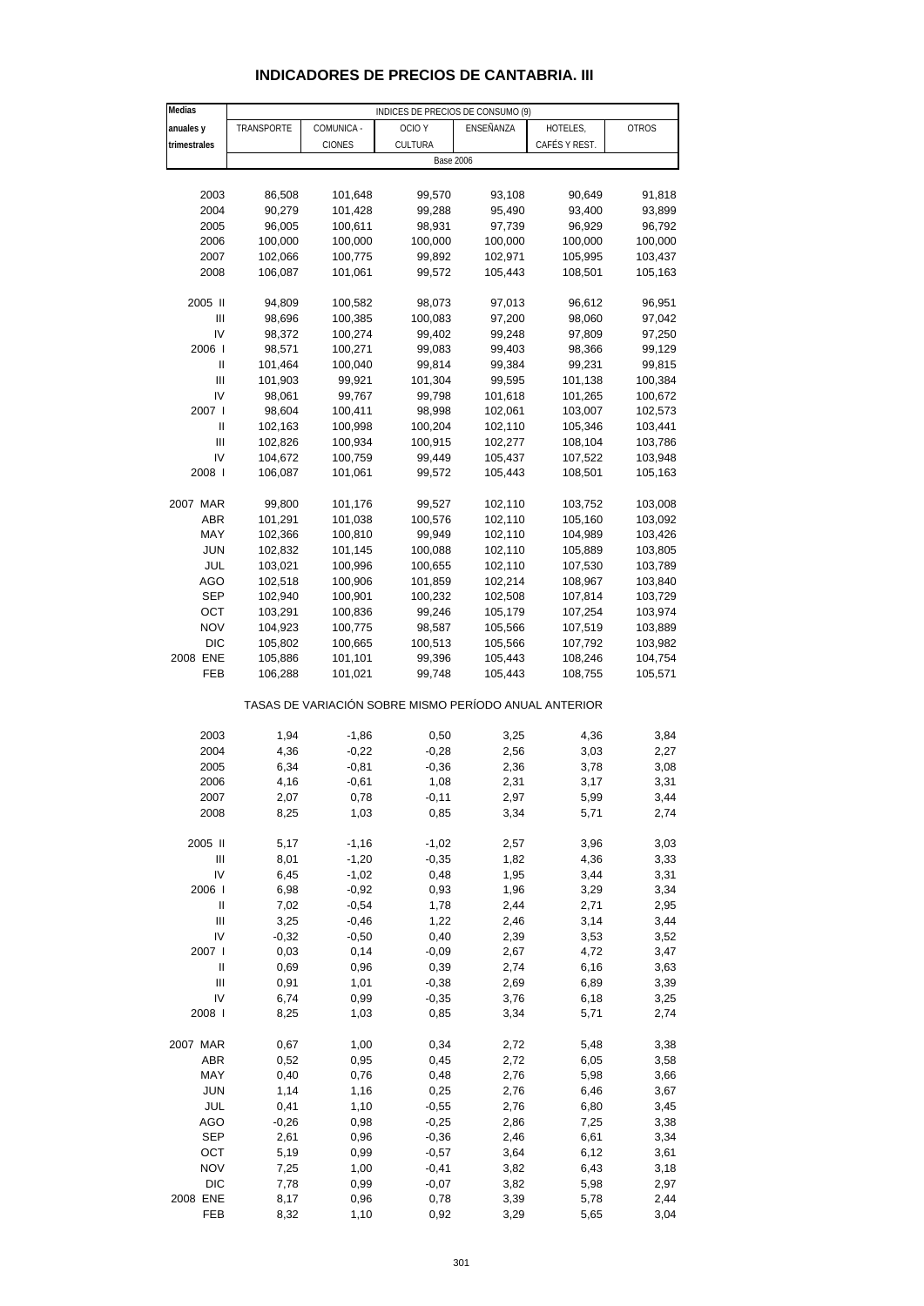## INDICADORES DE PRECIOS DE CANTABRIA. III

| Medias anuales y trimestrales | INDICES DE PRECIOS DE CONSUMO (9) | | | | | |
|---|---|---|---|---|---|---|
| | TRANSPORTE | COMUNICA - CIONES | OCIO Y CULTURA | ENSEÑANZA | HOTELES, CAFÉS Y REST. | OTROS |
| | Base 2006 | | | | | |
| 2003 | 86,508 | 101,648 | 99,570 | 93,108 | 90,649 | 91,818 |
| 2004 | 90,279 | 101,428 | 99,288 | 95,490 | 93,400 | 93,899 |
| 2005 | 96,005 | 100,611 | 98,931 | 97,739 | 96,929 | 96,792 |
| 2006 | 100,000 | 100,000 | 100,000 | 100,000 | 100,000 | 100,000 |
| 2007 | 102,066 | 100,775 | 99,892 | 102,971 | 105,995 | 103,437 |
| 2008 | 106,087 | 101,061 | 99,572 | 105,443 | 108,501 | 105,163 |
| 2005 II | 94,809 | 100,582 | 98,073 | 97,013 | 96,612 | 96,951 |
| III | 98,696 | 100,385 | 100,083 | 97,200 | 98,060 | 97,042 |
| IV | 98,372 | 100,274 | 99,402 | 99,248 | 97,809 | 97,250 |
| 2006 I | 98,571 | 100,271 | 99,083 | 99,403 | 98,366 | 99,129 |
| II | 101,464 | 100,040 | 99,814 | 99,384 | 99,231 | 99,815 |
| III | 101,903 | 99,921 | 101,304 | 99,595 | 101,138 | 100,384 |
| IV | 98,061 | 99,767 | 99,798 | 101,618 | 101,265 | 100,672 |
| 2007 I | 98,604 | 100,411 | 98,998 | 102,061 | 103,007 | 102,573 |
| II | 102,163 | 100,998 | 100,204 | 102,110 | 105,346 | 103,441 |
| III | 102,826 | 100,934 | 100,915 | 102,277 | 108,104 | 103,786 |
| IV | 104,672 | 100,759 | 99,449 | 105,437 | 107,522 | 103,948 |
| 2008 I | 106,087 | 101,061 | 99,572 | 105,443 | 108,501 | 105,163 |
| 2007 MAR | 99,800 | 101,176 | 99,527 | 102,110 | 103,752 | 103,008 |
| ABR | 101,291 | 101,038 | 100,576 | 102,110 | 105,160 | 103,092 |
| MAY | 102,366 | 100,810 | 99,949 | 102,110 | 104,989 | 103,426 |
| JUN | 102,832 | 101,145 | 100,088 | 102,110 | 105,889 | 103,805 |
| JUL | 103,021 | 100,996 | 100,655 | 102,110 | 107,530 | 103,789 |
| AGO | 102,518 | 100,906 | 101,859 | 102,214 | 108,967 | 103,840 |
| SEP | 102,940 | 100,901 | 100,232 | 102,508 | 107,814 | 103,729 |
| OCT | 103,291 | 100,836 | 99,246 | 105,179 | 107,254 | 103,974 |
| NOV | 104,923 | 100,775 | 98,587 | 105,566 | 107,519 | 103,889 |
| DIC | 105,802 | 100,665 | 100,513 | 105,566 | 107,792 | 103,982 |
| 2008 ENE | 105,886 | 101,101 | 99,396 | 105,443 | 108,246 | 104,754 |
| FEB | 106,288 | 101,021 | 99,748 | 105,443 | 108,755 | 105,571 |
| | TASAS DE VARIACIÓN SOBRE MISMO PERÍODO ANUAL ANTERIOR | | | | | |
| 2003 | 1,94 | -1,86 | 0,50 | 3,25 | 4,36 | 3,84 |
| 2004 | 4,36 | -0,22 | -0,28 | 2,56 | 3,03 | 2,27 |
| 2005 | 6,34 | -0,81 | -0,36 | 2,36 | 3,78 | 3,08 |
| 2006 | 4,16 | -0,61 | 1,08 | 2,31 | 3,17 | 3,31 |
| 2007 | 2,07 | 0,78 | -0,11 | 2,97 | 5,99 | 3,44 |
| 2008 | 8,25 | 1,03 | 0,85 | 3,34 | 5,71 | 2,74 |
| 2005 II | 5,17 | -1,16 | -1,02 | 2,57 | 3,96 | 3,03 |
| III | 8,01 | -1,20 | -0,35 | 1,82 | 4,36 | 3,33 |
| IV | 6,45 | -1,02 | 0,48 | 1,95 | 3,44 | 3,31 |
| 2006 I | 6,98 | -0,92 | 0,93 | 1,96 | 3,29 | 3,34 |
| II | 7,02 | -0,54 | 1,78 | 2,44 | 2,71 | 2,95 |
| III | 3,25 | -0,46 | 1,22 | 2,46 | 3,14 | 3,44 |
| IV | -0,32 | -0,50 | 0,40 | 2,39 | 3,53 | 3,52 |
| 2007 I | 0,03 | 0,14 | -0,09 | 2,67 | 4,72 | 3,47 |
| II | 0,69 | 0,96 | 0,39 | 2,74 | 6,16 | 3,63 |
| III | 0,91 | 1,01 | -0,38 | 2,69 | 6,89 | 3,39 |
| IV | 6,74 | 0,99 | -0,35 | 3,76 | 6,18 | 3,25 |
| 2008 I | 8,25 | 1,03 | 0,85 | 3,34 | 5,71 | 2,74 |
| 2007 MAR | 0,67 | 1,00 | 0,34 | 2,72 | 5,48 | 3,38 |
| ABR | 0,52 | 0,95 | 0,45 | 2,72 | 6,05 | 3,58 |
| MAY | 0,40 | 0,76 | 0,48 | 2,76 | 5,98 | 3,66 |
| JUN | 1,14 | 1,16 | 0,25 | 2,76 | 6,46 | 3,67 |
| JUL | 0,41 | 1,10 | -0,55 | 2,76 | 6,80 | 3,45 |
| AGO | -0,26 | 0,98 | -0,25 | 2,86 | 7,25 | 3,38 |
| SEP | 2,61 | 0,96 | -0,36 | 2,46 | 6,61 | 3,34 |
| OCT | 5,19 | 0,99 | -0,57 | 3,64 | 6,12 | 3,61 |
| NOV | 7,25 | 1,00 | -0,41 | 3,82 | 6,43 | 3,18 |
| DIC | 7,78 | 0,99 | -0,07 | 3,82 | 5,98 | 2,97 |
| 2008 ENE | 8,17 | 0,96 | 0,78 | 3,39 | 5,78 | 2,44 |
| FEB | 8,32 | 1,10 | 0,92 | 3,29 | 5,65 | 3,04 |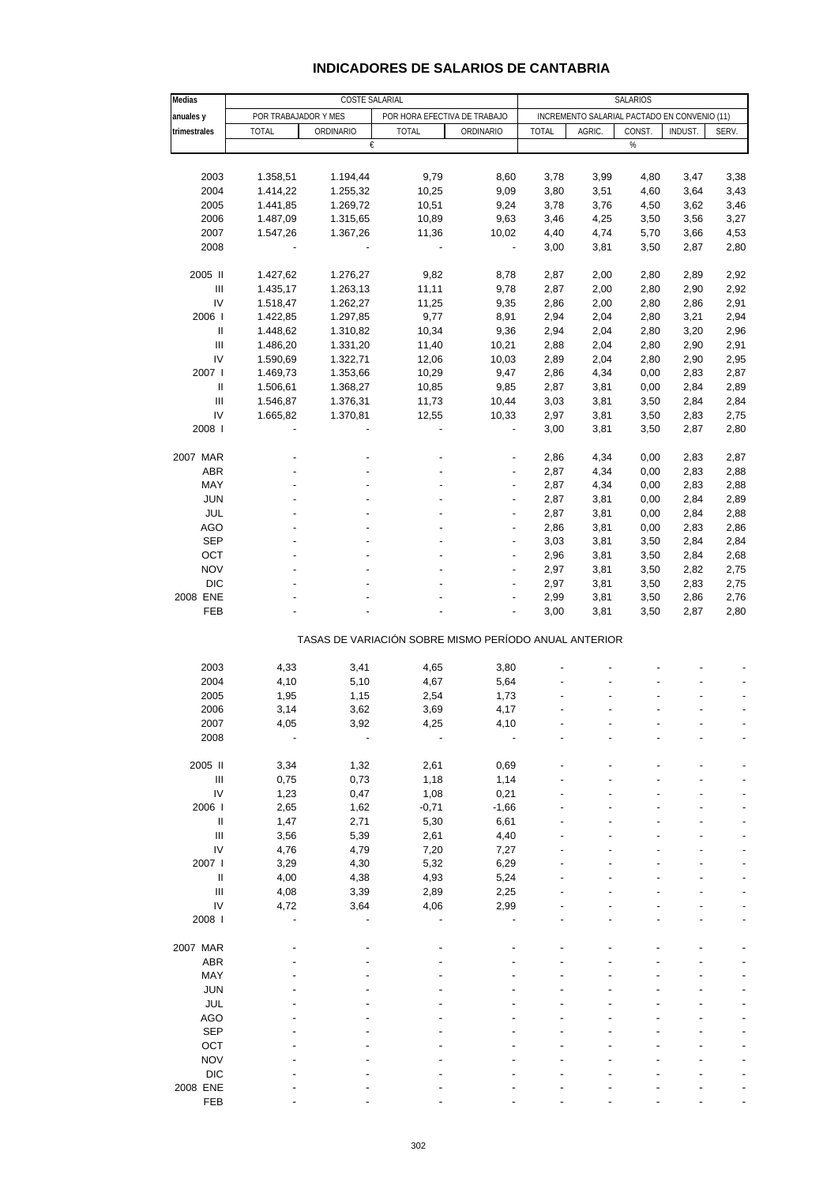# INDICADORES DE SALARIOS DE CANTABRIA

| Medias anuales y trimestrales | COSTE SALARIAL | | | | SALARIOS | | | | |
|---|---|---|---|---|---|---|---|---|---|
| | POR TRABAJADOR Y MES | | POR HORA EFECTIVA DE TRABAJO | | INCREMENTO SALARIAL PACTADO EN CONVENIO (11) | | | | |
| | TOTAL | ORDINARIO | TOTAL | ORDINARIO | TOTAL | AGRIC. | CONST. | INDUST. | SERV. |
| | € | | | | % | | | | |
| 2003 | 1.358,51 | 1.194,44 | 9,79 | 8,60 | 3,78 | 3,99 | 4,80 | 3,47 | 3,38 |
| 2004 | 1.414,22 | 1.255,32 | 10,25 | 9,09 | 3,80 | 3,51 | 4,60 | 3,64 | 3,43 |
| 2005 | 1.441,85 | 1.269,72 | 10,51 | 9,24 | 3,78 | 3,76 | 4,50 | 3,62 | 3,46 |
| 2006 | 1.487,09 | 1.315,65 | 10,89 | 9,63 | 3,46 | 4,25 | 3,50 | 3,56 | 3,27 |
| 2007 | 1.547,26 | 1.367,26 | 11,36 | 10,02 | 4,40 | 4,74 | 5,70 | 3,66 | 4,53 |
| 2008 | - | - | - | - | 3,00 | 3,81 | 3,50 | 2,87 | 2,80 |
| 2005 II | 1.427,62 | 1.276,27 | 9,82 | 8,78 | 2,87 | 2,00 | 2,80 | 2,89 | 2,92 |
| III | 1.435,17 | 1.263,13 | 11,11 | 9,78 | 2,87 | 2,00 | 2,80 | 2,90 | 2,92 |
| IV | 1.518,47 | 1.262,27 | 11,25 | 9,35 | 2,86 | 2,00 | 2,80 | 2,86 | 2,91 |
| 2006 I | 1.422,85 | 1.297,85 | 9,77 | 8,91 | 2,94 | 2,04 | 2,80 | 3,21 | 2,94 |
| II | 1.448,62 | 1.310,82 | 10,34 | 9,36 | 2,94 | 2,04 | 2,80 | 3,20 | 2,96 |
| III | 1.486,20 | 1.331,20 | 11,40 | 10,21 | 2,88 | 2,04 | 2,80 | 2,90 | 2,91 |
| IV | 1.590,69 | 1.322,71 | 12,06 | 10,03 | 2,89 | 2,04 | 2,80 | 2,90 | 2,95 |
| 2007 I | 1.469,73 | 1.353,66 | 10,29 | 9,47 | 2,86 | 4,34 | 0,00 | 2,83 | 2,87 |
| II | 1.506,61 | 1.368,27 | 10,85 | 9,85 | 2,87 | 3,81 | 0,00 | 2,84 | 2,89 |
| III | 1.546,87 | 1.376,31 | 11,73 | 10,44 | 3,03 | 3,81 | 3,50 | 2,84 | 2,84 |
| IV | 1.665,82 | 1.370,81 | 12,55 | 10,33 | 2,97 | 3,81 | 3,50 | 2,83 | 2,75 |
| 2008 I | - | - | - | - | 3,00 | 3,81 | 3,50 | 2,87 | 2,80 |
| 2007 MAR | - | - | - | - | 2,86 | 4,34 | 0,00 | 2,83 | 2,87 |
| ABR | - | - | - | - | 2,87 | 4,34 | 0,00 | 2,83 | 2,88 |
| MAY | - | - | - | - | 2,87 | 4,34 | 0,00 | 2,83 | 2,88 |
| JUN | - | - | - | - | 2,87 | 3,81 | 0,00 | 2,84 | 2,89 |
| JUL | - | - | - | - | 2,87 | 3,81 | 0,00 | 2,84 | 2,88 |
| AGO | - | - | - | - | 2,86 | 3,81 | 0,00 | 2,83 | 2,86 |
| SEP | - | - | - | - | 3,03 | 3,81 | 3,50 | 2,84 | 2,84 |
| OCT | - | - | - | - | 2,96 | 3,81 | 3,50 | 2,84 | 2,68 |
| NOV | - | - | - | - | 2,97 | 3,81 | 3,50 | 2,82 | 2,75 |
| DIC | - | - | - | - | 2,97 | 3,81 | 3,50 | 2,83 | 2,75 |
| 2008 ENE | - | - | - | - | 2,99 | 3,81 | 3,50 | 2,86 | 2,76 |
| FEB | - | - | - | - | 3,00 | 3,81 | 3,50 | 2,87 | 2,80 |
| TASAS DE VARIACIÓN SOBRE MISMO PERÍODO ANUAL ANTERIOR | | | | | | | | | |
| 2003 | 4,33 | 3,41 | 4,65 | 3,80 | - | - | - | - | - |
| 2004 | 4,10 | 5,10 | 4,67 | 5,64 | - | - | - | - | - |
| 2005 | 1,95 | 1,15 | 2,54 | 1,73 | - | - | - | - | - |
| 2006 | 3,14 | 3,62 | 3,69 | 4,17 | - | - | - | - | - |
| 2007 | 4,05 | 3,92 | 4,25 | 4,10 | - | - | - | - | - |
| 2008 | - | - | - | - | - | - | - | - | - |
| 2005 II | 3,34 | 1,32 | 2,61 | 0,69 | - | - | - | - | - |
| III | 0,75 | 0,73 | 1,18 | 1,14 | - | - | - | - | - |
| IV | 1,23 | 0,47 | 1,08 | 0,21 | - | - | - | - | - |
| 2006 I | 2,65 | 1,62 | -0,71 | -1,66 | - | - | - | - | - |
| II | 1,47 | 2,71 | 5,30 | 6,61 | - | - | - | - | - |
| III | 3,56 | 5,39 | 2,61 | 4,40 | - | - | - | - | - |
| IV | 4,76 | 4,79 | 7,20 | 7,27 | - | - | - | - | - |
| 2007 I | 3,29 | 4,30 | 5,32 | 6,29 | - | - | - | - | - |
| II | 4,00 | 4,38 | 4,93 | 5,24 | - | - | - | - | - |
| III | 4,08 | 3,39 | 2,89 | 2,25 | - | - | - | - | - |
| IV | 4,72 | 3,64 | 4,06 | 2,99 | - | - | - | - | - |
| 2008 I | - | - | - | - | - | - | - | - | - |
| 2007 MAR | - | - | - | - | - | - | - | - | - |
| ABR | - | - | - | - | - | - | - | - | - |
| MAY | - | - | - | - | - | - | - | - | - |
| JUN | - | - | - | - | - | - | - | - | - |
| JUL | - | - | - | - | - | - | - | - | - |
| AGO | - | - | - | - | - | - | - | - | - |
| SEP | - | - | - | - | - | - | - | - | - |
| OCT | - | - | - | - | - | - | - | - | - |
| NOV | - | - | - | - | - | - | - | - | - |
| DIC | - | - | - | - | - | - | - | - | - |
| 2008 ENE | - | - | - | - | - | - | - | - | - |
| FEB | - | - | - | - | - | - | - | - | - |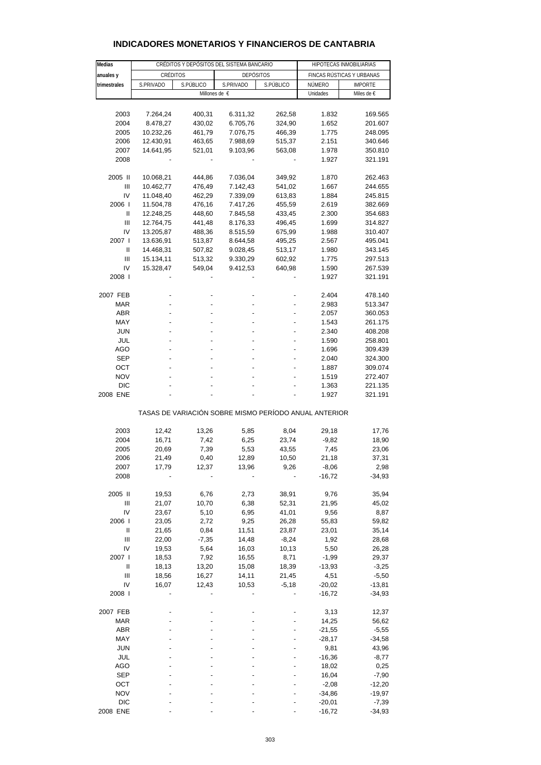# INDICADORES MONETARIOS Y FINANCIEROS DE CANTABRIA

| Medias anuales y trimestrales | CRÉDITOS Y DEPÓSITOS DEL SISTEMA BANCARIO | | | | HIPOTECAS INMOBILIARIAS | |
|---|---|---|---|---|---|---|
| | CRÉDITOS | | DEPÓSITOS | | FINCAS RÚSTICAS Y URBANAS | |
| | S.PRIVADO | S.PÚBLICO | S.PRIVADO | S.PÚBLICO | NÚMERO | IMPORTE |
| | Millones de € | | | | Unidades | Miles de € |
| 2003 | 7.264,24 | 400,31 | 6.311,32 | 262,58 | 1.832 | 169.565 |
| 2004 | 8.478,27 | 430,02 | 6.705,76 | 324,90 | 1.652 | 201.607 |
| 2005 | 10.232,26 | 461,79 | 7.076,75 | 466,39 | 1.775 | 248.095 |
| 2006 | 12.430,91 | 463,65 | 7.988,69 | 515,37 | 2.151 | 340.646 |
| 2007 | 14.641,95 | 521,01 | 9.103,96 | 563,08 | 1.978 | 350.810 |
| 2008 | - | - | - | - | 1.927 | 321.191 |
| 2005 II | 10.068,21 | 444,86 | 7.036,04 | 349,92 | 1.870 | 262.463 |
| III | 10.462,77 | 476,49 | 7.142,43 | 541,02 | 1.667 | 244.655 |
| IV | 11.048,40 | 462,29 | 7.339,09 | 613,83 | 1.884 | 245.815 |
| 2006 I | 11.504,78 | 476,16 | 7.417,26 | 455,59 | 2.619 | 382.669 |
| II | 12.248,25 | 448,60 | 7.845,58 | 433,45 | 2.300 | 354.683 |
| III | 12.764,75 | 441,48 | 8.176,33 | 496,45 | 1.699 | 314.827 |
| IV | 13.205,87 | 488,36 | 8.515,59 | 675,99 | 1.988 | 310.407 |
| 2007 I | 13.636,91 | 513,87 | 8.644,58 | 495,25 | 2.567 | 495.041 |
| II | 14.468,31 | 507,82 | 9.028,45 | 513,17 | 1.980 | 343.145 |
| III | 15.134,11 | 513,32 | 9.330,29 | 602,92 | 1.775 | 297.513 |
| IV | 15.328,47 | 549,04 | 9.412,53 | 640,98 | 1.590 | 267.539 |
| 2008 I | - | - | - | - | 1.927 | 321.191 |
| 2007 FEB | - | - | - | - | 2.404 | 478.140 |
| MAR | - | - | - | - | 2.983 | 513.347 |
| ABR | - | - | - | - | 2.057 | 360.053 |
| MAY | - | - | - | - | 1.543 | 261.175 |
| JUN | - | - | - | - | 2.340 | 408.208 |
| JUL | - | - | - | - | 1.590 | 258.801 |
| AGO | - | - | - | - | 1.696 | 309.439 |
| SEP | - | - | - | - | 2.040 | 324.300 |
| OCT | - | - | - | - | 1.887 | 309.074 |
| NOV | - | - | - | - | 1.519 | 272.407 |
| DIC | - | - | - | - | 1.363 | 221.135 |
| 2008 ENE | - | - | - | - | 1.927 | 321.191 |
| TASAS DE VARIACIÓN SOBRE MISMO PERÍODO ANUAL ANTERIOR | | | | | | |
| 2003 | 12,42 | 13,26 | 5,85 | 8,04 | 29,18 | 17,76 |
| 2004 | 16,71 | 7,42 | 6,25 | 23,74 | -9,82 | 18,90 |
| 2005 | 20,69 | 7,39 | 5,53 | 43,55 | 7,45 | 23,06 |
| 2006 | 21,49 | 0,40 | 12,89 | 10,50 | 21,18 | 37,31 |
| 2007 | 17,79 | 12,37 | 13,96 | 9,26 | -8,06 | 2,98 |
| 2008 | - | - | - | - | -16,72 | -34,93 |
| 2005 II | 19,53 | 6,76 | 2,73 | 38,91 | 9,76 | 35,94 |
| III | 21,07 | 10,70 | 6,38 | 52,31 | 21,95 | 45,02 |
| IV | 23,67 | 5,10 | 6,95 | 41,01 | 9,56 | 8,87 |
| 2006 I | 23,05 | 2,72 | 9,25 | 26,28 | 55,83 | 59,82 |
| II | 21,65 | 0,84 | 11,51 | 23,87 | 23,01 | 35,14 |
| III | 22,00 | -7,35 | 14,48 | -8,24 | 1,92 | 28,68 |
| IV | 19,53 | 5,64 | 16,03 | 10,13 | 5,50 | 26,28 |
| 2007 I | 18,53 | 7,92 | 16,55 | 8,71 | -1,99 | 29,37 |
| II | 18,13 | 13,20 | 15,08 | 18,39 | -13,93 | -3,25 |
| III | 18,56 | 16,27 | 14,11 | 21,45 | 4,51 | -5,50 |
| IV | 16,07 | 12,43 | 10,53 | -5,18 | -20,02 | -13,81 |
| 2008 I | - | - | - | - | -16,72 | -34,93 |
| 2007 FEB | - | - | - | - | 3,13 | 12,37 |
| MAR | - | - | - | - | 14,25 | 56,62 |
| ABR | - | - | - | - | -21,55 | -5,55 |
| MAY | - | - | - | - | -28,17 | -34,58 |
| JUN | - | - | - | - | 9,81 | 43,96 |
| JUL | - | - | - | - | -16,36 | -8,77 |
| AGO | - | - | - | - | 18,02 | 0,25 |
| SEP | - | - | - | - | 16,04 | -7,90 |
| OCT | - | - | - | - | -2,08 | -12,20 |
| NOV | - | - | - | - | -34,86 | -19,97 |
| DIC | - | - | - | - | -20,01 | -7,39 |
| 2008 ENE | - | - | - | - | -16,72 | -34,93 |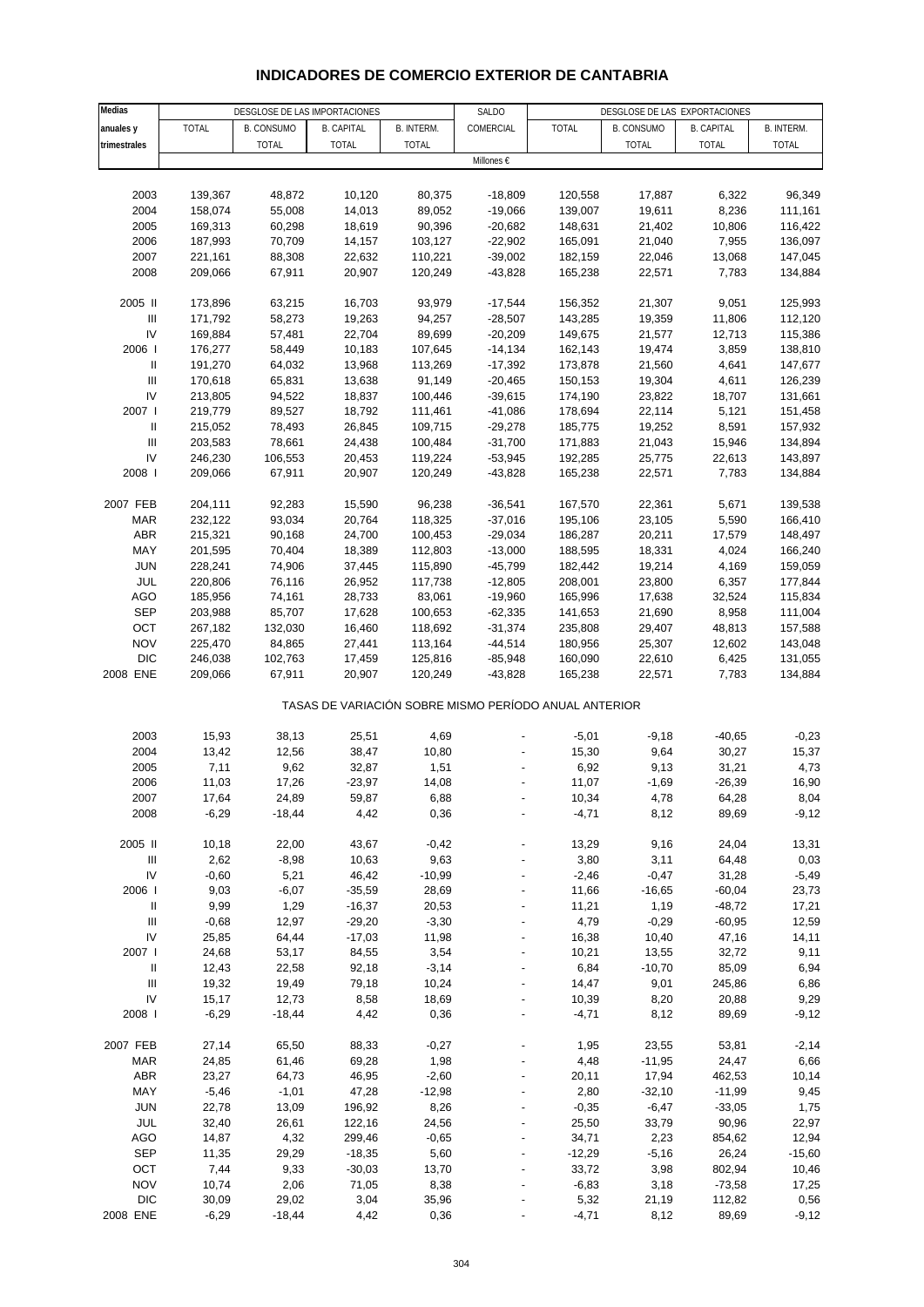# INDICADORES DE COMERCIO EXTERIOR DE CANTABRIA

| Medias anuales y trimestrales | DESGLOSE DE LAS IMPORTACIONES | | | | SALDO | DESGLOSE DE LAS EXPORTACIONES | | | |
|---|---|---|---|---|---|---|---|---|---|
| | TOTAL | B. CONSUMO TOTAL | B. CAPITAL TOTAL | B. INTERM. TOTAL | COMERCIAL | TOTAL | B. CONSUMO TOTAL | B. CAPITAL TOTAL | B. INTERM. TOTAL |
| | | | | | Millones € | | | | |
| 2003 | 139,367 | 48,872 | 10,120 | 80,375 | -18,809 | 120,558 | 17,887 | 6,322 | 96,349 |
| 2004 | 158,074 | 55,008 | 14,013 | 89,052 | -19,066 | 139,007 | 19,611 | 8,236 | 111,161 |
| 2005 | 169,313 | 60,298 | 18,619 | 90,396 | -20,682 | 148,631 | 21,402 | 10,806 | 116,422 |
| 2006 | 187,993 | 70,709 | 14,157 | 103,127 | -22,902 | 165,091 | 21,040 | 7,955 | 136,097 |
| 2007 | 221,161 | 88,308 | 22,632 | 110,221 | -39,002 | 182,159 | 22,046 | 13,068 | 147,045 |
| 2008 | 209,066 | 67,911 | 20,907 | 120,249 | -43,828 | 165,238 | 22,571 | 7,783 | 134,884 |
| 2005 II | 173,896 | 63,215 | 16,703 | 93,979 | -17,544 | 156,352 | 21,307 | 9,051 | 125,993 |
| III | 171,792 | 58,273 | 19,263 | 94,257 | -28,507 | 143,285 | 19,359 | 11,806 | 112,120 |
| IV | 169,884 | 57,481 | 22,704 | 89,699 | -20,209 | 149,675 | 21,577 | 12,713 | 115,386 |
| 2006 I | 176,277 | 58,449 | 10,183 | 107,645 | -14,134 | 162,143 | 19,474 | 3,859 | 138,810 |
| II | 191,270 | 64,032 | 13,968 | 113,269 | -17,392 | 173,878 | 21,560 | 4,641 | 147,677 |
| III | 170,618 | 65,831 | 13,638 | 91,149 | -20,465 | 150,153 | 19,304 | 4,611 | 126,239 |
| IV | 213,805 | 94,522 | 18,837 | 100,446 | -39,615 | 174,190 | 23,822 | 18,707 | 131,661 |
| 2007 I | 219,779 | 89,527 | 18,792 | 111,461 | -41,086 | 178,694 | 22,114 | 5,121 | 151,458 |
| II | 215,052 | 78,493 | 26,845 | 109,715 | -29,278 | 185,775 | 19,252 | 8,591 | 157,932 |
| III | 203,583 | 78,661 | 24,438 | 100,484 | -31,700 | 171,883 | 21,043 | 15,946 | 134,894 |
| IV | 246,230 | 106,553 | 20,453 | 119,224 | -53,945 | 192,285 | 25,775 | 22,613 | 143,897 |
| 2008 I | 209,066 | 67,911 | 20,907 | 120,249 | -43,828 | 165,238 | 22,571 | 7,783 | 134,884 |
| 2007 FEB | 204,111 | 92,283 | 15,590 | 96,238 | -36,541 | 167,570 | 22,361 | 5,671 | 139,538 |
| MAR | 232,122 | 93,034 | 20,764 | 118,325 | -37,016 | 195,106 | 23,105 | 5,590 | 166,410 |
| ABR | 215,321 | 90,168 | 24,700 | 100,453 | -29,034 | 186,287 | 20,211 | 17,579 | 148,497 |
| MAY | 201,595 | 70,404 | 18,389 | 112,803 | -13,000 | 188,595 | 18,331 | 4,024 | 166,240 |
| JUN | 228,241 | 74,906 | 37,445 | 115,890 | -45,799 | 182,442 | 19,214 | 4,169 | 159,059 |
| JUL | 220,806 | 76,116 | 26,952 | 117,738 | -12,805 | 208,001 | 23,800 | 6,357 | 177,844 |
| AGO | 185,956 | 74,161 | 28,733 | 83,061 | -19,960 | 165,996 | 17,638 | 32,524 | 115,834 |
| SEP | 203,988 | 85,707 | 17,628 | 100,653 | -62,335 | 141,653 | 21,690 | 8,958 | 111,004 |
| OCT | 267,182 | 132,030 | 16,460 | 118,692 | -31,374 | 235,808 | 29,407 | 48,813 | 157,588 |
| NOV | 225,470 | 84,865 | 27,441 | 113,164 | -44,514 | 180,956 | 25,307 | 12,602 | 143,048 |
| DIC | 246,038 | 102,763 | 17,459 | 125,816 | -85,948 | 160,090 | 22,610 | 6,425 | 131,055 |
| 2008 ENE | 209,066 | 67,911 | 20,907 | 120,249 | -43,828 | 165,238 | 22,571 | 7,783 | 134,884 |
| | | | | | TASAS DE VARIACIÓN SOBRE MISMO PERÍODO ANUAL ANTERIOR | | | | |
| 2003 | 15,93 | 38,13 | 25,51 | 4,69 | - | -5,01 | -9,18 | -40,65 | -0,23 |
| 2004 | 13,42 | 12,56 | 38,47 | 10,80 | - | 15,30 | 9,64 | 30,27 | 15,37 |
| 2005 | 7,11 | 9,62 | 32,87 | 1,51 | - | 6,92 | 9,13 | 31,21 | 4,73 |
| 2006 | 11,03 | 17,26 | -23,97 | 14,08 | - | 11,07 | -1,69 | -26,39 | 16,90 |
| 2007 | 17,64 | 24,89 | 59,87 | 6,88 | - | 10,34 | 4,78 | 64,28 | 8,04 |
| 2008 | -6,29 | -18,44 | 4,42 | 0,36 | - | -4,71 | 8,12 | 89,69 | -9,12 |
| 2005 II | 10,18 | 22,00 | 43,67 | -0,42 | - | 13,29 | 9,16 | 24,04 | 13,31 |
| III | 2,62 | -8,98 | 10,63 | 9,63 | - | 3,80 | 3,11 | 64,48 | 0,03 |
| IV | -0,60 | 5,21 | 46,42 | -10,99 | - | -2,46 | -0,47 | 31,28 | -5,49 |
| 2006 I | 9,03 | -6,07 | -35,59 | 28,69 | - | 11,66 | -16,65 | -60,04 | 23,73 |
| II | 9,99 | 1,29 | -16,37 | 20,53 | - | 11,21 | 1,19 | -48,72 | 17,21 |
| III | -0,68 | 12,97 | -29,20 | -3,30 | - | 4,79 | -0,29 | -60,95 | 12,59 |
| IV | 25,85 | 64,44 | -17,03 | 11,98 | - | 16,38 | 10,40 | 47,16 | 14,11 |
| 2007 I | 24,68 | 53,17 | 84,55 | 3,54 | - | 10,21 | 13,55 | 32,72 | 9,11 |
| II | 12,43 | 22,58 | 92,18 | -3,14 | - | 6,84 | -10,70 | 85,09 | 6,94 |
| III | 19,32 | 19,49 | 79,18 | 10,24 | - | 14,47 | 9,01 | 245,86 | 6,86 |
| IV | 15,17 | 12,73 | 8,58 | 18,69 | - | 10,39 | 8,20 | 20,88 | 9,29 |
| 2008 I | -6,29 | -18,44 | 4,42 | 0,36 | - | -4,71 | 8,12 | 89,69 | -9,12 |
| 2007 FEB | 27,14 | 65,50 | 88,33 | -0,27 | - | 1,95 | 23,55 | 53,81 | -2,14 |
| MAR | 24,85 | 61,46 | 69,28 | 1,98 | - | 4,48 | -11,95 | 24,47 | 6,66 |
| ABR | 23,27 | 64,73 | 46,95 | -2,60 | - | 20,11 | 17,94 | 462,53 | 10,14 |
| MAY | -5,46 | -1,01 | 47,28 | -12,98 | - | 2,80 | -32,10 | -11,99 | 9,45 |
| JUN | 22,78 | 13,09 | 196,92 | 8,26 | - | -0,35 | -6,47 | -33,05 | 1,75 |
| JUL | 32,40 | 26,61 | 122,16 | 24,56 | - | 25,50 | 33,79 | 90,96 | 22,97 |
| AGO | 14,87 | 4,32 | 299,46 | -0,65 | - | 34,71 | 2,23 | 854,62 | 12,94 |
| SEP | 11,35 | 29,29 | -18,35 | 5,60 | - | -12,29 | -5,16 | 26,24 | -15,60 |
| OCT | 7,44 | 9,33 | -30,03 | 13,70 | - | 33,72 | 3,98 | 802,94 | 10,46 |
| NOV | 10,74 | 2,06 | 71,05 | 8,38 | - | -6,83 | 3,18 | -73,58 | 17,25 |
| DIC | 30,09 | 29,02 | 3,04 | 35,96 | - | 5,32 | 21,19 | 112,82 | 0,56 |
| 2008 ENE | -6,29 | -18,44 | 4,42 | 0,36 | - | -4,71 | 8,12 | 89,69 | -9,12 |